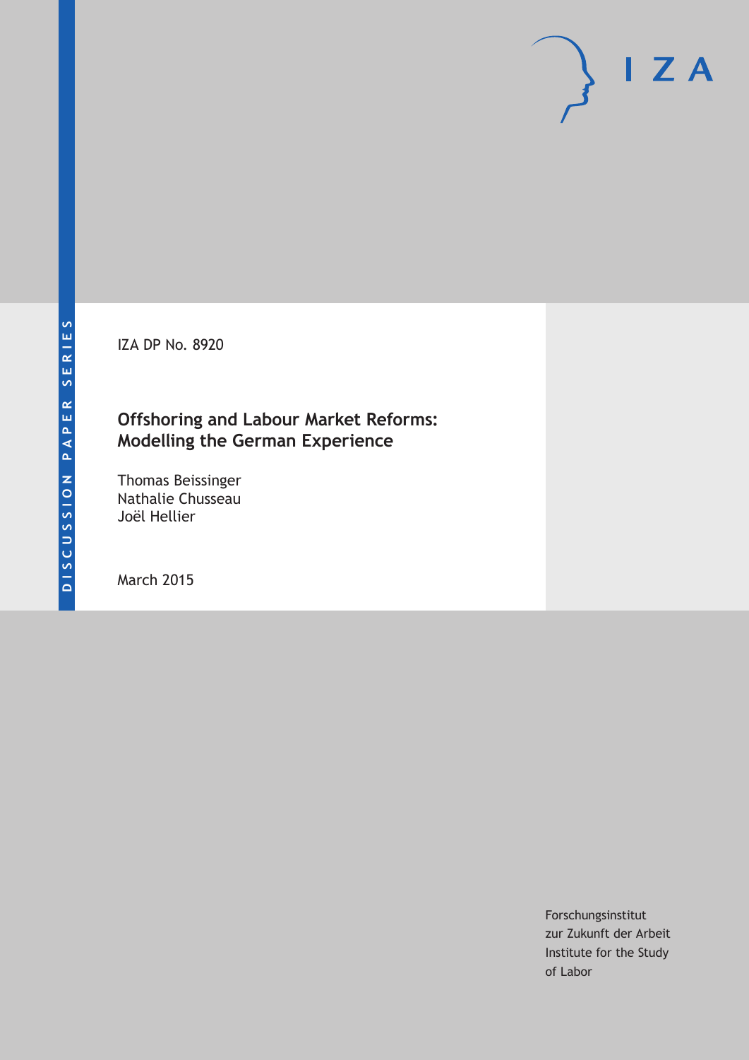DISCUSSION PAPER SERIES

IZA

IZA DP No. 8920

# Offshoring and Labour Market Reforms: Modelling the German Experience

Thomas Beissinger
Nathalie Chusseau
Joël Hellier

March 2015

Forschungsinstitut
zur Zukunft der Arbeit
Institute for the Study
of Labor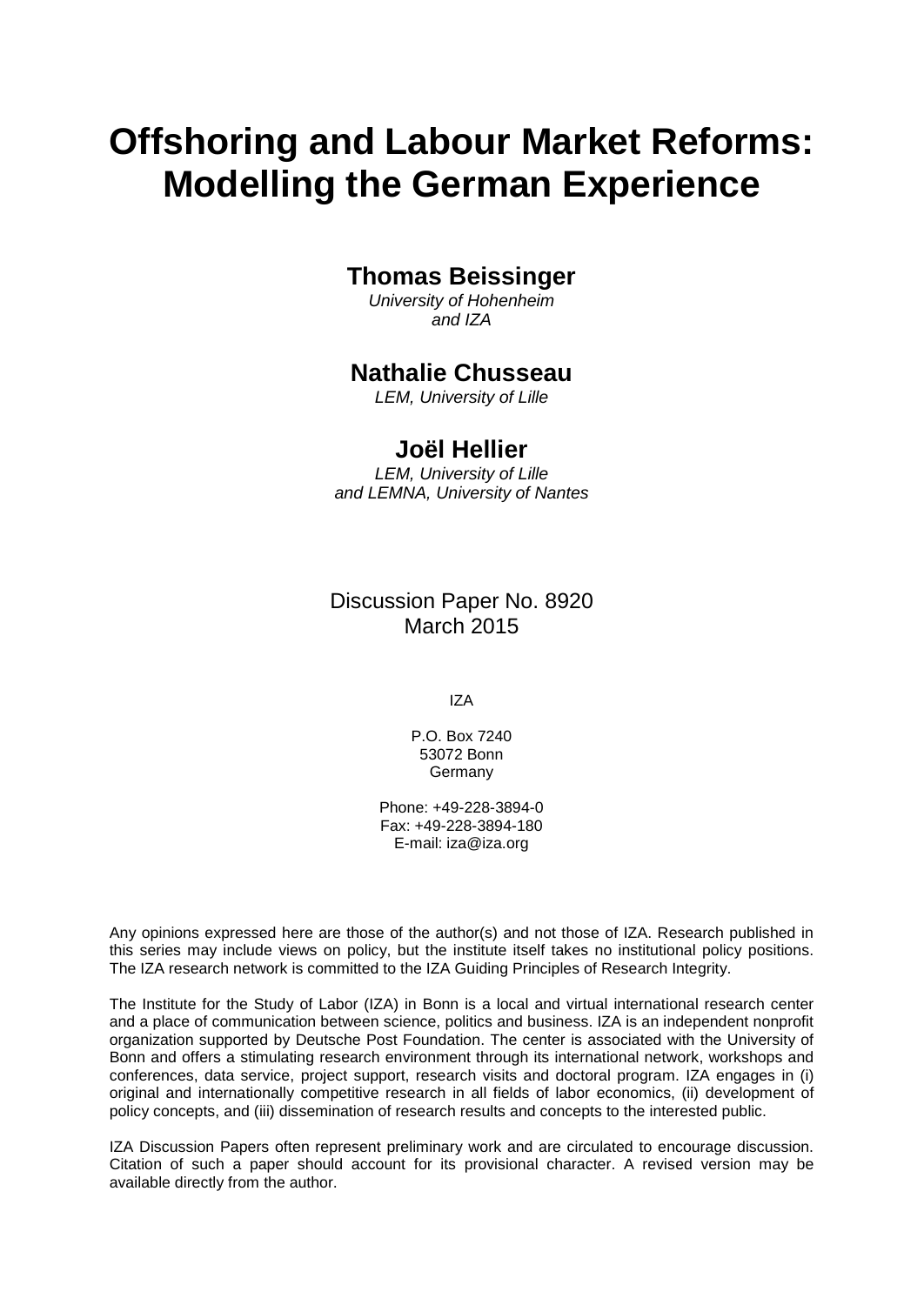# Offshoring and Labour Market Reforms: Modelling the German Experience

**Thomas Beissinger**
*University of Hohenheim*
*and IZA*

**Nathalie Chusseau**
*LEM, University of Lille*

**Joël Hellier**
*LEM, University of Lille*
*and LEMNA, University of Nantes*

Discussion Paper No. 8920
March 2015

IZA

P.O. Box 7240
53072 Bonn
Germany

Phone: +49-228-3894-0
Fax: +49-228-3894-180
E-mail: iza@iza.org

Any opinions expressed here are those of the author(s) and not those of IZA. Research published in this series may include views on policy, but the institute itself takes no institutional policy positions. The IZA research network is committed to the IZA Guiding Principles of Research Integrity.

The Institute for the Study of Labor (IZA) in Bonn is a local and virtual international research center and a place of communication between science, politics and business. IZA is an independent nonprofit organization supported by Deutsche Post Foundation. The center is associated with the University of Bonn and offers a stimulating research environment through its international network, workshops and conferences, data service, project support, research visits and doctoral program. IZA engages in (i) original and internationally competitive research in all fields of labor economics, (ii) development of policy concepts, and (iii) dissemination of research results and concepts to the interested public.

IZA Discussion Papers often represent preliminary work and are circulated to encourage discussion. Citation of such a paper should account for its provisional character. A revised version may be available directly from the author.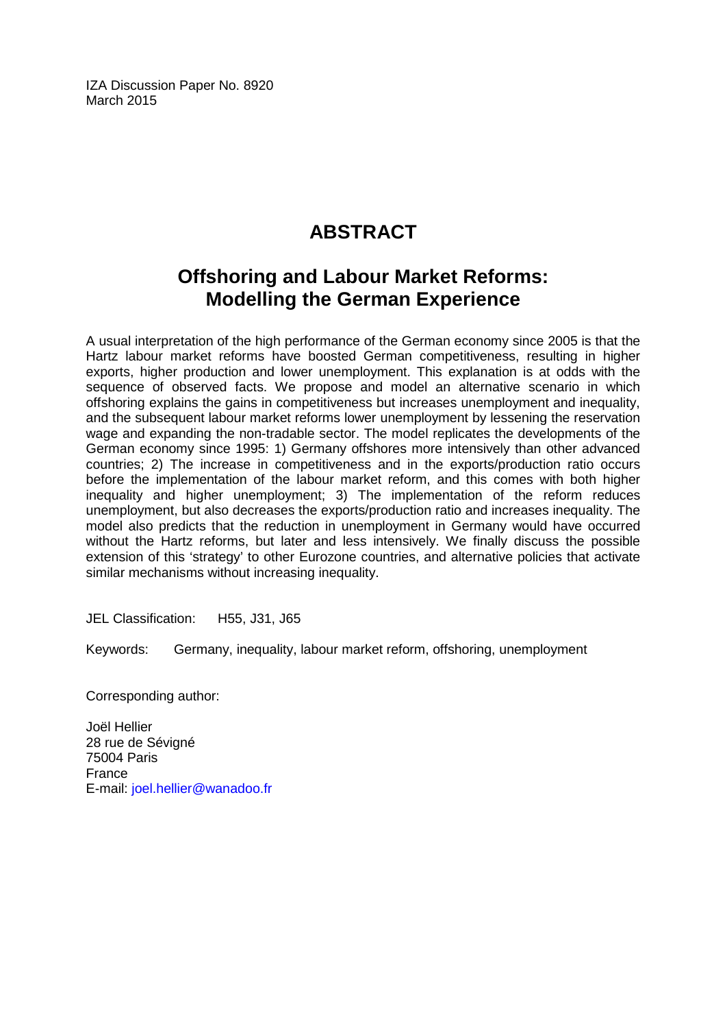IZA Discussion Paper No. 8920
March 2015

# ABSTRACT

## Offshoring and Labour Market Reforms: Modelling the German Experience

A usual interpretation of the high performance of the German economy since 2005 is that the Hartz labour market reforms have boosted German competitiveness, resulting in higher exports, higher production and lower unemployment. This explanation is at odds with the sequence of observed facts. We propose and model an alternative scenario in which offshoring explains the gains in competitiveness but increases unemployment and inequality, and the subsequent labour market reforms lower unemployment by lessening the reservation wage and expanding the non-tradable sector. The model replicates the developments of the German economy since 1995: 1) Germany offshores more intensively than other advanced countries; 2) The increase in competitiveness and in the exports/production ratio occurs before the implementation of the labour market reform, and this comes with both higher inequality and higher unemployment; 3) The implementation of the reform reduces unemployment, but also decreases the exports/production ratio and increases inequality. The model also predicts that the reduction in unemployment in Germany would have occurred without the Hartz reforms, but later and less intensively. We finally discuss the possible extension of this 'strategy' to other Eurozone countries, and alternative policies that activate similar mechanisms without increasing inequality.

JEL Classification: H55, J31, J65

Keywords: Germany, inequality, labour market reform, offshoring, unemployment

Corresponding author:

Joël Hellier
28 rue de Sévigné
75004 Paris
France
E-mail: joel.hellier@wanadoo.fr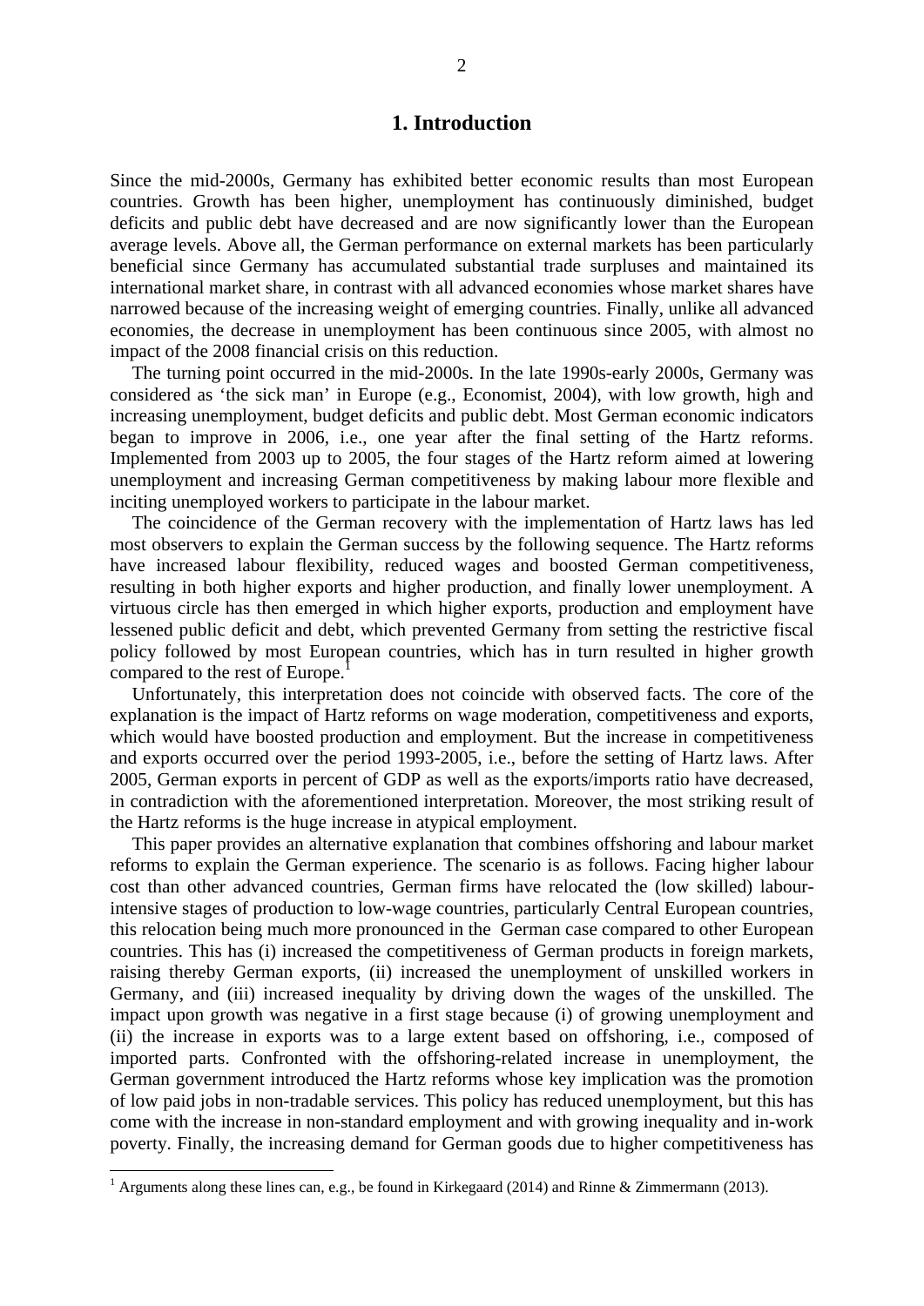# 1. Introduction

Since the mid-2000s, Germany has exhibited better economic results than most European countries. Growth has been higher, unemployment has continuously diminished, budget deficits and public debt have decreased and are now significantly lower than the European average levels. Above all, the German performance on external markets has been particularly beneficial since Germany has accumulated substantial trade surpluses and maintained its international market share, in contrast with all advanced economies whose market shares have narrowed because of the increasing weight of emerging countries. Finally, unlike all advanced economies, the decrease in unemployment has been continuous since 2005, with almost no impact of the 2008 financial crisis on this reduction.

The turning point occurred in the mid-2000s. In the late 1990s-early 2000s, Germany was considered as 'the sick man' in Europe (e.g., Economist, 2004), with low growth, high and increasing unemployment, budget deficits and public debt. Most German economic indicators began to improve in 2006, i.e., one year after the final setting of the Hartz reforms. Implemented from 2003 up to 2005, the four stages of the Hartz reform aimed at lowering unemployment and increasing German competitiveness by making labour more flexible and inciting unemployed workers to participate in the labour market.

The coincidence of the German recovery with the implementation of Hartz laws has led most observers to explain the German success by the following sequence. The Hartz reforms have increased labour flexibility, reduced wages and boosted German competitiveness, resulting in both higher exports and higher production, and finally lower unemployment. A virtuous circle has then emerged in which higher exports, production and employment have lessened public deficit and debt, which prevented Germany from setting the restrictive fiscal policy followed by most European countries, which has in turn resulted in higher growth compared to the rest of Europe.[1]

Unfortunately, this interpretation does not coincide with observed facts. The core of the explanation is the impact of Hartz reforms on wage moderation, competitiveness and exports, which would have boosted production and employment. But the increase in competitiveness and exports occurred over the period 1993-2005, i.e., before the setting of Hartz laws. After 2005, German exports in percent of GDP as well as the exports/imports ratio have decreased, in contradiction with the aforementioned interpretation. Moreover, the most striking result of the Hartz reforms is the huge increase in atypical employment.

This paper provides an alternative explanation that combines offshoring and labour market reforms to explain the German experience. The scenario is as follows. Facing higher labour cost than other advanced countries, German firms have relocated the (low skilled) labour-intensive stages of production to low-wage countries, particularly Central European countries, this relocation being much more pronounced in the German case compared to other European countries. This has (i) increased the competitiveness of German products in foreign markets, raising thereby German exports, (ii) increased the unemployment of unskilled workers in Germany, and (iii) increased inequality by driving down the wages of the unskilled. The impact upon growth was negative in a first stage because (i) of growing unemployment and (ii) the increase in exports was to a large extent based on offshoring, i.e., composed of imported parts. Confronted with the offshoring-related increase in unemployment, the German government introduced the Hartz reforms whose key implication was the promotion of low paid jobs in non-tradable services. This policy has reduced unemployment, but this has come with the increase in non-standard employment and with growing inequality and in-work poverty. Finally, the increasing demand for German goods due to higher competitiveness has

[1] Arguments along these lines can, e.g., be found in Kirkegaard (2014) and Rinne & Zimmermann (2013).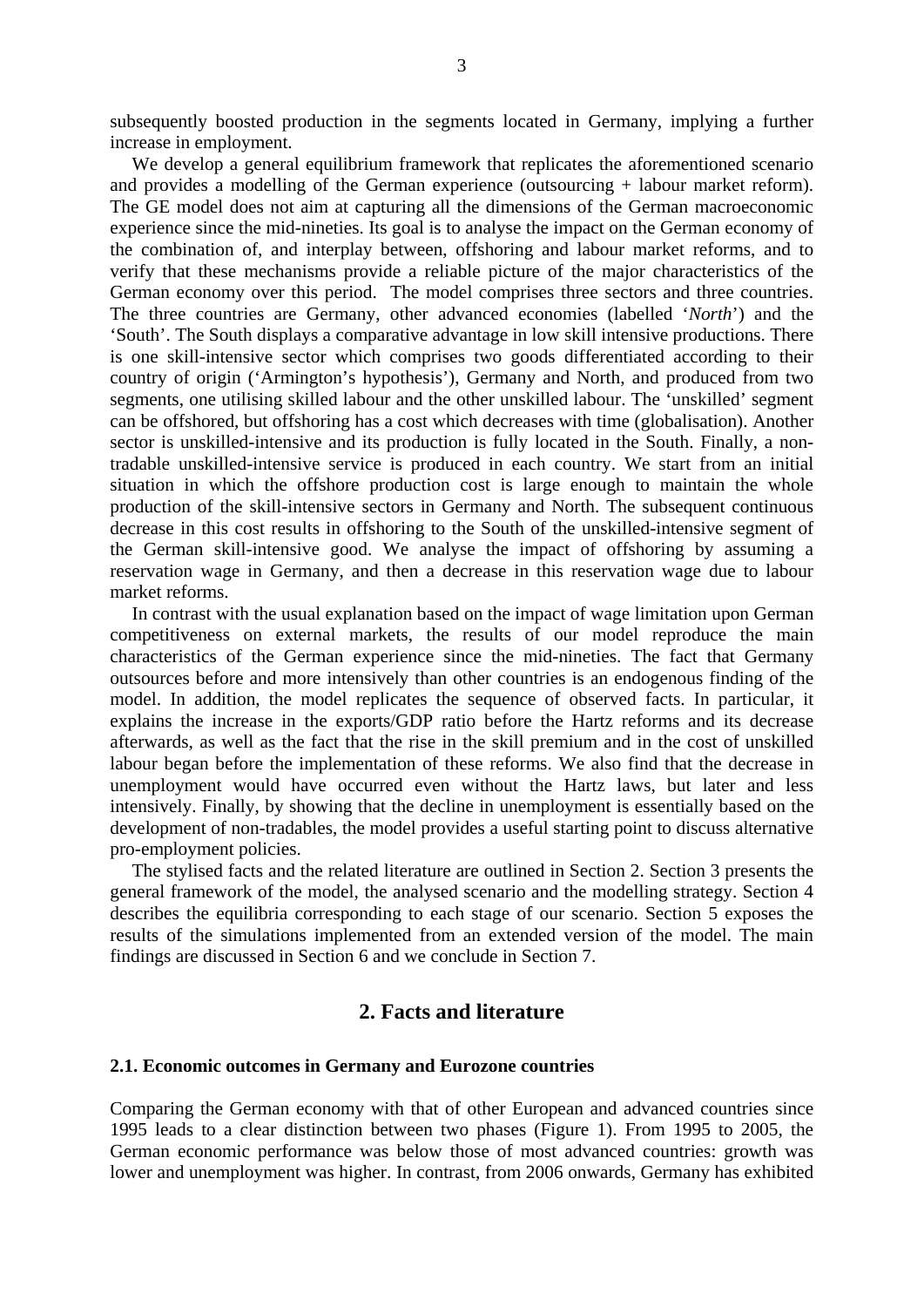subsequently boosted production in the segments located in Germany, implying a further increase in employment.

We develop a general equilibrium framework that replicates the aforementioned scenario and provides a modelling of the German experience (outsourcing + labour market reform). The GE model does not aim at capturing all the dimensions of the German macroeconomic experience since the mid-nineties. Its goal is to analyse the impact on the German economy of the combination of, and interplay between, offshoring and labour market reforms, and to verify that these mechanisms provide a reliable picture of the major characteristics of the German economy over this period. The model comprises three sectors and three countries. The three countries are Germany, other advanced economies (labelled '*North*') and the 'South'. The South displays a comparative advantage in low skill intensive productions. There is one skill-intensive sector which comprises two goods differentiated according to their country of origin ('Armington's hypothesis'), Germany and North, and produced from two segments, one utilising skilled labour and the other unskilled labour. The 'unskilled' segment can be offshored, but offshoring has a cost which decreases with time (globalisation). Another sector is unskilled-intensive and its production is fully located in the South. Finally, a non-tradable unskilled-intensive service is produced in each country. We start from an initial situation in which the offshore production cost is large enough to maintain the whole production of the skill-intensive sectors in Germany and North. The subsequent continuous decrease in this cost results in offshoring to the South of the unskilled-intensive segment of the German skill-intensive good. We analyse the impact of offshoring by assuming a reservation wage in Germany, and then a decrease in this reservation wage due to labour market reforms.

In contrast with the usual explanation based on the impact of wage limitation upon German competitiveness on external markets, the results of our model reproduce the main characteristics of the German experience since the mid-nineties. The fact that Germany outsources before and more intensively than other countries is an endogenous finding of the model. In addition, the model replicates the sequence of observed facts. In particular, it explains the increase in the exports/GDP ratio before the Hartz reforms and its decrease afterwards, as well as the fact that the rise in the skill premium and in the cost of unskilled labour began before the implementation of these reforms. We also find that the decrease in unemployment would have occurred even without the Hartz laws, but later and less intensively. Finally, by showing that the decline in unemployment is essentially based on the development of non-tradables, the model provides a useful starting point to discuss alternative pro-employment policies.

The stylised facts and the related literature are outlined in Section 2. Section 3 presents the general framework of the model, the analysed scenario and the modelling strategy. Section 4 describes the equilibria corresponding to each stage of our scenario. Section 5 exposes the results of the simulations implemented from an extended version of the model. The main findings are discussed in Section 6 and we conclude in Section 7.

## 2. Facts and literature

### 2.1. Economic outcomes in Germany and Eurozone countries

Comparing the German economy with that of other European and advanced countries since 1995 leads to a clear distinction between two phases (Figure 1). From 1995 to 2005, the German economic performance was below those of most advanced countries: growth was lower and unemployment was higher. In contrast, from 2006 onwards, Germany has exhibited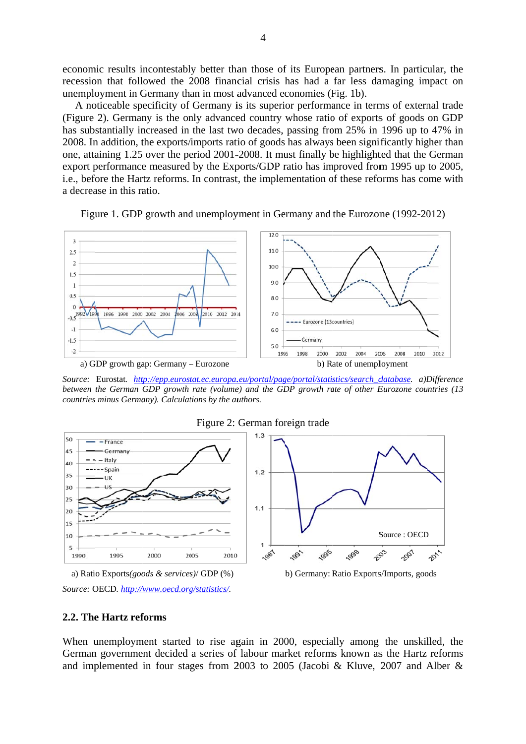economic results incontestably better than those of its European partners. In particular, the recession that followed the 2008 financial crisis has had a far less damaging impact on unemployment in Germany than in most advanced economies (Fig. 1b).

A noticeable specificity of Germany is its superior performance in terms of external trade (Figure 2). Germany is the only advanced country whose ratio of exports of goods on GDP has substantially increased in the last two decades, passing from 25% in 1996 up to 47% in 2008. In addition, the exports/imports ratio of goods has always been significantly higher than one, attaining 1.25 over the period 2001-2008. It must finally be highlighted that the German export performance measured by the Exports/GDP ratio has improved from 1995 up to 2005, i.e., before the Hartz reforms. In contrast, the implementation of these reforms has come with a decrease in this ratio.

Figure 1. GDP growth and unemployment in Germany and the Eurozone (1992-2012)

a) GDP growth gap: Germany – Eurozone

b) Rate of unemployment

*Source:* Eurostat. *http://epp.eurostat.ec.europa.eu/portal/page/portal/statistics/search_database. a)Difference between the German GDP growth rate (volume) and the GDP growth rate of other Eurozone countries (13 countries minus Germany). Calculations by the authors.*

Figure 2: German foreign trade

a) Ratio Exports*(goods & services)*/ GDP (%)

b) Germany: Ratio Exports/Imports, goods

*Source:* OECD. *http://www.oecd.org/statistics/.*

## 2.2. The Hartz reforms

When unemployment started to rise again in 2000, especially among the unskilled, the German government decided a series of labour market reforms known as the Hartz reforms and implemented in four stages from 2003 to 2005 (Jacobi & Kluve, 2007 and Alber &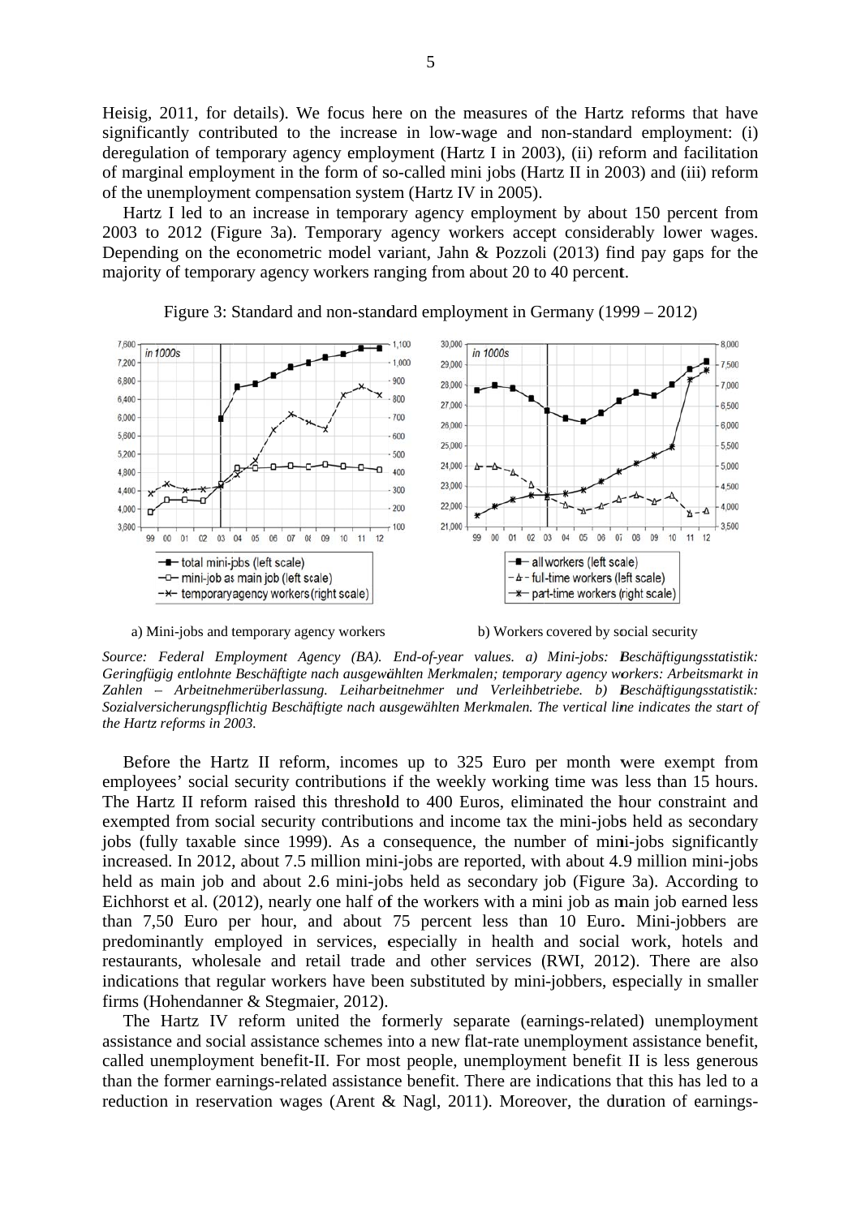Heisig, 2011, for details). We focus here on the measures of the Hartz reforms that have significantly contributed to the increase in low-wage and non-standard employment: (i) deregulation of temporary agency employment (Hartz I in 2003), (ii) reform and facilitation of marginal employment in the form of so-called mini jobs (Hartz II in 2003) and (iii) reform of the unemployment compensation system (Hartz IV in 2005).

Hartz I led to an increase in temporary agency employment by about 150 percent from 2003 to 2012 (Figure 3a). Temporary agency workers accept considerably lower wages. Depending on the econometric model variant, Jahn & Pozzoli (2013) find pay gaps for the majority of temporary agency workers ranging from about 20 to 40 percent.

Figure 3: Standard and non-standard employment in Germany (1999 – 2012)

a) Mini-jobs and temporary agency workers

b) Workers covered by social security

*Source: Federal Employment Agency (BA). End-of-year values. a) Mini-jobs: Beschäftigungsstatistik: Geringfügig entlohnte Beschäftigte nach ausgewählten Merkmalen; temporary agency workers: Arbeitsmarkt in Zahlen – Arbeitnehmerüberlassung. Leiharbeitnehmer und Verleihbetriebe. b) Beschäftigungsstatistik: Sozialversicherungspflichtig Beschäftigte nach ausgewählten Merkmalen. The vertical line indicates the start of the Hartz reforms in 2003.*

Before the Hartz II reform, incomes up to 325 Euro per month were exempt from employees' social security contributions if the weekly working time was less than 15 hours. The Hartz II reform raised this threshold to 400 Euros, eliminated the hour constraint and exempted from social security contributions and income tax the mini-jobs held as secondary jobs (fully taxable since 1999). As a consequence, the number of mini-jobs significantly increased. In 2012, about 7.5 million mini-jobs are reported, with about 4.9 million mini-jobs held as main job and about 2.6 mini-jobs held as secondary job (Figure 3a). According to Eichhorst et al. (2012), nearly one half of the workers with a mini job as main job earned less than 7,50 Euro per hour, and about 75 percent less than 10 Euro. Mini-jobbers are predominantly employed in services, especially in health and social work, hotels and restaurants, wholesale and retail trade and other services (RWI, 2012). There are also indications that regular workers have been substituted by mini-jobbers, especially in smaller firms (Hohendanner & Stegmaier, 2012).

The Hartz IV reform united the formerly separate (earnings-related) unemployment assistance and social assistance schemes into a new flat-rate unemployment assistance benefit, called unemployment benefit-II. For most people, unemployment benefit II is less generous than the former earnings-related assistance benefit. There are indications that this has led to a reduction in reservation wages (Arent & Nagl, 2011). Moreover, the duration of earnings-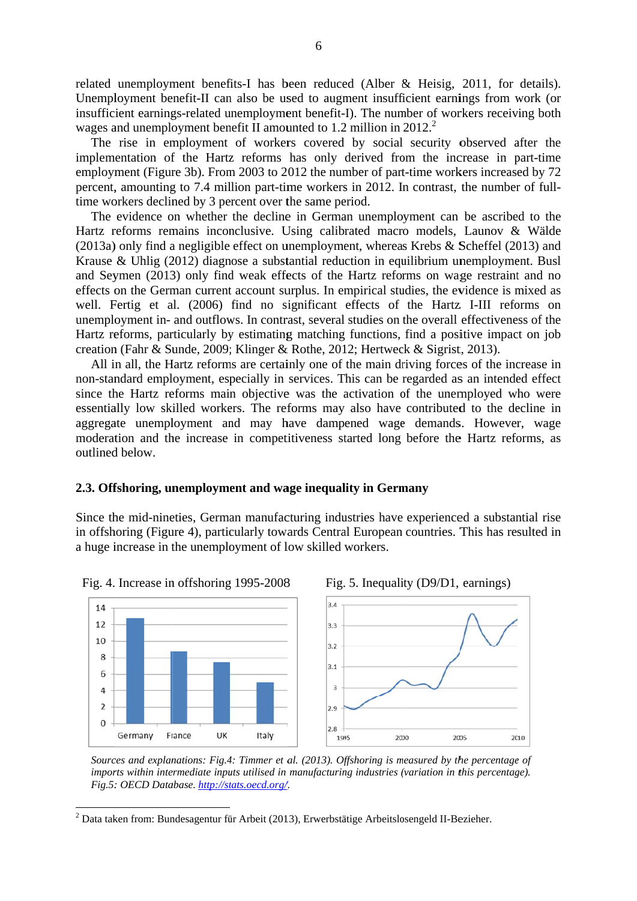related unemployment benefits-I has been reduced (Alber & Heisig, 2011, for details). Unemployment benefit-II can also be used to augment insufficient earnings from work (or insufficient earnings-related unemployment benefit-I). The number of workers receiving both wages and unemployment benefit II amounted to 1.2 million in 2012.[2]

The rise in employment of workers covered by social security observed after the implementation of the Hartz reforms has only derived from the increase in part-time employment (Figure 3b). From 2003 to 2012 the number of part-time workers increased by 72 percent, amounting to 7.4 million part-time workers in 2012. In contrast, the number of full-time workers declined by 3 percent over the same period.

The evidence on whether the decline in German unemployment can be ascribed to the Hartz reforms remains inconclusive. Using calibrated macro models, Launov & Wälde (2013a) only find a negligible effect on unemployment, whereas Krebs & Scheffel (2013) and Krause & Uhlig (2012) diagnose a substantial reduction in equilibrium unemployment. Busl and Seymen (2013) only find weak effects of the Hartz reforms on wage restraint and no effects on the German current account surplus. In empirical studies, the evidence is mixed as well. Fertig et al. (2006) find no significant effects of the Hartz I-III reforms on unemployment in- and outflows. In contrast, several studies on the overall effectiveness of the Hartz reforms, particularly by estimating matching functions, find a positive impact on job creation (Fahr & Sunde, 2009; Klinger & Rothe, 2012; Hertweck & Sigrist, 2013).

All in all, the Hartz reforms are certainly one of the main driving forces of the increase in non-standard employment, especially in services. This can be regarded as an intended effect since the Hartz reforms main objective was the activation of the unemployed who were essentially low skilled workers. The reforms may also have contributed to the decline in aggregate unemployment and may have dampened wage demands. However, wage moderation and the increase in competitiveness started long before the Hartz reforms, as outlined below.

### 2.3. Offshoring, unemployment and wage inequality in Germany

Since the mid-nineties, German manufacturing industries have experienced a substantial rise in offshoring (Figure 4), particularly towards Central European countries. This has resulted in a huge increase in the unemployment of low skilled workers.

Fig. 4. Increase in offshoring 1995-2008

Fig. 5. Inequality (D9/D1, earnings)

*Sources and explanations: Fig.4: Timmer et al. (2013). Offshoring is measured by the percentage of imports within intermediate inputs utilised in manufacturing industries (variation in this percentage). Fig.5: OECD Database. http://stats.oecd.org/.*

[2] Data taken from: Bundesagentur für Arbeit (2013), Erwerbstätige Arbeitslosengeld II-Bezieher.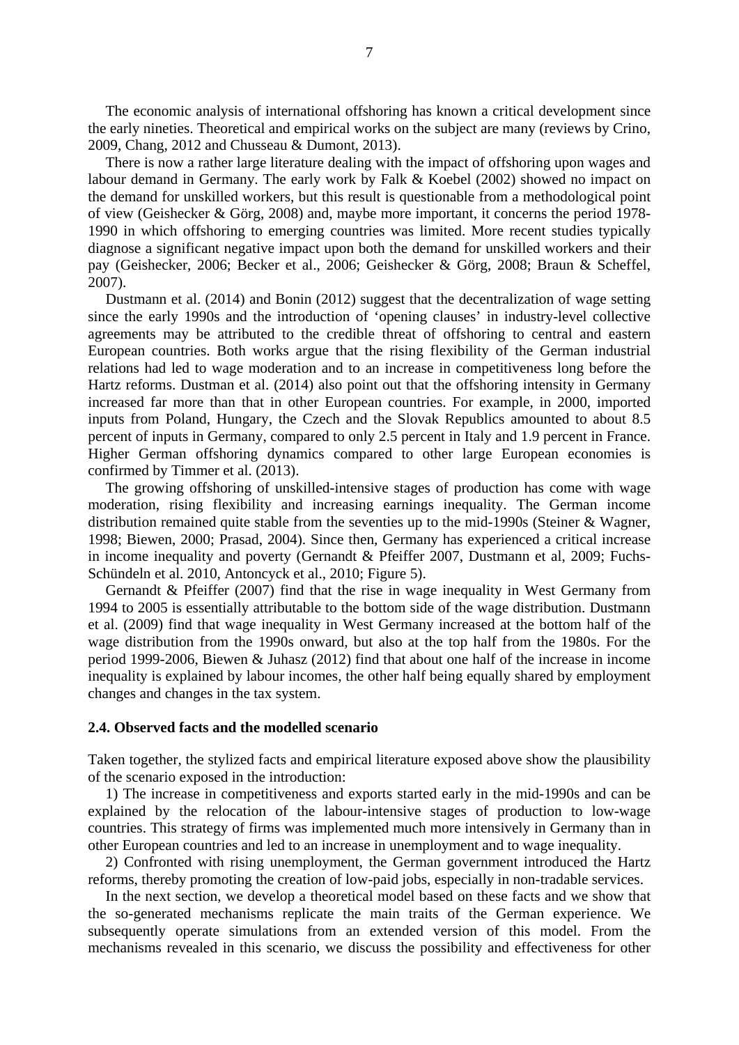The economic analysis of international offshoring has known a critical development since the early nineties. Theoretical and empirical works on the subject are many (reviews by Crino, 2009, Chang, 2012 and Chusseau & Dumont, 2013).

There is now a rather large literature dealing with the impact of offshoring upon wages and labour demand in Germany. The early work by Falk & Koebel (2002) showed no impact on the demand for unskilled workers, but this result is questionable from a methodological point of view (Geishecker & Görg, 2008) and, maybe more important, it concerns the period 1978-1990 in which offshoring to emerging countries was limited. More recent studies typically diagnose a significant negative impact upon both the demand for unskilled workers and their pay (Geishecker, 2006; Becker et al., 2006; Geishecker & Görg, 2008; Braun & Scheffel, 2007).

Dustmann et al. (2014) and Bonin (2012) suggest that the decentralization of wage setting since the early 1990s and the introduction of 'opening clauses' in industry-level collective agreements may be attributed to the credible threat of offshoring to central and eastern European countries. Both works argue that the rising flexibility of the German industrial relations had led to wage moderation and to an increase in competitiveness long before the Hartz reforms. Dustman et al. (2014) also point out that the offshoring intensity in Germany increased far more than that in other European countries. For example, in 2000, imported inputs from Poland, Hungary, the Czech and the Slovak Republics amounted to about 8.5 percent of inputs in Germany, compared to only 2.5 percent in Italy and 1.9 percent in France. Higher German offshoring dynamics compared to other large European economies is confirmed by Timmer et al. (2013).

The growing offshoring of unskilled-intensive stages of production has come with wage moderation, rising flexibility and increasing earnings inequality. The German income distribution remained quite stable from the seventies up to the mid-1990s (Steiner & Wagner, 1998; Biewen, 2000; Prasad, 2004). Since then, Germany has experienced a critical increase in income inequality and poverty (Gernandt & Pfeiffer 2007, Dustmann et al, 2009; Fuchs-Schündeln et al. 2010, Antoncyck et al., 2010; Figure 5).

Gernandt & Pfeiffer (2007) find that the rise in wage inequality in West Germany from 1994 to 2005 is essentially attributable to the bottom side of the wage distribution. Dustmann et al. (2009) find that wage inequality in West Germany increased at the bottom half of the wage distribution from the 1990s onward, but also at the top half from the 1980s. For the period 1999-2006, Biewen & Juhasz (2012) find that about one half of the increase in income inequality is explained by labour incomes, the other half being equally shared by employment changes and changes in the tax system.

### 2.4. Observed facts and the modelled scenario

Taken together, the stylized facts and empirical literature exposed above show the plausibility of the scenario exposed in the introduction:

1) The increase in competitiveness and exports started early in the mid-1990s and can be explained by the relocation of the labour-intensive stages of production to low-wage countries. This strategy of firms was implemented much more intensively in Germany than in other European countries and led to an increase in unemployment and to wage inequality.

2) Confronted with rising unemployment, the German government introduced the Hartz reforms, thereby promoting the creation of low-paid jobs, especially in non-tradable services.

In the next section, we develop a theoretical model based on these facts and we show that the so-generated mechanisms replicate the main traits of the German experience. We subsequently operate simulations from an extended version of this model. From the mechanisms revealed in this scenario, we discuss the possibility and effectiveness for other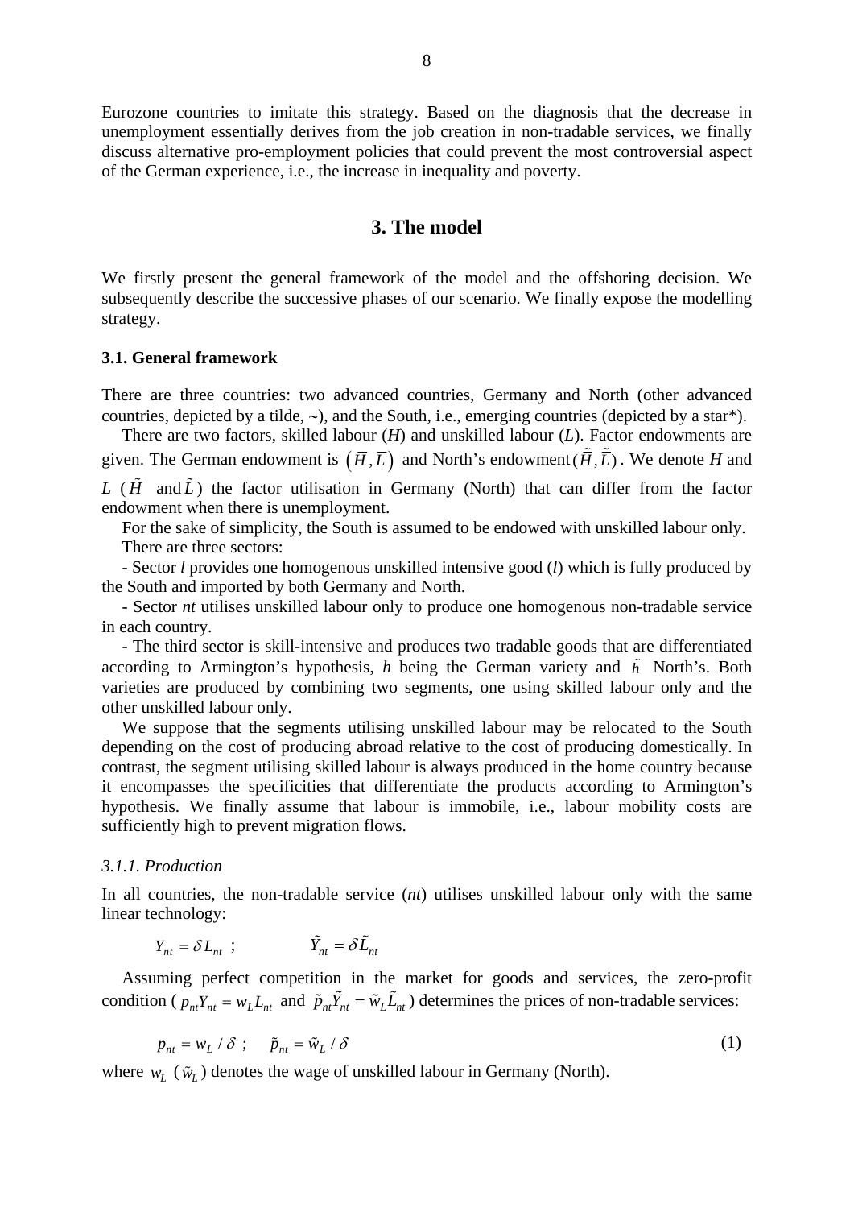Eurozone countries to imitate this strategy. Based on the diagnosis that the decrease in unemployment essentially derives from the job creation in non-tradable services, we finally discuss alternative pro-employment policies that could prevent the most controversial aspect of the German experience, i.e., the increase in inequality and poverty.

## 3. The model

We firstly present the general framework of the model and the offshoring decision. We subsequently describe the successive phases of our scenario. We finally expose the modelling strategy.

### 3.1. General framework

There are three countries: two advanced countries, Germany and North (other advanced countries, depicted by a tilde, ~), and the South, i.e., emerging countries (depicted by a star*).

There are two factors, skilled labour ($H$) and unskilled labour ($L$). Factor endowments are given. The German endowment is $\left(\overline{H},\overline{L}\right)$ and North's endowment $(\tilde{\overline{H}},\tilde{\overline{L}})$. We denote $H$ and $L$ ($\tilde{H}$ and $\tilde{L}$) the factor utilisation in Germany (North) that can differ from the factor endowment when there is unemployment.

For the sake of simplicity, the South is assumed to be endowed with unskilled labour only.

There are three sectors:

- Sector *l* provides one homogenous unskilled intensive good ($l$) which is fully produced by the South and imported by both Germany and North.

- Sector *nt* utilises unskilled labour only to produce one homogenous non-tradable service in each country.

- The third sector is skill-intensive and produces two tradable goods that are differentiated according to Armington's hypothesis, $h$ being the German variety and $\tilde{h}$ North's. Both varieties are produced by combining two segments, one using skilled labour only and the other unskilled labour only.

We suppose that the segments utilising unskilled labour may be relocated to the South depending on the cost of producing abroad relative to the cost of producing domestically. In contrast, the segment utilising skilled labour is always produced in the home country because it encompasses the specificities that differentiate the products according to Armington's hypothesis. We finally assume that labour is immobile, i.e., labour mobility costs are sufficiently high to prevent migration flows.

#### *3.1.1. Production*

In all countries, the non-tradable service (*nt*) utilises unskilled labour only with the same linear technology:

$$Y_{nt} = \delta L_{nt} \; ; \qquad \tilde{Y}_{nt} = \delta \tilde{L}_{nt}$$

Assuming perfect competition in the market for goods and services, the zero-profit condition ($p_{nt}Y_{nt} = w_L L_{nt}$ and $\tilde{p}_{nt}\tilde{Y}_{nt} = \tilde{w}_L \tilde{L}_{nt}$) determines the prices of non-tradable services:

$$p_{nt} = w_L / \delta \; ; \quad \tilde{p}_{nt} = \tilde{w}_L / \delta \tag{1}$$

where $w_L$ ($\tilde{w}_L$) denotes the wage of unskilled labour in Germany (North).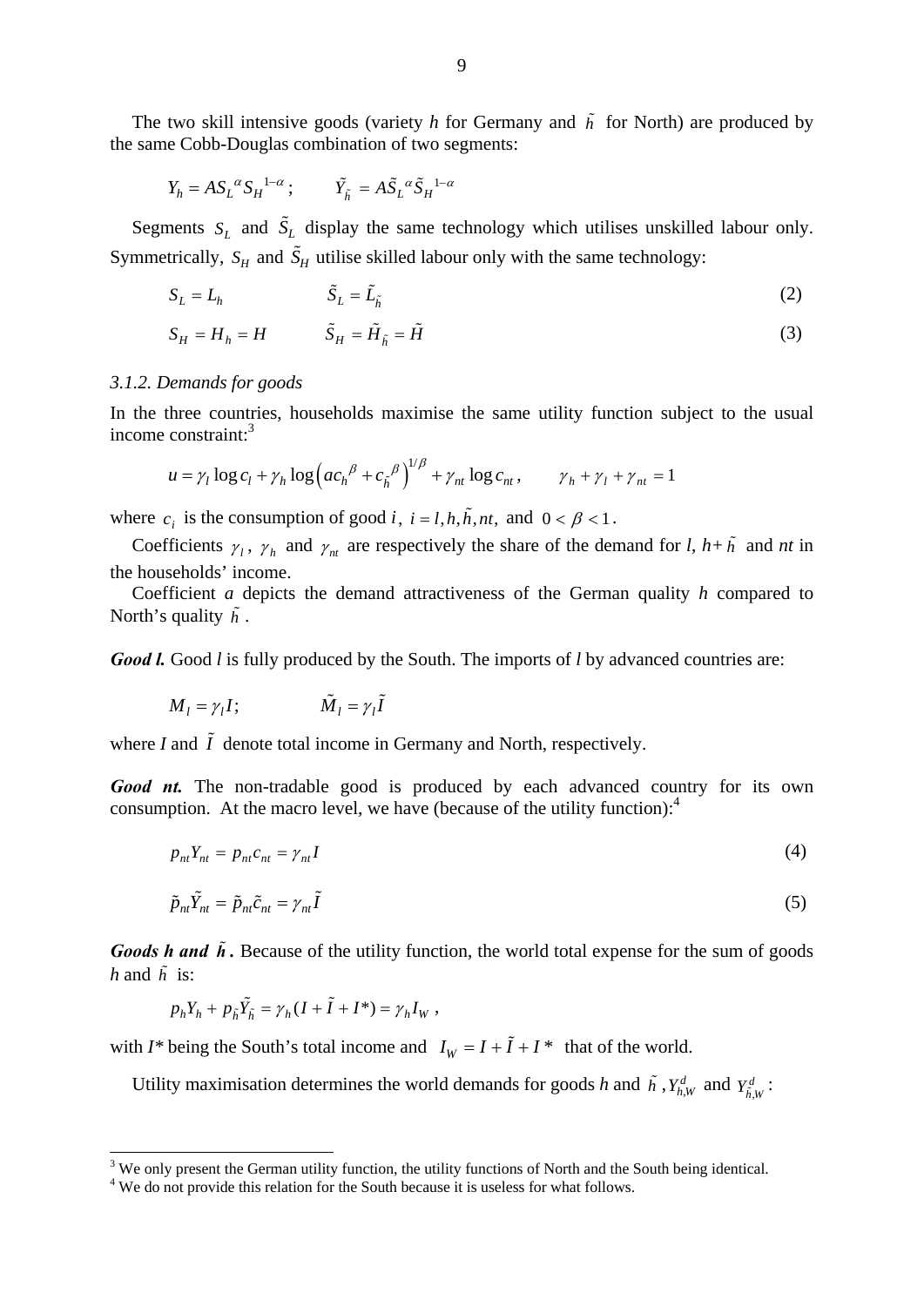The two skill intensive goods (variety *h* for Germany and $\tilde{h}$ for North) are produced by the same Cobb-Douglas combination of two segments:

$$Y_h = A S_L{}^{\alpha} S_H{}^{1-\alpha}; \qquad \tilde{Y}_{\tilde{h}} = A \tilde{S}_L{}^{\alpha} \tilde{S}_H{}^{1-\alpha}$$

Segments $S_L$ and $\tilde{S}_L$ display the same technology which utilises unskilled labour only. Symmetrically, $S_H$ and $\tilde{S}_H$ utilise skilled labour only with the same technology:

$$S_L = L_h \qquad \tilde{S}_L = \tilde{L}_{\tilde{h}} \tag{2}$$

$$S_H = H_h = H \qquad \tilde{S}_H = \tilde{H}_{\tilde{h}} = \tilde{H} \tag{3}$$

*3.1.2. Demands for goods*

In the three countries, households maximise the same utility function subject to the usual income constraint:[3]

$$u = \gamma_l \log c_l + \gamma_h \log\left(a c_h{}^{\beta} + c_{\tilde{h}}{}^{\beta}\right)^{1/\beta} + \gamma_{nt} \log c_{nt}, \qquad \gamma_h + \gamma_l + \gamma_{nt} = 1$$

where $c_i$ is the consumption of good $i$, $i = l, h, \tilde{h}, nt,$ and $0 < \beta < 1$.

Coefficients $\gamma_l$, $\gamma_h$ and $\gamma_{nt}$ are respectively the share of the demand for *l*, *h*+ $\tilde{h}$ and *nt* in the households' income.

Coefficient *a* depicts the demand attractiveness of the German quality *h* compared to North's quality $\tilde{h}$.

***Good l.*** Good *l* is fully produced by the South. The imports of *l* by advanced countries are:

$$M_l = \gamma_l I; \qquad \tilde{M}_l = \gamma_l \tilde{I}$$

where *I* and $\tilde{I}$ denote total income in Germany and North, respectively.

***Good nt.*** The non-tradable good is produced by each advanced country for its own consumption. At the macro level, we have (because of the utility function):[4]

$$p_{nt} Y_{nt} = p_{nt} c_{nt} = \gamma_{nt} I \tag{4}$$

$$\tilde{p}_{nt} \tilde{Y}_{nt} = \tilde{p}_{nt} \tilde{c}_{nt} = \gamma_{nt} \tilde{I} \tag{5}$$

***Goods h and*** $\tilde{h}$***.*** Because of the utility function, the world total expense for the sum of goods *h* and $\tilde{h}$ is:

$$p_h Y_h + p_{\tilde{h}} \tilde{Y}_{\tilde{h}} = \gamma_h (I + \tilde{I} + I^*) = \gamma_h I_W,$$

with *I*\* being the South's total income and $I_W = I + \tilde{I} + I^*$ that of the world.

Utility maximisation determines the world demands for goods *h* and $\tilde{h}$, $Y_{h,W}^d$ and $Y_{\tilde{h},W}^d$:

---

[3] We only present the German utility function, the utility functions of North and the South being identical.

[4] We do not provide this relation for the South because it is useless for what follows.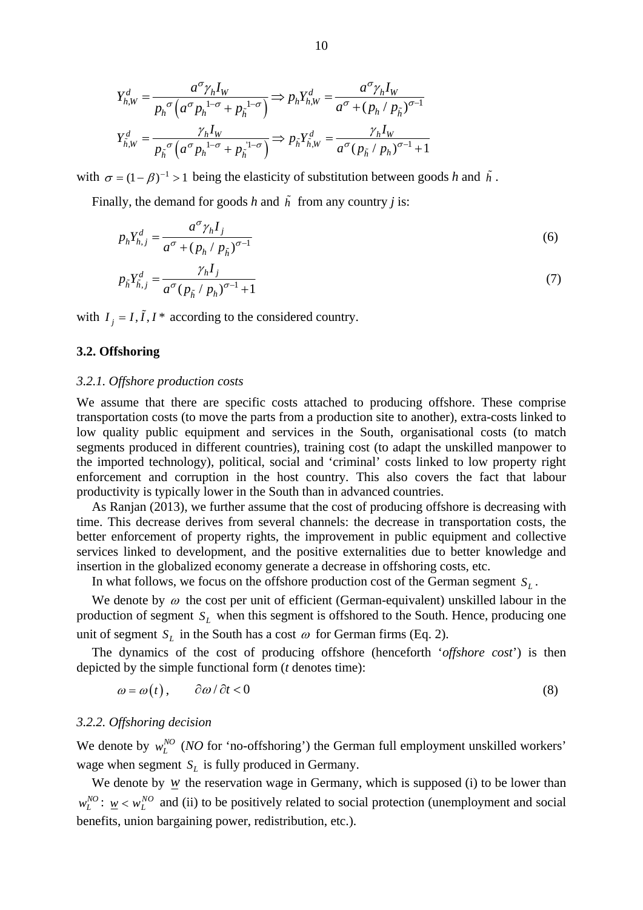$$Y^d_{h,W} = \frac{a^\sigma \gamma_h I_W}{p_h{}^\sigma \left(a^\sigma p_h{}^{1-\sigma} + p_{\tilde{h}}{}^{1-\sigma}\right)} \Rightarrow p_h Y^d_{h,W} = \frac{a^\sigma \gamma_h I_W}{a^\sigma + (p_h / p_{\tilde{h}})^{\sigma-1}}$$

$$Y^d_{\tilde{h},W} = \frac{\gamma_h I_W}{p_{\tilde{h}}{}^\sigma \left(a^\sigma p_h{}^{1-\sigma} + p_{\tilde{h}}{}^{1-\sigma}\right)} \Rightarrow p_{\tilde{h}} Y^d_{\tilde{h},W} = \frac{\gamma_h I_W}{a^\sigma (p_{\tilde{h}} / p_h)^{\sigma-1} + 1}$$

with $\sigma = (1-\beta)^{-1} > 1$ being the elasticity of substitution between goods *h* and $\tilde{h}$.

Finally, the demand for goods *h* and $\tilde{h}$ from any country *j* is:

$$p_h Y^d_{h,j} = \frac{a^\sigma \gamma_h I_j}{a^\sigma + (p_h / p_{\tilde{h}})^{\sigma-1}} \tag{6}$$

$$p_{\tilde{h}} Y^d_{\tilde{h},j} = \frac{\gamma_h I_j}{a^\sigma (p_{\tilde{h}} / p_h)^{\sigma-1} + 1} \tag{7}$$

with $I_j = I, \tilde{I}, I^*$ according to the considered country.

### 3.2. Offshoring

#### *3.2.1. Offshore production costs*

We assume that there are specific costs attached to producing offshore. These comprise transportation costs (to move the parts from a production site to another), extra-costs linked to low quality public equipment and services in the South, organisational costs (to match segments produced in different countries), training cost (to adapt the unskilled manpower to the imported technology), political, social and 'criminal' costs linked to low property right enforcement and corruption in the host country. This also covers the fact that labour productivity is typically lower in the South than in advanced countries.

As Ranjan (2013), we further assume that the cost of producing offshore is decreasing with time. This decrease derives from several channels: the decrease in transportation costs, the better enforcement of property rights, the improvement in public equipment and collective services linked to development, and the positive externalities due to better knowledge and insertion in the globalized economy generate a decrease in offshoring costs, etc.

In what follows, we focus on the offshore production cost of the German segment $S_L$.

We denote by $\omega$ the cost per unit of efficient (German-equivalent) unskilled labour in the production of segment $S_L$ when this segment is offshored to the South. Hence, producing one unit of segment $S_L$ in the South has a cost $\omega$ for German firms (Eq. 2).

The dynamics of the cost of producing offshore (henceforth '*offshore cost*') is then depicted by the simple functional form (*t* denotes time):

$$\omega = \omega(t), \qquad \partial\omega / \partial t < 0 \tag{8}$$

#### *3.2.2. Offshoring decision*

We denote by $w_L^{NO}$ (*NO* for 'no-offshoring') the German full employment unskilled workers' wage when segment $S_L$ is fully produced in Germany.

We denote by $\underline{w}$ the reservation wage in Germany, which is supposed (i) to be lower than $w_L^{NO}$: $\underline{w} < w_L^{NO}$ and (ii) to be positively related to social protection (unemployment and social benefits, union bargaining power, redistribution, etc.).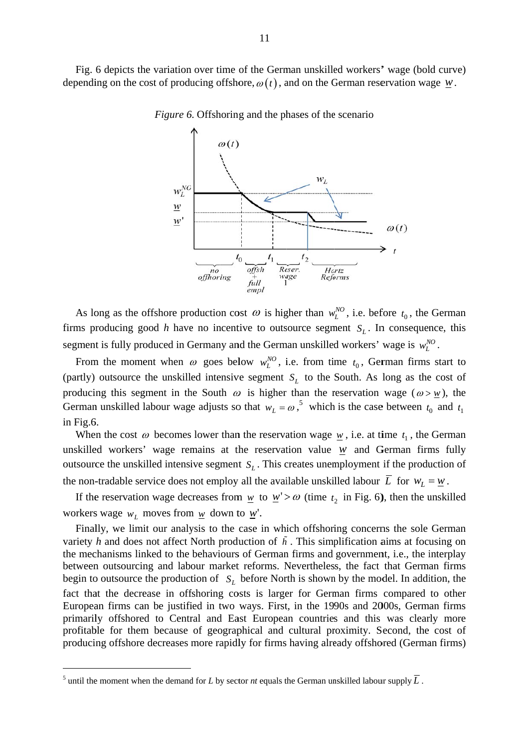Fig. 6 depicts the variation over time of the German unskilled workers' wage (bold curve) depending on the cost of producing offshore, $\omega(t)$, and on the German reservation wage $\underline{w}$.

*Figure 6.* Offshoring and the phases of the scenario

As long as the offshore production cost $\omega$ is higher than $w_L^{NO}$, i.e. before $t_0$, the German firms producing good *h* have no incentive to outsource segment $S_L$. In consequence, this segment is fully produced in Germany and the German unskilled workers' wage is $w_L^{NO}$.

From the moment when $\omega$ goes below $w_L^{NO}$, i.e. from time $t_0$, German firms start to (partly) outsource the unskilled intensive segment $S_L$ to the South. As long as the cost of producing this segment in the South $\omega$ is higher than the reservation wage ($\omega > \underline{w}$), the German unskilled labour wage adjusts so that $w_L = \omega$,[5] which is the case between $t_0$ and $t_1$ in Fig.6.

When the cost $\omega$ becomes lower than the reservation wage $\underline{w}$, i.e. at time $t_1$, the German unskilled workers' wage remains at the reservation value $\underline{w}$ and German firms fully outsource the unskilled intensive segment $S_L$. This creates unemployment if the production of the non-tradable service does not employ all the available unskilled labour $\overline{L}$ for $w_L = \underline{w}$.

If the reservation wage decreases from $\underline{w}$ to $\underline{w}' > \omega$ (time $t_2$ in Fig. 6), then the unskilled workers wage $w_L$ moves from $\underline{w}$ down to $\underline{w}'$.

Finally, we limit our analysis to the case in which offshoring concerns the sole German variety *h* and does not affect North production of $\tilde{h}$. This simplification aims at focusing on the mechanisms linked to the behaviours of German firms and government, i.e., the interplay between outsourcing and labour market reforms. Nevertheless, the fact that German firms begin to outsource the production of $S_L$ before North is shown by the model. In addition, the fact that the decrease in offshoring costs is larger for German firms compared to other European firms can be justified in two ways. First, in the 1990s and 2000s, German firms primarily offshored to Central and East European countries and this was clearly more profitable for them because of geographical and cultural proximity. Second, the cost of producing offshore decreases more rapidly for firms having already offshored (German firms)

[5] until the moment when the demand for *L* by sector *nt* equals the German unskilled labour supply $\overline{L}$.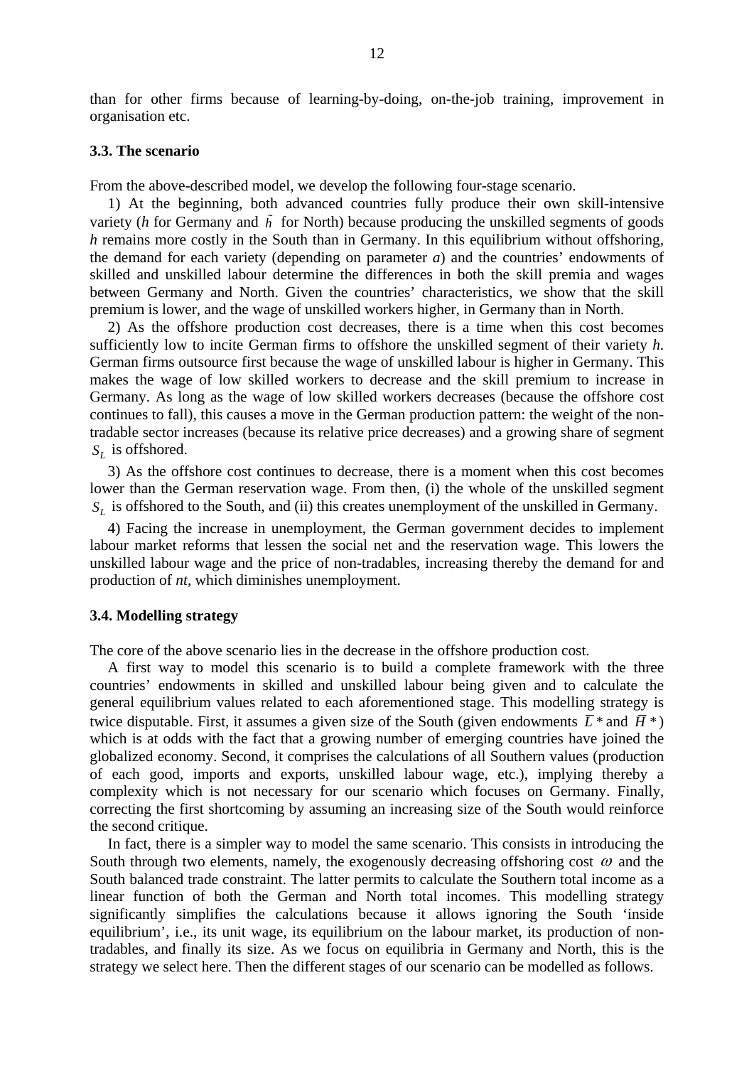than for other firms because of learning-by-doing, on-the-job training, improvement in organisation etc.

### 3.3. The scenario

From the above-described model, we develop the following four-stage scenario.

1) At the beginning, both advanced countries fully produce their own skill-intensive variety (*h* for Germany and $\tilde{h}$ for North) because producing the unskilled segments of goods *h* remains more costly in the South than in Germany. In this equilibrium without offshoring, the demand for each variety (depending on parameter *a*) and the countries' endowments of skilled and unskilled labour determine the differences in both the skill premia and wages between Germany and North. Given the countries' characteristics, we show that the skill premium is lower, and the wage of unskilled workers higher, in Germany than in North.

2) As the offshore production cost decreases, there is a time when this cost becomes sufficiently low to incite German firms to offshore the unskilled segment of their variety *h*. German firms outsource first because the wage of unskilled labour is higher in Germany. This makes the wage of low skilled workers to decrease and the skill premium to increase in Germany. As long as the wage of low skilled workers decreases (because the offshore cost continues to fall), this causes a move in the German production pattern: the weight of the non-tradable sector increases (because its relative price decreases) and a growing share of segment $S_L$ is offshored.

3) As the offshore cost continues to decrease, there is a moment when this cost becomes lower than the German reservation wage. From then, (i) the whole of the unskilled segment $S_L$ is offshored to the South, and (ii) this creates unemployment of the unskilled in Germany.

4) Facing the increase in unemployment, the German government decides to implement labour market reforms that lessen the social net and the reservation wage. This lowers the unskilled labour wage and the price of non-tradables, increasing thereby the demand for and production of *nt*, which diminishes unemployment.

### 3.4. Modelling strategy

The core of the above scenario lies in the decrease in the offshore production cost.

A first way to model this scenario is to build a complete framework with the three countries' endowments in skilled and unskilled labour being given and to calculate the general equilibrium values related to each aforementioned stage. This modelling strategy is twice disputable. First, it assumes a given size of the South (given endowments $\bar{L}^*$ and $\bar{H}^*$) which is at odds with the fact that a growing number of emerging countries have joined the globalized economy. Second, it comprises the calculations of all Southern values (production of each good, imports and exports, unskilled labour wage, etc.), implying thereby a complexity which is not necessary for our scenario which focuses on Germany. Finally, correcting the first shortcoming by assuming an increasing size of the South would reinforce the second critique.

In fact, there is a simpler way to model the same scenario. This consists in introducing the South through two elements, namely, the exogenously decreasing offshoring cost $\omega$ and the South balanced trade constraint. The latter permits to calculate the Southern total income as a linear function of both the German and North total incomes. This modelling strategy significantly simplifies the calculations because it allows ignoring the South 'inside equilibrium', i.e., its unit wage, its equilibrium on the labour market, its production of non-tradables, and finally its size. As we focus on equilibria in Germany and North, this is the strategy we select here. Then the different stages of our scenario can be modelled as follows.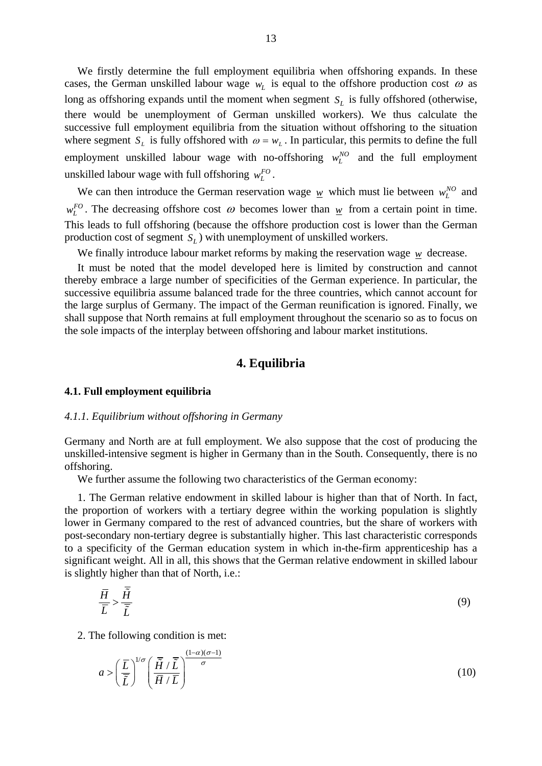We firstly determine the full employment equilibria when offshoring expands. In these cases, the German unskilled labour wage $w_L$ is equal to the offshore production cost $\omega$ as long as offshoring expands until the moment when segment $S_L$ is fully offshored (otherwise, there would be unemployment of German unskilled workers). We thus calculate the successive full employment equilibria from the situation without offshoring to the situation where segment $S_L$ is fully offshored with $\omega = w_L$. In particular, this permits to define the full employment unskilled labour wage with no-offshoring $w_L^{NO}$ and the full employment unskilled labour wage with full offshoring $w_L^{FO}$.

We can then introduce the German reservation wage $\underline{w}$ which must lie between $w_L^{NO}$ and $w_L^{FO}$. The decreasing offshore cost $\omega$ becomes lower than $\underline{w}$ from a certain point in time. This leads to full offshoring (because the offshore production cost is lower than the German production cost of segment $S_L$) with unemployment of unskilled workers.

We finally introduce labour market reforms by making the reservation wage $\underline{w}$ decrease.

It must be noted that the model developed here is limited by construction and cannot thereby embrace a large number of specificities of the German experience. In particular, the successive equilibria assume balanced trade for the three countries, which cannot account for the large surplus of Germany. The impact of the German reunification is ignored. Finally, we shall suppose that North remains at full employment throughout the scenario so as to focus on the sole impacts of the interplay between offshoring and labour market institutions.

## 4. Equilibria

### 4.1. Full employment equilibria

#### *4.1.1. Equilibrium without offshoring in Germany*

Germany and North are at full employment. We also suppose that the cost of producing the unskilled-intensive segment is higher in Germany than in the South. Consequently, there is no offshoring.

We further assume the following two characteristics of the German economy:

1. The German relative endowment in skilled labour is higher than that of North. In fact, the proportion of workers with a tertiary degree within the working population is slightly lower in Germany compared to the rest of advanced countries, but the share of workers with post-secondary non-tertiary degree is substantially higher. This last characteristic corresponds to a specificity of the German education system in which in-the-firm apprenticeship has a significant weight. All in all, this shows that the German relative endowment in skilled labour is slightly higher than that of North, i.e.:

$$\frac{\overline{H}}{\overline{L}} > \frac{\overline{\tilde{H}}}{\overline{\tilde{L}}} \tag{9}$$

2. The following condition is met:

$$a > \left(\frac{\overline{L}}{\overline{\tilde{L}}}\right)^{1/\sigma} \left(\frac{\overline{\tilde{H}} / \overline{\tilde{L}}}{\overline{H} / \overline{L}}\right)^{\frac{(1-\alpha)(\sigma-1)}{\sigma}} \tag{10}$$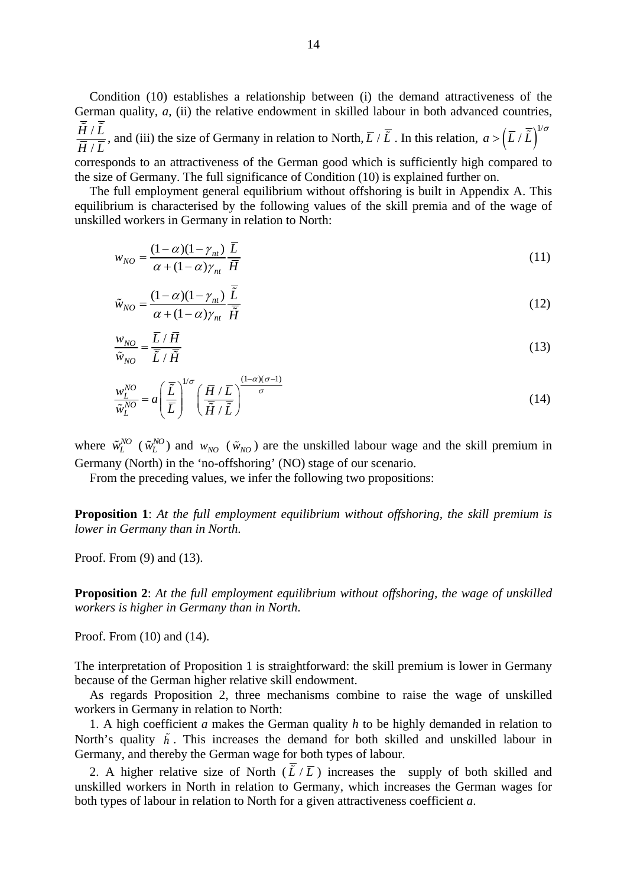Condition (10) establishes a relationship between (i) the demand attractiveness of the German quality, *a*, (ii) the relative endowment in skilled labour in both advanced countries, $\frac{\bar{\tilde{H}} / \bar{\tilde{L}}}{\bar{H} / \bar{L}}$, and (iii) the size of Germany in relation to North, $\bar{L} / \bar{\tilde{L}}$. In this relation, $a > \left( \bar{L} / \bar{\tilde{L}} \right)^{1/\sigma}$ corresponds to an attractiveness of the German good which is sufficiently high compared to the size of Germany. The full significance of Condition (10) is explained further on.

The full employment general equilibrium without offshoring is built in Appendix A. This equilibrium is characterised by the following values of the skill premia and of the wage of unskilled workers in Germany in relation to North:

$$w_{NO} = \frac{(1-\alpha)(1-\gamma_{nt})}{\alpha + (1-\alpha)\gamma_{nt}} \frac{\bar{L}}{\bar{H}} \tag{11}$$

$$\tilde{w}_{NO} = \frac{(1-\alpha)(1-\gamma_{nt})}{\alpha + (1-\alpha)\gamma_{nt}} \frac{\bar{\tilde{L}}}{\bar{\tilde{H}}} \tag{12}$$

$$\frac{w_{NO}}{\tilde{w}_{NO}} = \frac{\bar{L} / \bar{H}}{\bar{\tilde{L}} / \bar{\tilde{H}}} \tag{13}$$

$$\frac{w_L^{NO}}{\tilde{w}_L^{NO}} = a \left( \frac{\bar{\tilde{L}}}{\bar{L}} \right)^{1/\sigma} \left( \frac{\bar{H} / \bar{L}}{\bar{\tilde{H}} / \bar{\tilde{L}}} \right)^{\frac{(1-\alpha)(\sigma-1)}{\sigma}} \tag{14}$$

where $\tilde{w}_L^{NO}$ ($\tilde{w}_L^{NO}$) and $w_{NO}$ ($\tilde{w}_{NO}$) are the unskilled labour wage and the skill premium in Germany (North) in the 'no-offshoring' (NO) stage of our scenario.

From the preceding values, we infer the following two propositions:

**Proposition 1**: *At the full employment equilibrium without offshoring, the skill premium is lower in Germany than in North.*

Proof. From (9) and (13).

**Proposition 2**: *At the full employment equilibrium without offshoring, the wage of unskilled workers is higher in Germany than in North.*

Proof. From (10) and (14).

The interpretation of Proposition 1 is straightforward: the skill premium is lower in Germany because of the German higher relative skill endowment.

As regards Proposition 2, three mechanisms combine to raise the wage of unskilled workers in Germany in relation to North:

1. A high coefficient *a* makes the German quality *h* to be highly demanded in relation to North's quality $\tilde{h}$. This increases the demand for both skilled and unskilled labour in Germany, and thereby the German wage for both types of labour.

2. A higher relative size of North ($\bar{\tilde{L}} / \bar{L}$) increases the supply of both skilled and unskilled workers in North in relation to Germany, which increases the German wages for both types of labour in relation to North for a given attractiveness coefficient *a*.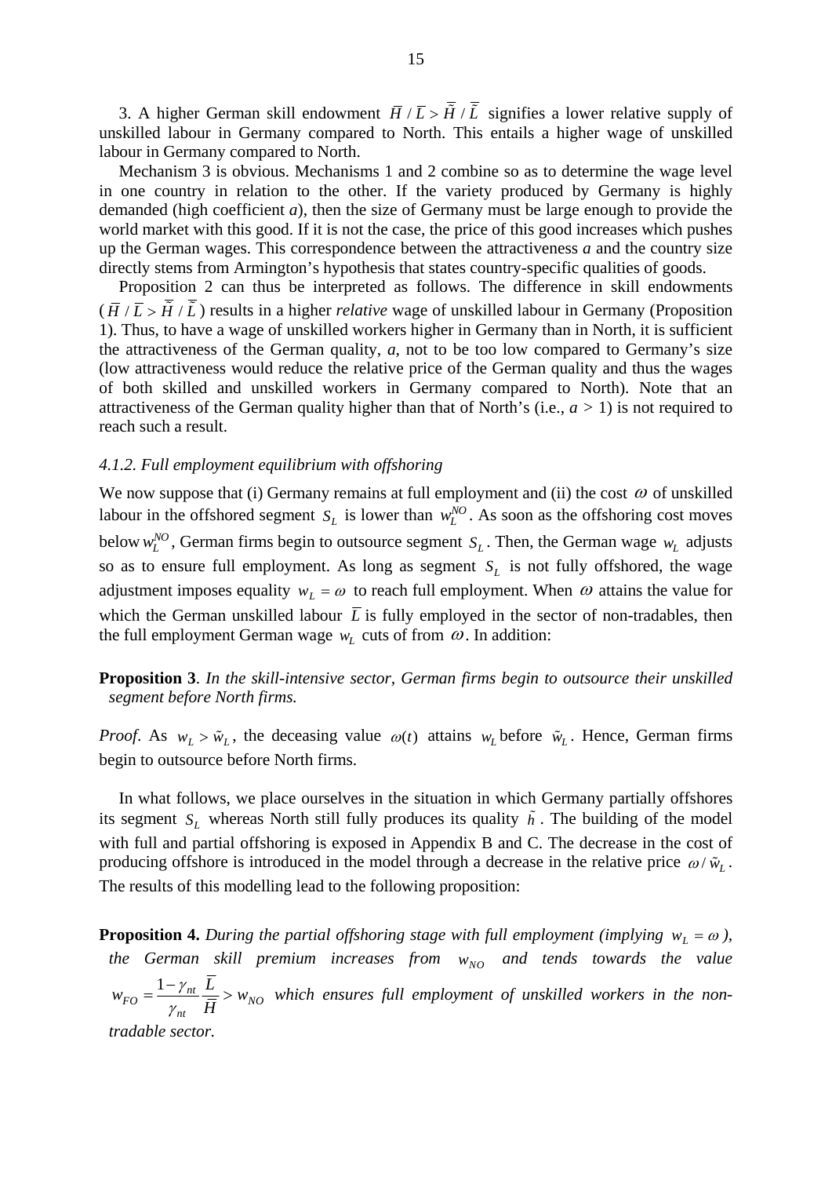3. A higher German skill endowment $\bar{H}/\bar{L} > \bar{\tilde{H}}/\bar{\tilde{L}}$ signifies a lower relative supply of unskilled labour in Germany compared to North. This entails a higher wage of unskilled labour in Germany compared to North.

Mechanism 3 is obvious. Mechanisms 1 and 2 combine so as to determine the wage level in one country in relation to the other. If the variety produced by Germany is highly demanded (high coefficient *a*), then the size of Germany must be large enough to provide the world market with this good. If it is not the case, the price of this good increases which pushes up the German wages. This correspondence between the attractiveness *a* and the country size directly stems from Armington's hypothesis that states country-specific qualities of goods.

Proposition 2 can thus be interpreted as follows. The difference in skill endowments ($\bar{H}/\bar{L} > \bar{\tilde{H}}/\bar{\tilde{L}}$) results in a higher *relative* wage of unskilled labour in Germany (Proposition 1). Thus, to have a wage of unskilled workers higher in Germany than in North, it is sufficient the attractiveness of the German quality, *a*, not to be too low compared to Germany's size (low attractiveness would reduce the relative price of the German quality and thus the wages of both skilled and unskilled workers in Germany compared to North). Note that an attractiveness of the German quality higher than that of North's (i.e., $a > 1$) is not required to reach such a result.

### *4.1.2. Full employment equilibrium with offshoring*

We now suppose that (i) Germany remains at full employment and (ii) the cost $\omega$ of unskilled labour in the offshored segment $S_L$ is lower than $w_L^{NO}$. As soon as the offshoring cost moves below $w_L^{NO}$, German firms begin to outsource segment $S_L$. Then, the German wage $w_L$ adjusts so as to ensure full employment. As long as segment $S_L$ is not fully offshored, the wage adjustment imposes equality $w_L = \omega$ to reach full employment. When $\omega$ attains the value for which the German unskilled labour $\bar{L}$ is fully employed in the sector of non-tradables, then the full employment German wage $w_L$ cuts of from $\omega$. In addition:

**Proposition 3**. *In the skill-intensive sector, German firms begin to outsource their unskilled segment before North firms.*

*Proof*. As $w_L > \tilde{w}_L$, the deceasing value $\omega(t)$ attains $w_L$ before $\tilde{w}_L$. Hence, German firms begin to outsource before North firms.

In what follows, we place ourselves in the situation in which Germany partially offshores its segment $S_L$ whereas North still fully produces its quality $\tilde{h}$. The building of the model with full and partial offshoring is exposed in Appendix B and C. The decrease in the cost of producing offshore is introduced in the model through a decrease in the relative price $\omega/\tilde{w}_L$. The results of this modelling lead to the following proposition:

**Proposition 4.** *During the partial offshoring stage with full employment (implying $w_L = \omega$), the German skill premium increases from $w_{NO}$ and tends towards the value $w_{FO} = \dfrac{1-\gamma_{nt}}{\gamma_{nt}} \dfrac{\bar{L}}{\bar{H}} > w_{NO}$ which ensures full employment of unskilled workers in the non-tradable sector.*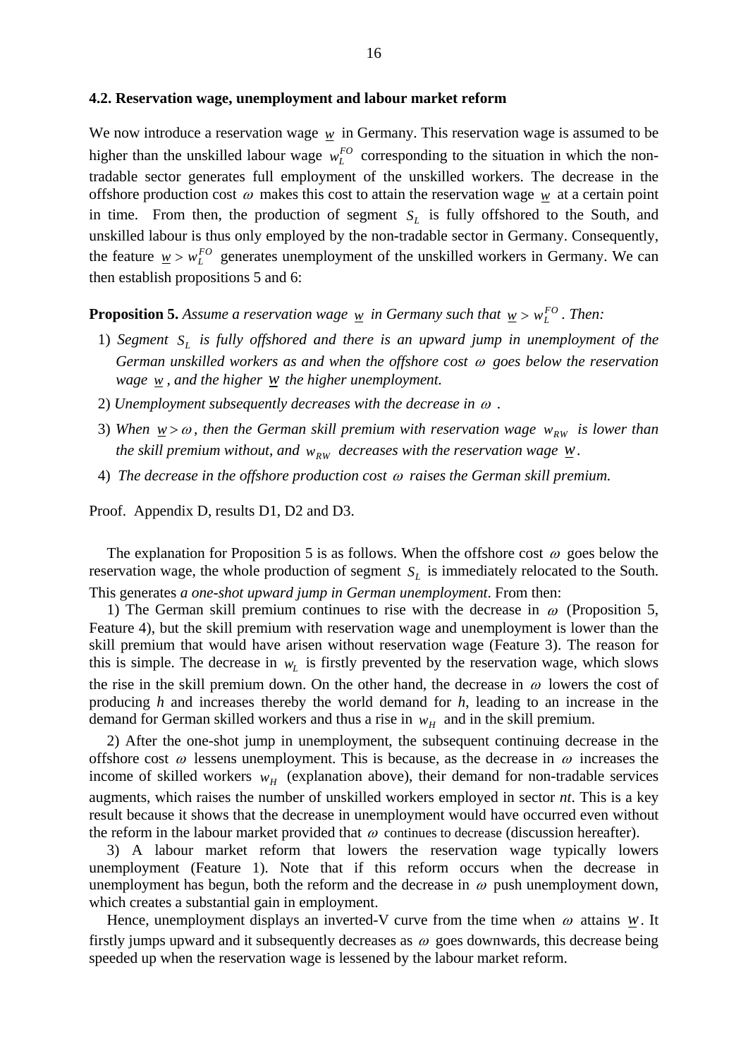### 4.2. Reservation wage, unemployment and labour market reform

We now introduce a reservation wage $\underline{w}$ in Germany. This reservation wage is assumed to be higher than the unskilled labour wage $w_L^{FO}$ corresponding to the situation in which the non-tradable sector generates full employment of the unskilled workers. The decrease in the offshore production cost $\omega$ makes this cost to attain the reservation wage $\underline{w}$ at a certain point in time. From then, the production of segment $S_L$ is fully offshored to the South, and unskilled labour is thus only employed by the non-tradable sector in Germany. Consequently, the feature $\underline{w} > w_L^{FO}$ generates unemployment of the unskilled workers in Germany. We can then establish propositions 5 and 6:

**Proposition 5.** *Assume a reservation wage $\underline{w}$ in Germany such that $\underline{w} > w_L^{FO}$. Then:*

1) *Segment $S_L$ is fully offshored and there is an upward jump in unemployment of the German unskilled workers as and when the offshore cost $\omega$ goes below the reservation wage $\underline{w}$, and the higher $\underline{w}$ the higher unemployment.*
2) *Unemployment subsequently decreases with the decrease in $\omega$.*
3) *When $\underline{w} > \omega$, then the German skill premium with reservation wage $w_{RW}$ is lower than the skill premium without, and $w_{RW}$ decreases with the reservation wage $\underline{w}$.*
4) *The decrease in the offshore production cost $\omega$ raises the German skill premium.*

Proof. Appendix D, results D1, D2 and D3.

The explanation for Proposition 5 is as follows. When the offshore cost $\omega$ goes below the reservation wage, the whole production of segment $S_L$ is immediately relocated to the South. This generates *a one-shot upward jump in German unemployment*. From then:

1) The German skill premium continues to rise with the decrease in $\omega$ (Proposition 5, Feature 4), but the skill premium with reservation wage and unemployment is lower than the skill premium that would have arisen without reservation wage (Feature 3). The reason for this is simple. The decrease in $w_L$ is firstly prevented by the reservation wage, which slows the rise in the skill premium down. On the other hand, the decrease in $\omega$ lowers the cost of producing *h* and increases thereby the world demand for *h*, leading to an increase in the demand for German skilled workers and thus a rise in $w_H$ and in the skill premium.

2) After the one-shot jump in unemployment, the subsequent continuing decrease in the offshore cost $\omega$ lessens unemployment. This is because, as the decrease in $\omega$ increases the income of skilled workers $w_H$ (explanation above), their demand for non-tradable services augments, which raises the number of unskilled workers employed in sector *nt*. This is a key result because it shows that the decrease in unemployment would have occurred even without the reform in the labour market provided that $\omega$ continues to decrease (discussion hereafter).

3) A labour market reform that lowers the reservation wage typically lowers unemployment (Feature 1). Note that if this reform occurs when the decrease in unemployment has begun, both the reform and the decrease in $\omega$ push unemployment down, which creates a substantial gain in employment.

Hence, unemployment displays an inverted-V curve from the time when $\omega$ attains $\underline{w}$. It firstly jumps upward and it subsequently decreases as $\omega$ goes downwards, this decrease being speeded up when the reservation wage is lessened by the labour market reform.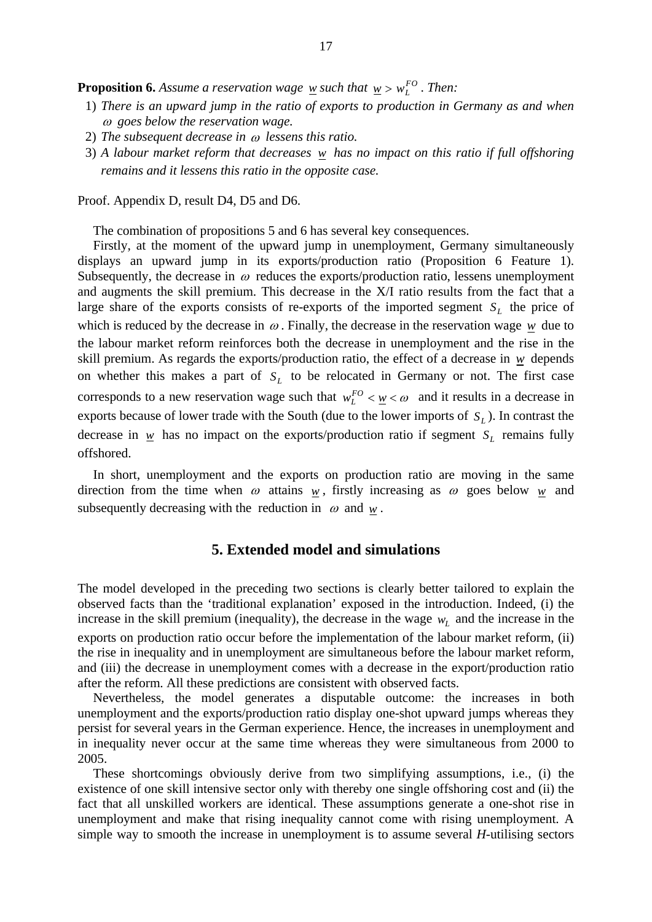**Proposition 6.** *Assume a reservation wage* $\underline{w}$ *such that* $\underline{w} > w_L^{FO}$. *Then:*

1) *There is an upward jump in the ratio of exports to production in Germany as and when* $\omega$ *goes below the reservation wage.*
2) *The subsequent decrease in* $\omega$ *lessens this ratio.*
3) *A labour market reform that decreases* $\underline{w}$ *has no impact on this ratio if full offshoring remains and it lessens this ratio in the opposite case.*

Proof. Appendix D, result D4, D5 and D6.

The combination of propositions 5 and 6 has several key consequences.

Firstly, at the moment of the upward jump in unemployment, Germany simultaneously displays an upward jump in its exports/production ratio (Proposition 6 Feature 1). Subsequently, the decrease in $\omega$ reduces the exports/production ratio, lessens unemployment and augments the skill premium. This decrease in the X/I ratio results from the fact that a large share of the exports consists of re-exports of the imported segment $S_L$ the price of which is reduced by the decrease in $\omega$. Finally, the decrease in the reservation wage $\underline{w}$ due to the labour market reform reinforces both the decrease in unemployment and the rise in the skill premium. As regards the exports/production ratio, the effect of a decrease in $\underline{w}$ depends on whether this makes a part of $S_L$ to be relocated in Germany or not. The first case corresponds to a new reservation wage such that $w_L^{FO} < \underline{w} < \omega$ and it results in a decrease in exports because of lower trade with the South (due to the lower imports of $S_L$). In contrast the decrease in $\underline{w}$ has no impact on the exports/production ratio if segment $S_L$ remains fully offshored.

In short, unemployment and the exports on production ratio are moving in the same direction from the time when $\omega$ attains $\underline{w}$, firstly increasing as $\omega$ goes below $\underline{w}$ and subsequently decreasing with the reduction in $\omega$ and $\underline{w}$.

## 5. Extended model and simulations

The model developed in the preceding two sections is clearly better tailored to explain the observed facts than the 'traditional explanation' exposed in the introduction. Indeed, (i) the increase in the skill premium (inequality), the decrease in the wage $w_L$ and the increase in the exports on production ratio occur before the implementation of the labour market reform, (ii) the rise in inequality and in unemployment are simultaneous before the labour market reform, and (iii) the decrease in unemployment comes with a decrease in the export/production ratio after the reform. All these predictions are consistent with observed facts.

Nevertheless, the model generates a disputable outcome: the increases in both unemployment and the exports/production ratio display one-shot upward jumps whereas they persist for several years in the German experience. Hence, the increases in unemployment and in inequality never occur at the same time whereas they were simultaneous from 2000 to 2005.

These shortcomings obviously derive from two simplifying assumptions, i.e., (i) the existence of one skill intensive sector only with thereby one single offshoring cost and (ii) the fact that all unskilled workers are identical. These assumptions generate a one-shot rise in unemployment and make that rising inequality cannot come with rising unemployment. A simple way to smooth the increase in unemployment is to assume several *H*-utilising sectors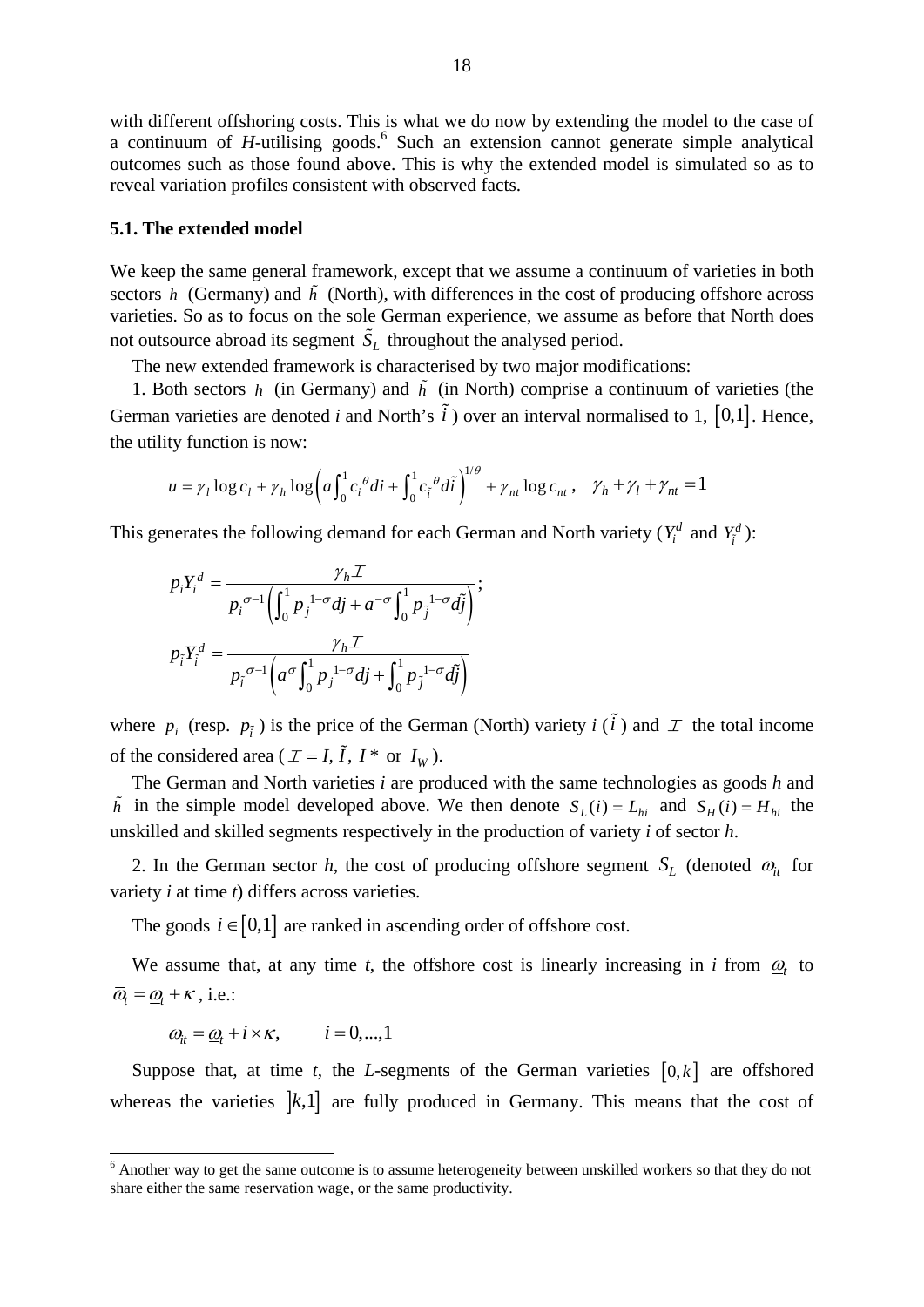with different offshoring costs. This is what we do now by extending the model to the case of a continuum of *H*-utilising goods.[6] Such an extension cannot generate simple analytical outcomes such as those found above. This is why the extended model is simulated so as to reveal variation profiles consistent with observed facts.

### 5.1. The extended model

We keep the same general framework, except that we assume a continuum of varieties in both sectors $h$ (Germany) and $\tilde{h}$ (North), with differences in the cost of producing offshore across varieties. So as to focus on the sole German experience, we assume as before that North does not outsource abroad its segment $\tilde{S}_L$ throughout the analysed period.

The new extended framework is characterised by two major modifications:

1. Both sectors $h$ (in Germany) and $\tilde{h}$ (in North) comprise a continuum of varieties (the German varieties are denoted *i* and North's $\tilde{i}$) over an interval normalised to 1, $[0,1]$. Hence, the utility function is now:

$$u = \gamma_l \log c_l + \gamma_h \log\left(a\int_0^1 c_i^{\ \theta} di + \int_0^1 c_{\tilde{i}}^{\ \theta} d\tilde{i}\right)^{1/\theta} + \gamma_{nt} \log c_{nt}\,, \quad \gamma_h + \gamma_l + \gamma_{nt} = 1$$

This generates the following demand for each German and North variety ($Y_i^d$ and $Y_{\tilde{i}}^d$):

$$p_i Y_i^d = \frac{\gamma_h \mathcal{I}}{p_i^{\ \sigma-1}\left(\int_0^1 p_j^{\ 1-\sigma} dj + a^{-\sigma}\int_0^1 p_{\tilde{j}}^{\ 1-\sigma} d\tilde{j}\right)};$$

$$p_{\tilde{i}} Y_{\tilde{i}}^d = \frac{\gamma_h \mathcal{I}}{p_{\tilde{i}}^{\ \sigma-1}\left(a^{\sigma}\int_0^1 p_j^{\ 1-\sigma} dj + \int_0^1 p_{\tilde{j}}^{\ 1-\sigma} d\tilde{j}\right)}$$

where $p_i$ (resp. $p_{\tilde{i}}$) is the price of the German (North) variety *i* ($\tilde{i}$) and $\mathcal{I}$ the total income of the considered area ($\mathcal{I} = I,\ \tilde{I},\ I^*$ or $I_W$).

The German and North varieties *i* are produced with the same technologies as goods *h* and $\tilde{h}$ in the simple model developed above. We then denote $S_L(i) = L_{hi}$ and $S_H(i) = H_{hi}$ the unskilled and skilled segments respectively in the production of variety *i* of sector *h*.

2. In the German sector *h*, the cost of producing offshore segment $S_L$ (denoted $\omega_{it}$ for variety *i* at time *t*) differs across varieties.

The goods $i \in [0,1]$ are ranked in ascending order of offshore cost.

We assume that, at any time *t*, the offshore cost is linearly increasing in *i* from $\underline{\omega}_t$ to $\overline{\omega}_t = \underline{\omega}_t + \kappa$, i.e.:

$$\omega_{it} = \underline{\omega}_t + i \times \kappa, \qquad i = 0,...,1$$

Suppose that, at time *t*, the *L*-segments of the German varieties $[0,k[$ are offshored whereas the varieties $]k,1]$ are fully produced in Germany. This means that the cost of

[6] Another way to get the same outcome is to assume heterogeneity between unskilled workers so that they do not share either the same reservation wage, or the same productivity.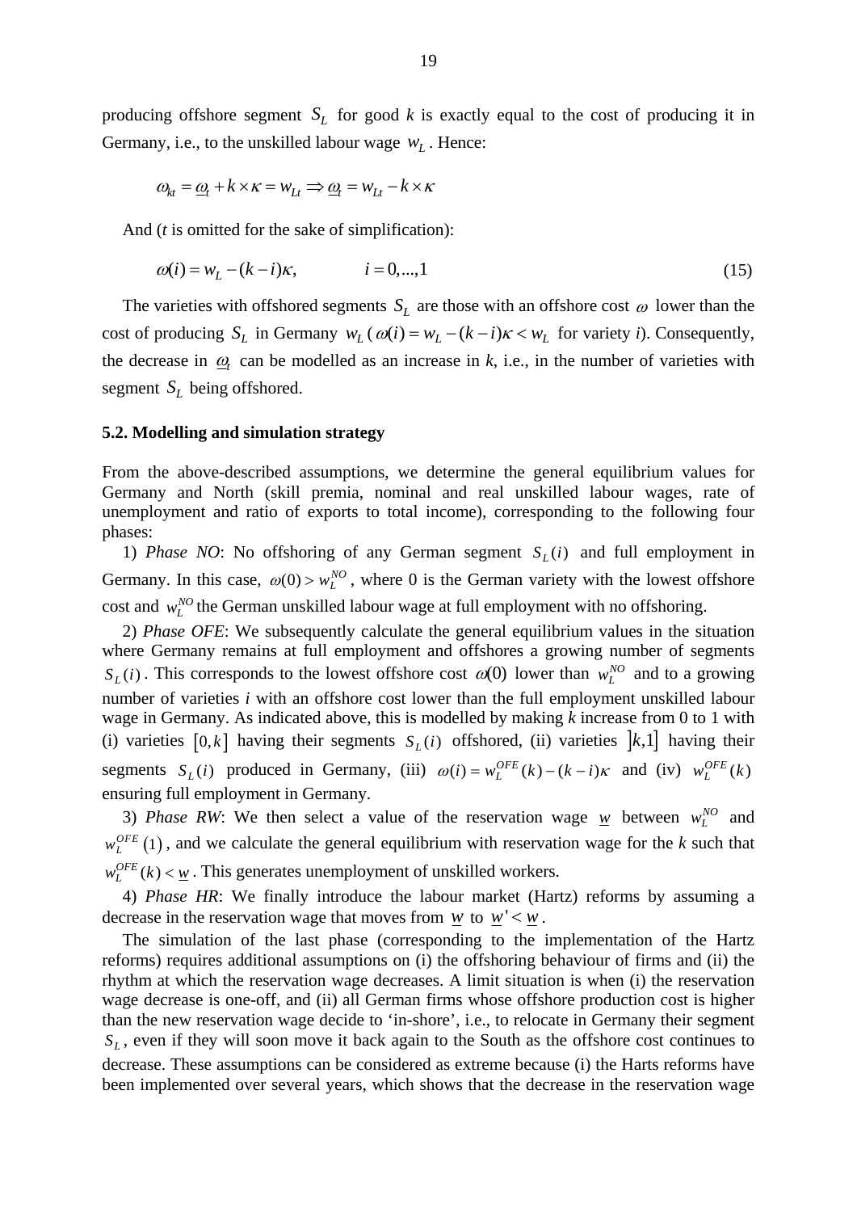producing offshore segment $S_L$ for good *k* is exactly equal to the cost of producing it in Germany, i.e., to the unskilled labour wage $w_L$. Hence:

$$\omega_{kt} = \underline{\omega}_t + k \times \kappa = w_{Lt} \Rightarrow \underline{\omega}_t = w_{Lt} - k \times \kappa$$

And (*t* is omitted for the sake of simplification):

$$\omega(i) = w_L - (k - i)\kappa, \qquad i = 0,...,1 \tag{15}$$

The varieties with offshored segments $S_L$ are those with an offshore cost $\omega$ lower than the cost of producing $S_L$ in Germany $w_L$ ($\omega(i) = w_L - (k-i)\kappa < w_L$ for variety *i*). Consequently, the decrease in $\underline{\omega}_t$ can be modelled as an increase in *k*, i.e., in the number of varieties with segment $S_L$ being offshored.

### 5.2. Modelling and simulation strategy

From the above-described assumptions, we determine the general equilibrium values for Germany and North (skill premia, nominal and real unskilled labour wages, rate of unemployment and ratio of exports to total income), corresponding to the following four phases:

1) *Phase NO*: No offshoring of any German segment $S_L(i)$ and full employment in Germany. In this case, $\omega(0) > w_L^{NO}$, where 0 is the German variety with the lowest offshore cost and $w_L^{NO}$ the German unskilled labour wage at full employment with no offshoring.

2) *Phase OFE*: We subsequently calculate the general equilibrium values in the situation where Germany remains at full employment and offshores a growing number of segments $S_L(i)$. This corresponds to the lowest offshore cost $\omega(0)$ lower than $w_L^{NO}$ and to a growing number of varieties *i* with an offshore cost lower than the full employment unskilled labour wage in Germany. As indicated above, this is modelled by making *k* increase from 0 to 1 with (i) varieties $[0,k]$ having their segments $S_L(i)$ offshored, (ii) varieties $]k,1]$ having their segments $S_L(i)$ produced in Germany, (iii) $\omega(i) = w_L^{OFE}(k) - (k-i)\kappa$ and (iv) $w_L^{OFE}(k)$ ensuring full employment in Germany.

3) *Phase RW*: We then select a value of the reservation wage $\underline{w}$ between $w_L^{NO}$ and $w_L^{OFE}(1)$, and we calculate the general equilibrium with reservation wage for the *k* such that $w_L^{OFE}(k) < \underline{w}$. This generates unemployment of unskilled workers.

4) *Phase HR*: We finally introduce the labour market (Hartz) reforms by assuming a decrease in the reservation wage that moves from $\underline{w}$ to $\underline{w}' < \underline{w}$.

The simulation of the last phase (corresponding to the implementation of the Hartz reforms) requires additional assumptions on (i) the offshoring behaviour of firms and (ii) the rhythm at which the reservation wage decreases. A limit situation is when (i) the reservation wage decrease is one-off, and (ii) all German firms whose offshore production cost is higher than the new reservation wage decide to 'in-shore', i.e., to relocate in Germany their segment $S_L$, even if they will soon move it back again to the South as the offshore cost continues to decrease. These assumptions can be considered as extreme because (i) the Harts reforms have been implemented over several years, which shows that the decrease in the reservation wage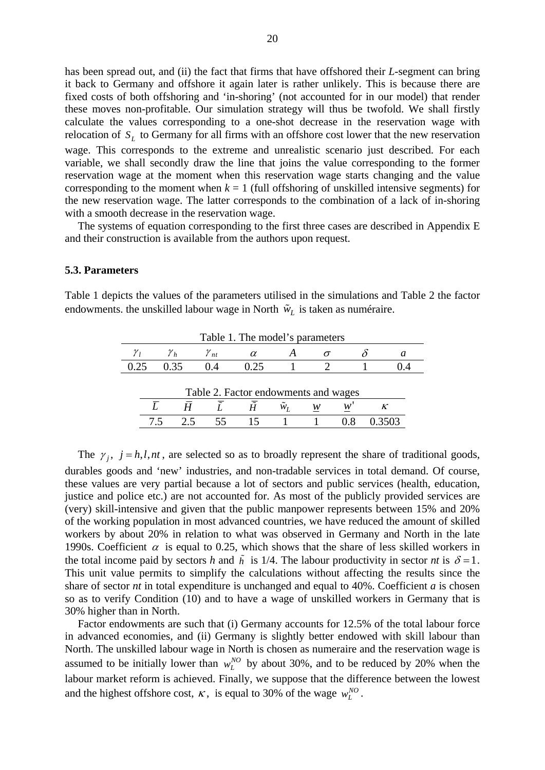has been spread out, and (ii) the fact that firms that have offshored their *L*-segment can bring it back to Germany and offshore it again later is rather unlikely. This is because there are fixed costs of both offshoring and 'in-shoring' (not accounted for in our model) that render these moves non-profitable. Our simulation strategy will thus be twofold. We shall firstly calculate the values corresponding to a one-shot decrease in the reservation wage with relocation of $S_L$ to Germany for all firms with an offshore cost lower that the new reservation wage. This corresponds to the extreme and unrealistic scenario just described. For each variable, we shall secondly draw the line that joins the value corresponding to the former reservation wage at the moment when this reservation wage starts changing and the value corresponding to the moment when $k = 1$ (full offshoring of unskilled intensive segments) for the new reservation wage. The latter corresponds to the combination of a lack of in-shoring with a smooth decrease in the reservation wage.

The systems of equation corresponding to the first three cases are described in Appendix E and their construction is available from the authors upon request.

### 5.3. Parameters

Table 1 depicts the values of the parameters utilised in the simulations and Table 2 the factor endowments. the unskilled labour wage in North $\tilde{w}_L$ is taken as numéraire.

Table 1. The model's parameters

| $\gamma_l$ | $\gamma_h$ | $\gamma_{nt}$ | $\alpha$ | $A$ | $\sigma$ | $\delta$ | $a$ |
|---|---|---|---|---|---|---|---|
| 0.25 | 0.35 | 0.4 | 0.25 | 1 | 2 | 1 | 0.4 |

Table 2. Factor endowments and wages

| $\bar{L}$ | $\bar{H}$ | $\bar{\tilde{L}}$ | $\bar{\tilde{H}}$ | $\tilde{w}_L$ | $\underline{w}$ | $\underline{w}'$ | $\kappa$ |
|---|---|---|---|---|---|---|---|
| 7.5 | 2.5 | 55 | 15 | 1 | 1 | 0.8 | 0.3503 |

The $\gamma_j$, $j = h, l, nt$, are selected so as to broadly represent the share of traditional goods, durables goods and 'new' industries, and non-tradable services in total demand. Of course, these values are very partial because a lot of sectors and public services (health, education, justice and police etc.) are not accounted for. As most of the publicly provided services are (very) skill-intensive and given that the public manpower represents between 15% and 20% of the working population in most advanced countries, we have reduced the amount of skilled workers by about 20% in relation to what was observed in Germany and North in the late 1990s. Coefficient $\alpha$ is equal to 0.25, which shows that the share of less skilled workers in the total income paid by sectors *h* and $\tilde{h}$ is 1/4. The labour productivity in sector *nt* is $\delta = 1$. This unit value permits to simplify the calculations without affecting the results since the share of sector *nt* in total expenditure is unchanged and equal to 40%. Coefficient *a* is chosen so as to verify Condition (10) and to have a wage of unskilled workers in Germany that is 30% higher than in North.

Factor endowments are such that (i) Germany accounts for 12.5% of the total labour force in advanced economies, and (ii) Germany is slightly better endowed with skill labour than North. The unskilled labour wage in North is chosen as numeraire and the reservation wage is assumed to be initially lower than $w_L^{NO}$ by about 30%, and to be reduced by 20% when the labour market reform is achieved. Finally, we suppose that the difference between the lowest and the highest offshore cost, $\kappa$, is equal to 30% of the wage $w_L^{NO}$.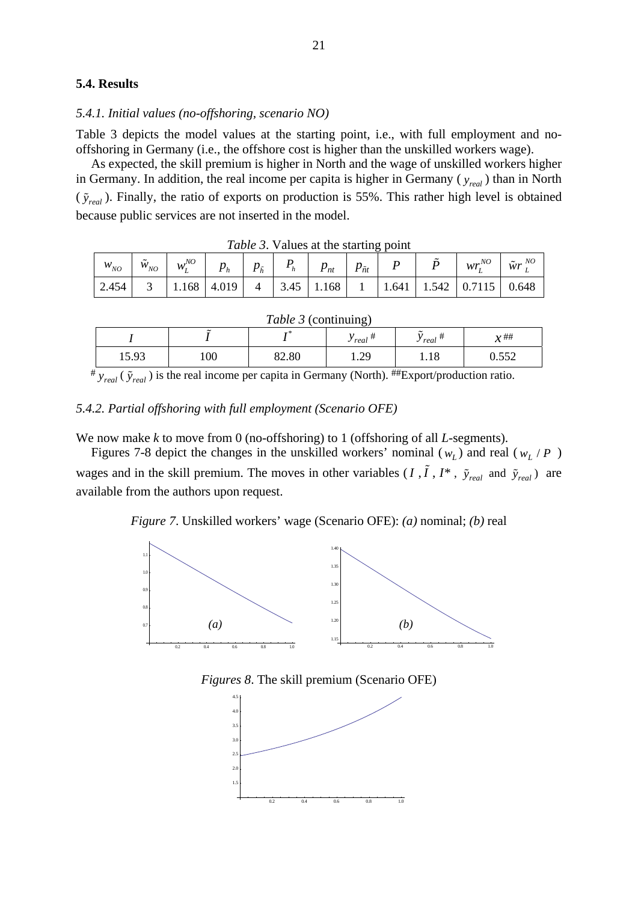### 5.4. Results

*5.4.1. Initial values (no-offshoring, scenario NO)*

Table 3 depicts the model values at the starting point, i.e., with full employment and no-offshoring in Germany (i.e., the offshore cost is higher than the unskilled workers wage).

As expected, the skill premium is higher in North and the wage of unskilled workers higher in Germany. In addition, the real income per capita is higher in Germany ( $y_{real}$ ) than in North ( $\tilde{y}_{real}$ ). Finally, the ratio of exports on production is 55%. This rather high level is obtained because public services are not inserted in the model.

*Table 3*. Values at the starting point

| $w_{NO}$ | $\tilde{w}_{NO}$ | $w_L^{NO}$ | $p_h$ | $p_{\tilde{h}}$ | $P_h$ | $p_{nt}$ | $p_{\tilde{n}t}$ | $P$ | $\tilde{P}$ | $wr_L^{NO}$ | $\tilde{w}r_L^{NO}$ |
|---|---|---|---|---|---|---|---|---|---|---|---|
| 2.454 | 3 | 1.168 | 4.019 | 4 | 3.45 | 1.168 | 1 | 1.641 | 1.542 | 0.7115 | 0.648 |

*Table 3* (continuing)

| $I$ | $\tilde{I}$ | $I^*$ | $y_{real}$ # | $\tilde{y}_{real}$ # | $x$ ## |
|---|---|---|---|---|---|
| 15.93 | 100 | 82.80 | 1.29 | 1.18 | 0.552 |

# $y_{real}$ ( $\tilde{y}_{real}$ ) is the real income per capita in Germany (North). ##Export/production ratio.

*5.4.2. Partial offshoring with full employment (Scenario OFE)*

We now make *k* to move from 0 (no-offshoring) to 1 (offshoring of all *L*-segments).

Figures 7-8 depict the changes in the unskilled workers' nominal ( $w_L$ ) and real ( $w_L / P$ ) wages and in the skill premium. The moves in other variables ( $I$ , $\tilde{I}$ , $I^*$ , $\tilde{y}_{real}$ and $\tilde{y}_{real}$ ) are available from the authors upon request.

*Figure 7*. Unskilled workers' wage (Scenario OFE): *(a)* nominal; *(b)* real

*Figures 8*. The skill premium (Scenario OFE)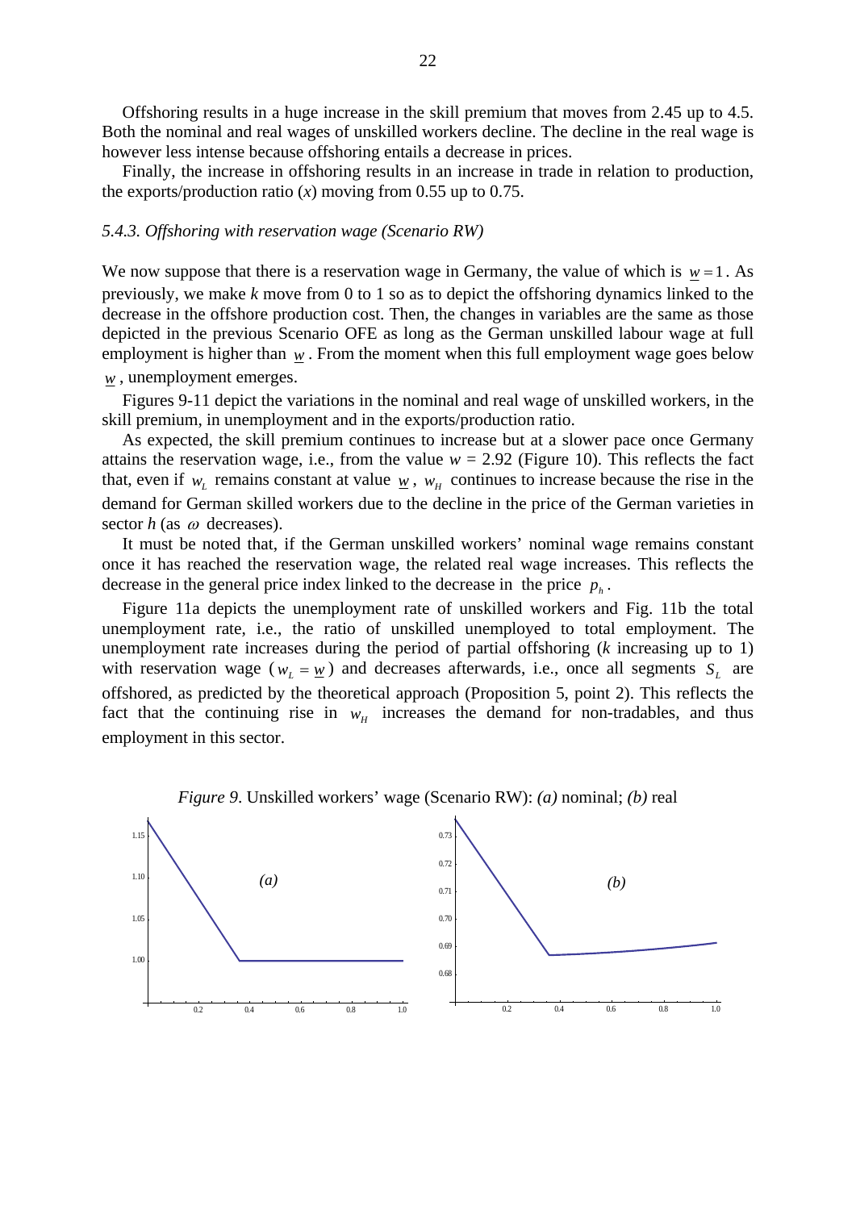Offshoring results in a huge increase in the skill premium that moves from 2.45 up to 4.5. Both the nominal and real wages of unskilled workers decline. The decline in the real wage is however less intense because offshoring entails a decrease in prices.

Finally, the increase in offshoring results in an increase in trade in relation to production, the exports/production ratio ($x$) moving from 0.55 up to 0.75.

### *5.4.3. Offshoring with reservation wage (Scenario RW)*

We now suppose that there is a reservation wage in Germany, the value of which is $\underline{w} = 1$. As previously, we make $k$ move from 0 to 1 so as to depict the offshoring dynamics linked to the decrease in the offshore production cost. Then, the changes in variables are the same as those depicted in the previous Scenario OFE as long as the German unskilled labour wage at full employment is higher than $\underline{w}$. From the moment when this full employment wage goes below $\underline{w}$, unemployment emerges.

Figures 9-11 depict the variations in the nominal and real wage of unskilled workers, in the skill premium, in unemployment and in the exports/production ratio.

As expected, the skill premium continues to increase but at a slower pace once Germany attains the reservation wage, i.e., from the value $w = 2.92$ (Figure 10). This reflects the fact that, even if $w_L$ remains constant at value $\underline{w}$, $w_H$ continues to increase because the rise in the demand for German skilled workers due to the decline in the price of the German varieties in sector $h$ (as $\omega$ decreases).

It must be noted that, if the German unskilled workers' nominal wage remains constant once it has reached the reservation wage, the related real wage increases. This reflects the decrease in the general price index linked to the decrease in the price $p_h$.

Figure 11a depicts the unemployment rate of unskilled workers and Fig. 11b the total unemployment rate, i.e., the ratio of unskilled unemployed to total employment. The unemployment rate increases during the period of partial offshoring ($k$ increasing up to 1) with reservation wage ($w_L = \underline{w}$) and decreases afterwards, i.e., once all segments $S_L$ are offshored, as predicted by the theoretical approach (Proposition 5, point 2). This reflects the fact that the continuing rise in $w_H$ increases the demand for non-tradables, and thus employment in this sector.

*Figure 9*. Unskilled workers' wage (Scenario RW): *(a)* nominal; *(b)* real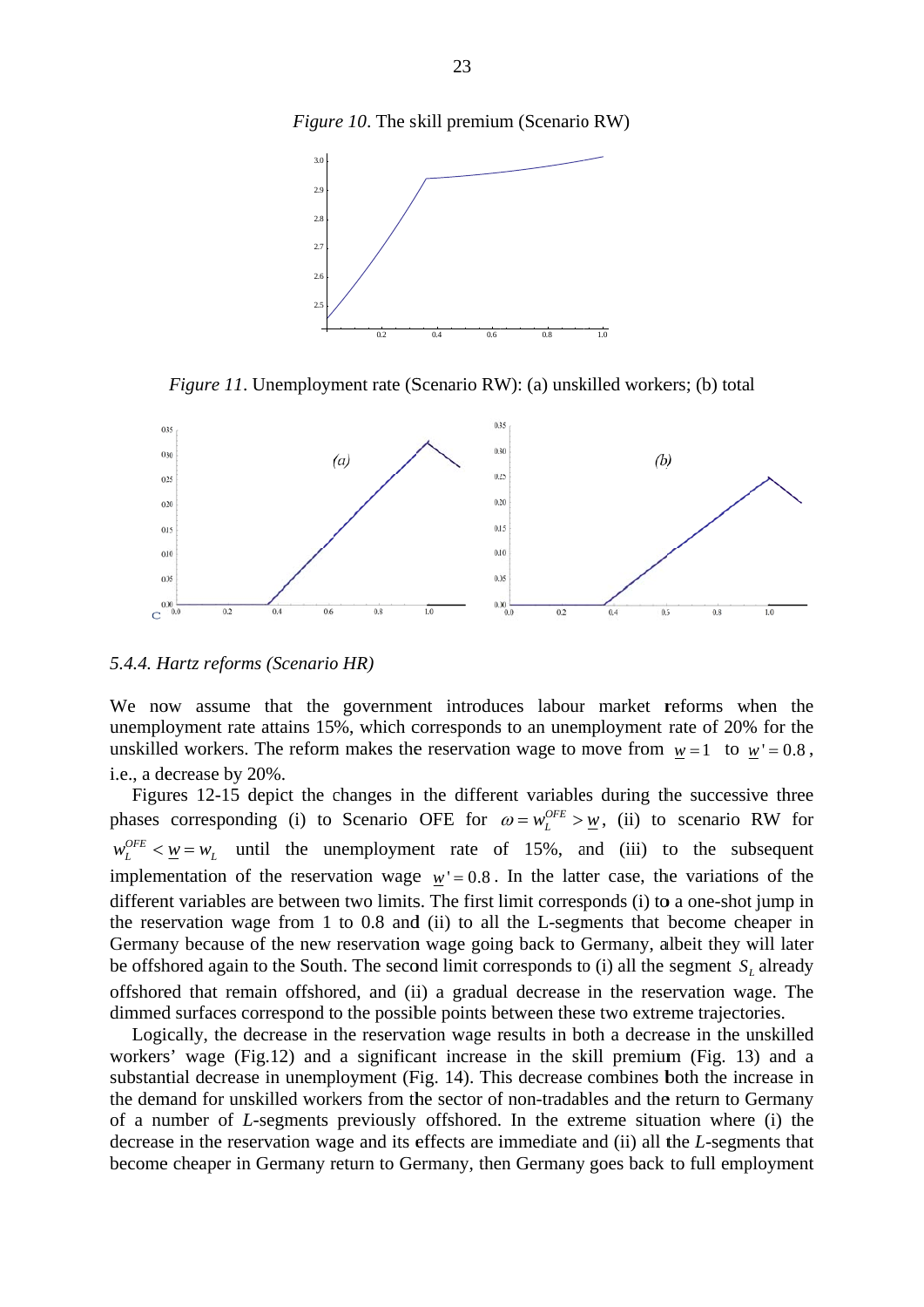*Figure 10*. The skill premium (Scenario RW)

*Figure 11*. Unemployment rate (Scenario RW): (a) unskilled workers; (b) total

### *5.4.4. Hartz reforms (Scenario HR)*

We now assume that the government introduces labour market reforms when the unemployment rate attains 15%, which corresponds to an unemployment rate of 20% for the unskilled workers. The reform makes the reservation wage to move from $\underline{w} = 1$ to $\underline{w}' = 0.8$, i.e., a decrease by 20%.

Figures 12-15 depict the changes in the different variables during the successive three phases corresponding (i) to Scenario OFE for $\omega = w_L^{OFE} > \underline{w}$, (ii) to scenario RW for $w_L^{OFE} < \underline{w} = w_L$ until the unemployment rate of 15%, and (iii) to the subsequent implementation of the reservation wage $\underline{w}' = 0.8$. In the latter case, the variations of the different variables are between two limits. The first limit corresponds (i) to a one-shot jump in the reservation wage from 1 to 0.8 and (ii) to all the L-segments that become cheaper in Germany because of the new reservation wage going back to Germany, albeit they will later be offshored again to the South. The second limit corresponds to (i) all the segment $S_L$ already offshored that remain offshored, and (ii) a gradual decrease in the reservation wage. The dimmed surfaces correspond to the possible points between these two extreme trajectories.

Logically, the decrease in the reservation wage results in both a decrease in the unskilled workers' wage (Fig.12) and a significant increase in the skill premium (Fig. 13) and a substantial decrease in unemployment (Fig. 14). This decrease combines both the increase in the demand for unskilled workers from the sector of non-tradables and the return to Germany of a number of *L*-segments previously offshored. In the extreme situation where (i) the decrease in the reservation wage and its effects are immediate and (ii) all the *L*-segments that become cheaper in Germany return to Germany, then Germany goes back to full employment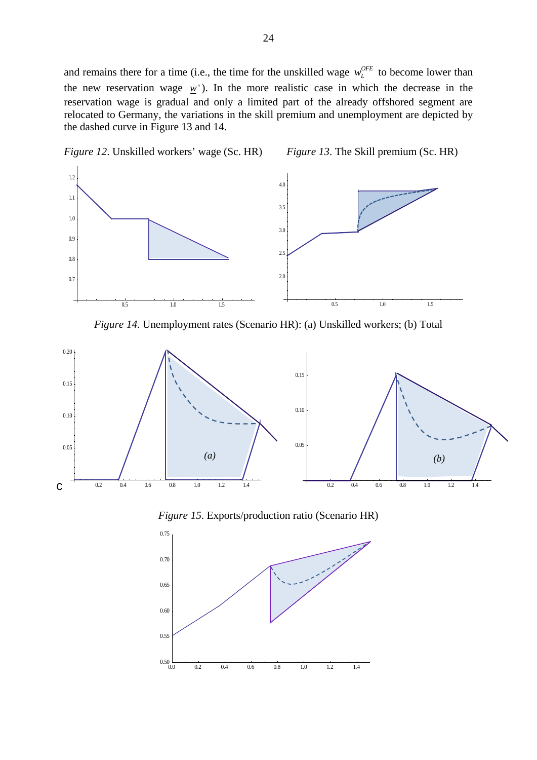and remains there for a time (i.e., the time for the unskilled wage $w_L^{OFE}$ to become lower than the new reservation wage $\underline{w}'$). In the more realistic case in which the decrease in the reservation wage is gradual and only a limited part of the already offshored segment are relocated to Germany, the variations in the skill premium and unemployment are depicted by the dashed curve in Figure 13 and 14.

*Figure 12*. Unskilled workers' wage (Sc. HR)

*Figure 13*. The Skill premium (Sc. HR)

*Figure 14*. Unemployment rates (Scenario HR): (a) Unskilled workers; (b) Total

*Figure 15*. Exports/production ratio (Scenario HR)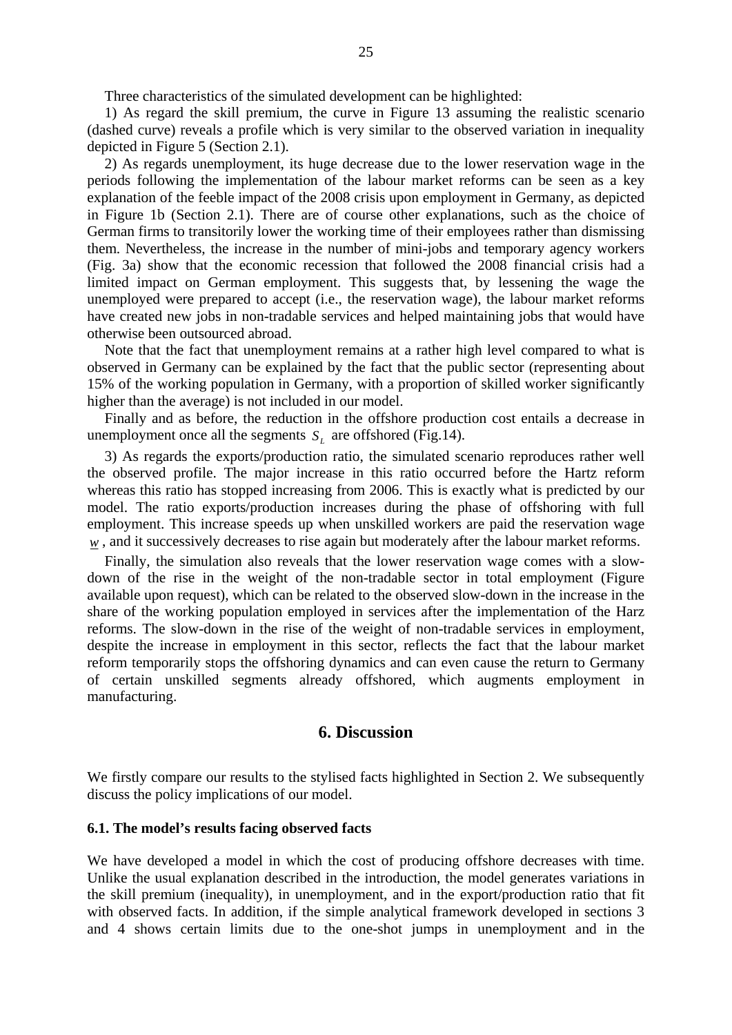Three characteristics of the simulated development can be highlighted:

1) As regard the skill premium, the curve in Figure 13 assuming the realistic scenario (dashed curve) reveals a profile which is very similar to the observed variation in inequality depicted in Figure 5 (Section 2.1).

2) As regards unemployment, its huge decrease due to the lower reservation wage in the periods following the implementation of the labour market reforms can be seen as a key explanation of the feeble impact of the 2008 crisis upon employment in Germany, as depicted in Figure 1b (Section 2.1). There are of course other explanations, such as the choice of German firms to transitorily lower the working time of their employees rather than dismissing them. Nevertheless, the increase in the number of mini-jobs and temporary agency workers (Fig. 3a) show that the economic recession that followed the 2008 financial crisis had a limited impact on German employment. This suggests that, by lessening the wage the unemployed were prepared to accept (i.e., the reservation wage), the labour market reforms have created new jobs in non-tradable services and helped maintaining jobs that would have otherwise been outsourced abroad.

Note that the fact that unemployment remains at a rather high level compared to what is observed in Germany can be explained by the fact that the public sector (representing about 15% of the working population in Germany, with a proportion of skilled worker significantly higher than the average) is not included in our model.

Finally and as before, the reduction in the offshore production cost entails a decrease in unemployment once all the segments $S_L$ are offshored (Fig.14).

3) As regards the exports/production ratio, the simulated scenario reproduces rather well the observed profile. The major increase in this ratio occurred before the Hartz reform whereas this ratio has stopped increasing from 2006. This is exactly what is predicted by our model. The ratio exports/production increases during the phase of offshoring with full employment. This increase speeds up when unskilled workers are paid the reservation wage $\underline{w}$, and it successively decreases to rise again but moderately after the labour market reforms.

Finally, the simulation also reveals that the lower reservation wage comes with a slow-down of the rise in the weight of the non-tradable sector in total employment (Figure available upon request), which can be related to the observed slow-down in the increase in the share of the working population employed in services after the implementation of the Harz reforms. The slow-down in the rise of the weight of non-tradable services in employment, despite the increase in employment in this sector, reflects the fact that the labour market reform temporarily stops the offshoring dynamics and can even cause the return to Germany of certain unskilled segments already offshored, which augments employment in manufacturing.

## 6. Discussion

We firstly compare our results to the stylised facts highlighted in Section 2. We subsequently discuss the policy implications of our model.

### 6.1. The model's results facing observed facts

We have developed a model in which the cost of producing offshore decreases with time. Unlike the usual explanation described in the introduction, the model generates variations in the skill premium (inequality), in unemployment, and in the export/production ratio that fit with observed facts. In addition, if the simple analytical framework developed in sections 3 and 4 shows certain limits due to the one-shot jumps in unemployment and in the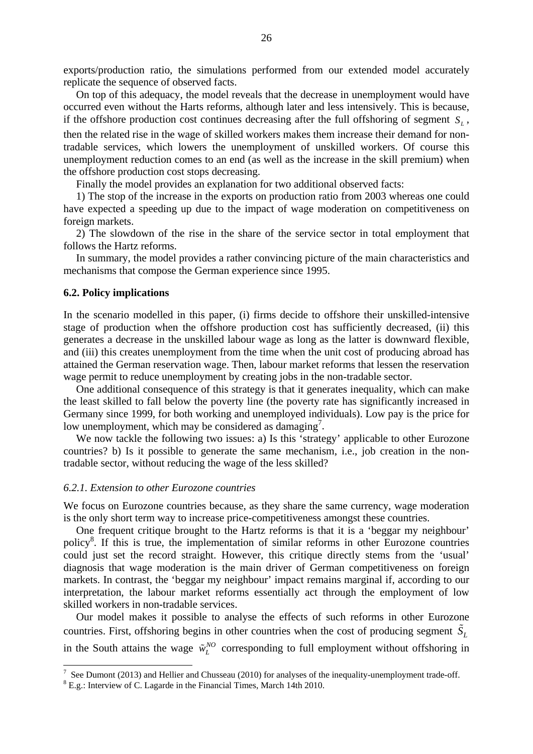exports/production ratio, the simulations performed from our extended model accurately replicate the sequence of observed facts.

On top of this adequacy, the model reveals that the decrease in unemployment would have occurred even without the Harts reforms, although later and less intensively. This is because, if the offshore production cost continues decreasing after the full offshoring of segment $S_L$, then the related rise in the wage of skilled workers makes them increase their demand for non-tradable services, which lowers the unemployment of unskilled workers. Of course this unemployment reduction comes to an end (as well as the increase in the skill premium) when the offshore production cost stops decreasing.

Finally the model provides an explanation for two additional observed facts:

1) The stop of the increase in the exports on production ratio from 2003 whereas one could have expected a speeding up due to the impact of wage moderation on competitiveness on foreign markets.

2) The slowdown of the rise in the share of the service sector in total employment that follows the Hartz reforms.

In summary, the model provides a rather convincing picture of the main characteristics and mechanisms that compose the German experience since 1995.

### 6.2. Policy implications

In the scenario modelled in this paper, (i) firms decide to offshore their unskilled-intensive stage of production when the offshore production cost has sufficiently decreased, (ii) this generates a decrease in the unskilled labour wage as long as the latter is downward flexible, and (iii) this creates unemployment from the time when the unit cost of producing abroad has attained the German reservation wage. Then, labour market reforms that lessen the reservation wage permit to reduce unemployment by creating jobs in the non-tradable sector.

One additional consequence of this strategy is that it generates inequality, which can make the least skilled to fall below the poverty line (the poverty rate has significantly increased in Germany since 1999, for both working and unemployed individuals). Low pay is the price for low unemployment, which may be considered as damaging[7].

We now tackle the following two issues: a) Is this 'strategy' applicable to other Eurozone countries? b) Is it possible to generate the same mechanism, i.e., job creation in the non-tradable sector, without reducing the wage of the less skilled?

#### *6.2.1. Extension to other Eurozone countries*

We focus on Eurozone countries because, as they share the same currency, wage moderation is the only short term way to increase price-competitiveness amongst these countries.

One frequent critique brought to the Hartz reforms is that it is a 'beggar my neighbour' policy[8]. If this is true, the implementation of similar reforms in other Eurozone countries could just set the record straight. However, this critique directly stems from the 'usual' diagnosis that wage moderation is the main driver of German competitiveness on foreign markets. In contrast, the 'beggar my neighbour' impact remains marginal if, according to our interpretation, the labour market reforms essentially act through the employment of low skilled workers in non-tradable services.

Our model makes it possible to analyse the effects of such reforms in other Eurozone countries. First, offshoring begins in other countries when the cost of producing segment $\tilde{S}_L$ in the South attains the wage $\tilde{w}_L^{NO}$ corresponding to full employment without offshoring in

---

[7] See Dumont (2013) and Hellier and Chusseau (2010) for analyses of the inequality-unemployment trade-off.

[8] E.g.: Interview of C. Lagarde in the Financial Times, March 14th 2010.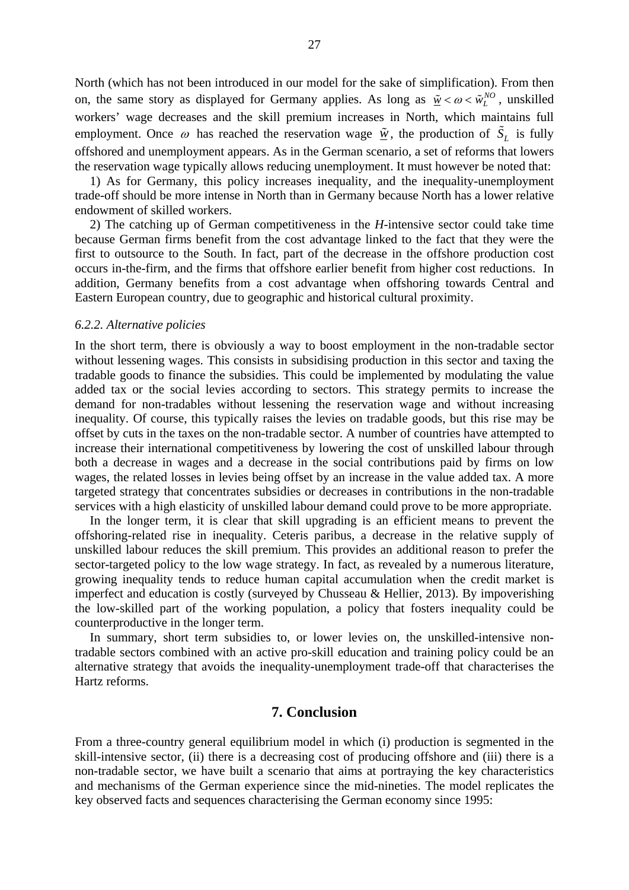North (which has not been introduced in our model for the sake of simplification). From then on, the same story as displayed for Germany applies. As long as $\tilde{\underline{w}} < \omega < \tilde{w}_L^{NO}$, unskilled workers' wage decreases and the skill premium increases in North, which maintains full employment. Once $\omega$ has reached the reservation wage $\tilde{\underline{w}}$, the production of $\tilde{S}_L$ is fully offshored and unemployment appears. As in the German scenario, a set of reforms that lowers the reservation wage typically allows reducing unemployment. It must however be noted that:

1) As for Germany, this policy increases inequality, and the inequality-unemployment trade-off should be more intense in North than in Germany because North has a lower relative endowment of skilled workers.

2) The catching up of German competitiveness in the *H*-intensive sector could take time because German firms benefit from the cost advantage linked to the fact that they were the first to outsource to the South. In fact, part of the decrease in the offshore production cost occurs in-the-firm, and the firms that offshore earlier benefit from higher cost reductions. In addition, Germany benefits from a cost advantage when offshoring towards Central and Eastern European country, due to geographic and historical cultural proximity.

### *6.2.2. Alternative policies*

In the short term, there is obviously a way to boost employment in the non-tradable sector without lessening wages. This consists in subsidising production in this sector and taxing the tradable goods to finance the subsidies. This could be implemented by modulating the value added tax or the social levies according to sectors. This strategy permits to increase the demand for non-tradables without lessening the reservation wage and without increasing inequality. Of course, this typically raises the levies on tradable goods, but this rise may be offset by cuts in the taxes on the non-tradable sector. A number of countries have attempted to increase their international competitiveness by lowering the cost of unskilled labour through both a decrease in wages and a decrease in the social contributions paid by firms on low wages, the related losses in levies being offset by an increase in the value added tax. A more targeted strategy that concentrates subsidies or decreases in contributions in the non-tradable services with a high elasticity of unskilled labour demand could prove to be more appropriate.

In the longer term, it is clear that skill upgrading is an efficient means to prevent the offshoring-related rise in inequality. Ceteris paribus, a decrease in the relative supply of unskilled labour reduces the skill premium. This provides an additional reason to prefer the sector-targeted policy to the low wage strategy. In fact, as revealed by a numerous literature, growing inequality tends to reduce human capital accumulation when the credit market is imperfect and education is costly (surveyed by Chusseau & Hellier, 2013). By impoverishing the low-skilled part of the working population, a policy that fosters inequality could be counterproductive in the longer term.

In summary, short term subsidies to, or lower levies on, the unskilled-intensive non-tradable sectors combined with an active pro-skill education and training policy could be an alternative strategy that avoids the inequality-unemployment trade-off that characterises the Hartz reforms.

## 7. Conclusion

From a three-country general equilibrium model in which (i) production is segmented in the skill-intensive sector, (ii) there is a decreasing cost of producing offshore and (iii) there is a non-tradable sector, we have built a scenario that aims at portraying the key characteristics and mechanisms of the German experience since the mid-nineties. The model replicates the key observed facts and sequences characterising the German economy since 1995: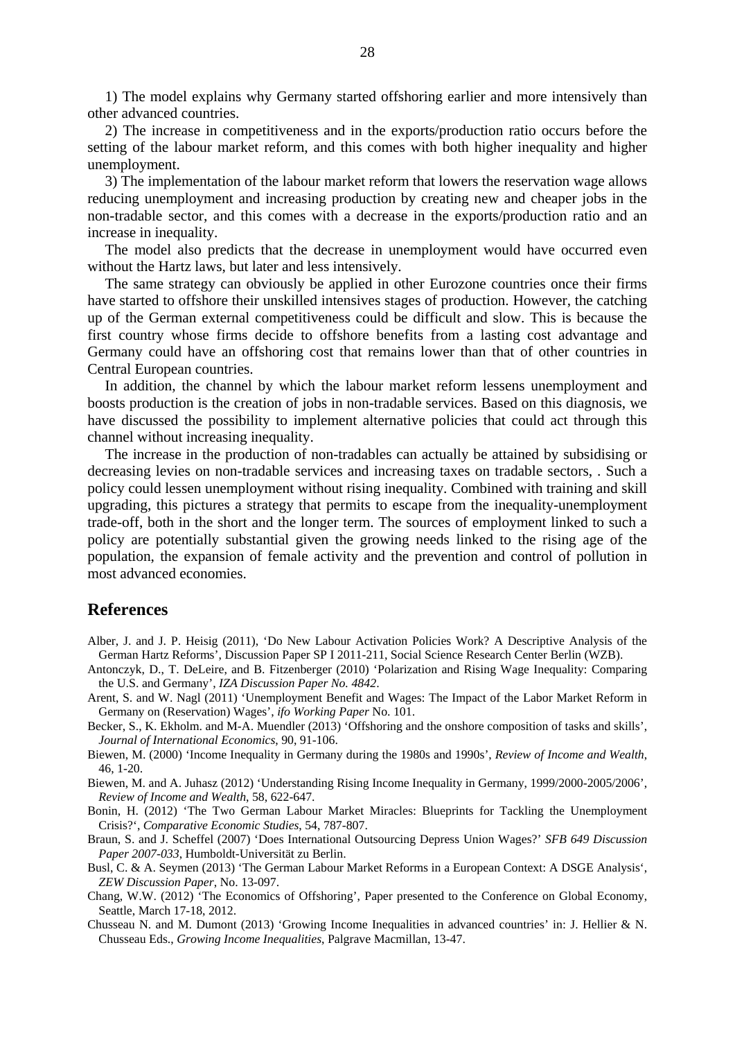1) The model explains why Germany started offshoring earlier and more intensively than other advanced countries.

2) The increase in competitiveness and in the exports/production ratio occurs before the setting of the labour market reform, and this comes with both higher inequality and higher unemployment.

3) The implementation of the labour market reform that lowers the reservation wage allows reducing unemployment and increasing production by creating new and cheaper jobs in the non-tradable sector, and this comes with a decrease in the exports/production ratio and an increase in inequality.

The model also predicts that the decrease in unemployment would have occurred even without the Hartz laws, but later and less intensively.

The same strategy can obviously be applied in other Eurozone countries once their firms have started to offshore their unskilled intensives stages of production. However, the catching up of the German external competitiveness could be difficult and slow. This is because the first country whose firms decide to offshore benefits from a lasting cost advantage and Germany could have an offshoring cost that remains lower than that of other countries in Central European countries.

In addition, the channel by which the labour market reform lessens unemployment and boosts production is the creation of jobs in non-tradable services. Based on this diagnosis, we have discussed the possibility to implement alternative policies that could act through this channel without increasing inequality.

The increase in the production of non-tradables can actually be attained by subsidising or decreasing levies on non-tradable services and increasing taxes on tradable sectors, . Such a policy could lessen unemployment without rising inequality. Combined with training and skill upgrading, this pictures a strategy that permits to escape from the inequality-unemployment trade-off, both in the short and the longer term. The sources of employment linked to such a policy are potentially substantial given the growing needs linked to the rising age of the population, the expansion of female activity and the prevention and control of pollution in most advanced economies.

## References

Alber, J. and J. P. Heisig (2011), 'Do New Labour Activation Policies Work? A Descriptive Analysis of the German Hartz Reforms', Discussion Paper SP I 2011-211, Social Science Research Center Berlin (WZB).

Antonczyk, D., T. DeLeire, and B. Fitzenberger (2010) 'Polarization and Rising Wage Inequality: Comparing the U.S. and Germany', *IZA Discussion Paper No. 4842*.

Arent, S. and W. Nagl (2011) 'Unemployment Benefit and Wages: The Impact of the Labor Market Reform in Germany on (Reservation) Wages', *ifo Working Paper* No. 101.

Becker, S., K. Ekholm. and M-A. Muendler (2013) 'Offshoring and the onshore composition of tasks and skills', *Journal of International Economics*, 90, 91-106.

Biewen, M. (2000) 'Income Inequality in Germany during the 1980s and 1990s', *Review of Income and Wealth*, 46, 1-20.

Biewen, M. and A. Juhasz (2012) 'Understanding Rising Income Inequality in Germany, 1999/2000-2005/2006', *Review of Income and Wealth*, 58, 622-647.

Bonin, H. (2012) 'The Two German Labour Market Miracles: Blueprints for Tackling the Unemployment Crisis?', *Comparative Economic Studies*, 54, 787-807.

Braun, S. and J. Scheffel (2007) 'Does International Outsourcing Depress Union Wages?' *SFB 649 Discussion Paper 2007-033*, Humboldt-Universität zu Berlin.

Busl, C. & A. Seymen (2013) 'The German Labour Market Reforms in a European Context: A DSGE Analysis', *ZEW Discussion Paper*, No. 13-097.

Chang, W.W. (2012) 'The Economics of Offshoring', Paper presented to the Conference on Global Economy, Seattle, March 17-18, 2012.

Chusseau N. and M. Dumont (2013) 'Growing Income Inequalities in advanced countries' in: J. Hellier & N. Chusseau Eds., *Growing Income Inequalities*, Palgrave Macmillan, 13-47.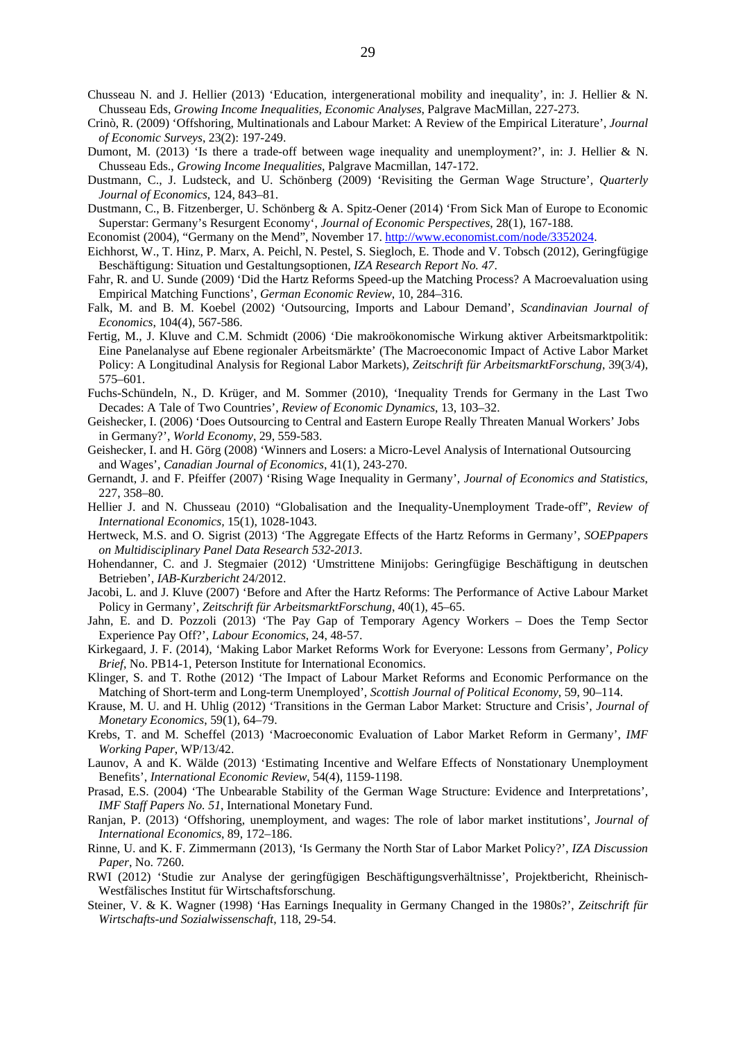Chusseau N. and J. Hellier (2013) 'Education, intergenerational mobility and inequality', in: J. Hellier & N. Chusseau Eds, *Growing Income Inequalities, Economic Analyses*, Palgrave MacMillan, 227-273.

Crinò, R. (2009) 'Offshoring, Multinationals and Labour Market: A Review of the Empirical Literature', *Journal of Economic Surveys*, 23(2): 197-249.

Dumont, M. (2013) 'Is there a trade-off between wage inequality and unemployment?', in: J. Hellier & N. Chusseau Eds., *Growing Income Inequalities*, Palgrave Macmillan, 147-172.

Dustmann, C., J. Ludsteck, and U. Schönberg (2009) 'Revisiting the German Wage Structure', *Quarterly Journal of Economics*, 124, 843–81.

Dustmann, C., B. Fitzenberger, U. Schönberg & A. Spitz-Oener (2014) 'From Sick Man of Europe to Economic Superstar: Germany's Resurgent Economy', *Journal of Economic Perspectives*, 28(1), 167-188.

Economist (2004), "Germany on the Mend", November 17. http://www.economist.com/node/3352024.

Eichhorst, W., T. Hinz, P. Marx, A. Peichl, N. Pestel, S. Siegloch, E. Thode and V. Tobsch (2012), Geringfügige Beschäftigung: Situation und Gestaltungsoptionen, *IZA Research Report No. 47*.

Fahr, R. and U. Sunde (2009) 'Did the Hartz Reforms Speed-up the Matching Process? A Macroevaluation using Empirical Matching Functions', *German Economic Review*, 10, 284–316.

Falk, M. and B. M. Koebel (2002) 'Outsourcing, Imports and Labour Demand', *Scandinavian Journal of Economics*, 104(4), 567-586.

Fertig, M., J. Kluve and C.M. Schmidt (2006) 'Die makroökonomische Wirkung aktiver Arbeitsmarktpolitik: Eine Panelanalyse auf Ebene regionaler Arbeitsmärkte' (The Macroeconomic Impact of Active Labor Market Policy: A Longitudinal Analysis for Regional Labor Markets), *Zeitschrift für ArbeitsmarktForschung*, 39(3/4), 575–601.

Fuchs-Schündeln, N., D. Krüger, and M. Sommer (2010), 'Inequality Trends for Germany in the Last Two Decades: A Tale of Two Countries', *Review of Economic Dynamics*, 13, 103–32.

Geishecker, I. (2006) 'Does Outsourcing to Central and Eastern Europe Really Threaten Manual Workers' Jobs in Germany?', *World Economy*, 29, 559-583.

Geishecker, I. and H. Görg (2008) 'Winners and Losers: a Micro-Level Analysis of International Outsourcing and Wages', *Canadian Journal of Economics*, 41(1), 243-270.

Gernandt, J. and F. Pfeiffer (2007) 'Rising Wage Inequality in Germany', *Journal of Economics and Statistics*, 227, 358–80.

Hellier J. and N. Chusseau (2010) "Globalisation and the Inequality-Unemployment Trade-off", *Review of International Economics*, 15(1), 1028-1043.

Hertweck, M.S. and O. Sigrist (2013) 'The Aggregate Effects of the Hartz Reforms in Germany', *SOEPpapers on Multidisciplinary Panel Data Research 532-2013*.

Hohendanner, C. and J. Stegmaier (2012) 'Umstrittene Minijobs: Geringfügige Beschäftigung in deutschen Betrieben', *IAB-Kurzbericht* 24/2012.

Jacobi, L. and J. Kluve (2007) 'Before and After the Hartz Reforms: The Performance of Active Labour Market Policy in Germany', *Zeitschrift für ArbeitsmarktForschung*, 40(1), 45–65.

Jahn, E. and D. Pozzoli (2013) 'The Pay Gap of Temporary Agency Workers – Does the Temp Sector Experience Pay Off?', *Labour Economics*, 24, 48-57.

Kirkegaard, J. F. (2014), 'Making Labor Market Reforms Work for Everyone: Lessons from Germany', *Policy Brief*, No. PB14-1, Peterson Institute for International Economics.

Klinger, S. and T. Rothe (2012) 'The Impact of Labour Market Reforms and Economic Performance on the Matching of Short-term and Long-term Unemployed', *Scottish Journal of Political Economy*, 59, 90–114.

Krause, M. U. and H. Uhlig (2012) 'Transitions in the German Labor Market: Structure and Crisis', *Journal of Monetary Economics*, 59(1), 64–79.

Krebs, T. and M. Scheffel (2013) 'Macroeconomic Evaluation of Labor Market Reform in Germany', *IMF Working Paper*, WP/13/42.

Launov, A and K. Wälde (2013) 'Estimating Incentive and Welfare Effects of Nonstationary Unemployment Benefits', *International Economic Review*, 54(4), 1159-1198.

Prasad, E.S. (2004) 'The Unbearable Stability of the German Wage Structure: Evidence and Interpretations', *IMF Staff Papers No. 51*, International Monetary Fund.

Ranjan, P. (2013) 'Offshoring, unemployment, and wages: The role of labor market institutions', *Journal of International Economics*, 89, 172–186.

Rinne, U. and K. F. Zimmermann (2013), 'Is Germany the North Star of Labor Market Policy?', *IZA Discussion Paper*, No. 7260.

RWI (2012) 'Studie zur Analyse der geringfügigen Beschäftigungsverhältnisse', Projektbericht, Rheinisch-Westfälisches Institut für Wirtschaftsforschung.

Steiner, V. & K. Wagner (1998) 'Has Earnings Inequality in Germany Changed in the 1980s?', *Zeitschrift für Wirtschafts-und Sozialwissenschaft*, 118, 29-54.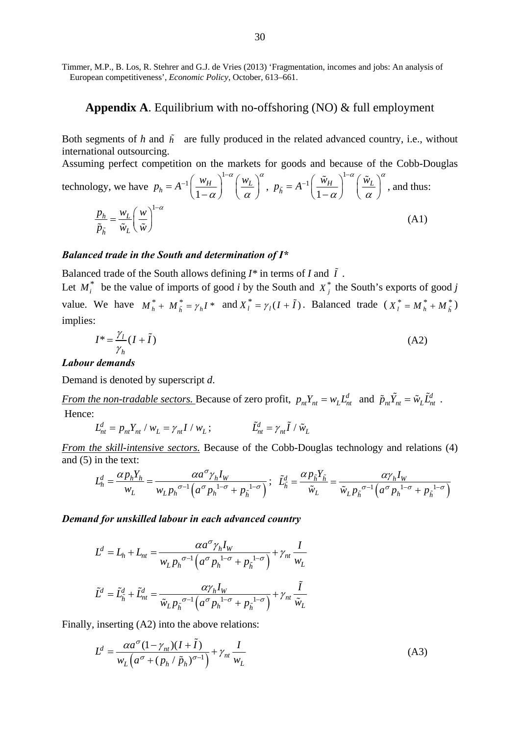Timmer, M.P., B. Los, R. Stehrer and G.J. de Vries (2013) 'Fragmentation, incomes and jobs: An analysis of European competitiveness', *Economic Policy*, October, 613–661.

## **Appendix A**. Equilibrium with no-offshoring (NO) & full employment

Both segments of $h$ and $\tilde{h}$ are fully produced in the related advanced country, i.e., without international outsourcing.

Assuming perfect competition on the markets for goods and because of the Cobb-Douglas technology, we have $p_h = A^{-1}\left(\frac{w_H}{1-\alpha}\right)^{1-\alpha}\left(\frac{w_L}{\alpha}\right)^{\alpha}$, $p_{\tilde{h}} = A^{-1}\left(\frac{\tilde{w}_H}{1-\alpha}\right)^{1-\alpha}\left(\frac{\tilde{w}_L}{\alpha}\right)^{\alpha}$, and thus:

$$\frac{p_h}{\tilde{p}_{\tilde{h}}} = \frac{w_L}{\tilde{w}_L}\left(\frac{w}{\tilde{w}}\right)^{1-\alpha} \tag{A1}$$

### ***Balanced trade in the South and determination of I****

Balanced trade of the South allows defining $I^*$ in terms of $I$ and $\tilde{I}$.

Let $M_i^*$ be the value of imports of good $i$ by the South and $X_j^*$ the South's exports of good $j$ value. We have $M_h^* + M_{\tilde{h}}^* = \gamma_h I^*$ and $X_l^* = \gamma_l(I+\tilde{I})$. Balanced trade ($X_l^* = M_h^* + M_{\tilde{h}}^*$) implies:

$$I^* = \frac{\gamma_l}{\gamma_h}(I+\tilde{I}) \tag{A2}$$

### ***Labour demands***

Demand is denoted by superscript *d*.

<u>*From the non-tradable sectors.*</u> Because of zero profit, $p_{nt}Y_{nt} = w_L L_{nt}^d$ and $\tilde{p}_{nt}\tilde{Y}_{nt} = \tilde{w}_L\tilde{L}_{nt}^d$. Hence:

$$L_{nt}^d = p_{nt}Y_{nt}/w_L = \gamma_{nt}I/w_L\,; \qquad \tilde{L}_{nt}^d = \gamma_{nt}\tilde{I}/\tilde{w}_L$$

<u>*From the skill-intensive sectors.*</u> Because of the Cobb-Douglas technology and relations (4) and (5) in the text:

$$L_h^d = \frac{\alpha p_h Y_h}{w_L} = \frac{\alpha a^{\sigma}\gamma_h I_W}{w_L p_h^{\sigma-1}\left(a^{\sigma}p_h^{1-\sigma} + p_{\tilde{h}}^{1-\sigma}\right)}\,;\quad \tilde{L}_{\tilde{h}}^d = \frac{\alpha p_{\tilde{h}}Y_{\tilde{h}}}{\tilde{w}_L} = \frac{\alpha\gamma_h I_W}{\tilde{w}_L p_{\tilde{h}}^{\sigma-1}\left(a^{\sigma}p_h^{1-\sigma} + p_{\tilde{h}}^{1-\sigma}\right)}$$

### ***Demand for unskilled labour in each advanced country***

$$L^d = L_h + L_{nt} = \frac{\alpha a^{\sigma}\gamma_h I_W}{w_L p_h^{\sigma-1}\left(a^{\sigma}p_h^{1-\sigma} + p_{\tilde{h}}^{1-\sigma}\right)} + \gamma_{nt}\frac{I}{w_L}$$

$$\tilde{L}^d = \tilde{L}_{\tilde{h}}^d + \tilde{L}_{nt}^d = \frac{\alpha\gamma_h I_W}{\tilde{w}_L p_{\tilde{h}}^{\sigma-1}\left(a^{\sigma}p_h^{1-\sigma} + p_{\tilde{h}}^{1-\sigma}\right)} + \gamma_{nt}\frac{\tilde{I}}{\tilde{w}_L}$$

Finally, inserting (A2) into the above relations:

$$L^d = \frac{\alpha a^{\sigma}(1-\gamma_{nt})(I+\tilde{I})}{w_L\left(a^{\sigma} + (p_h/\tilde{p}_h)^{\sigma-1}\right)} + \gamma_{nt}\frac{I}{w_L} \tag{A3}$$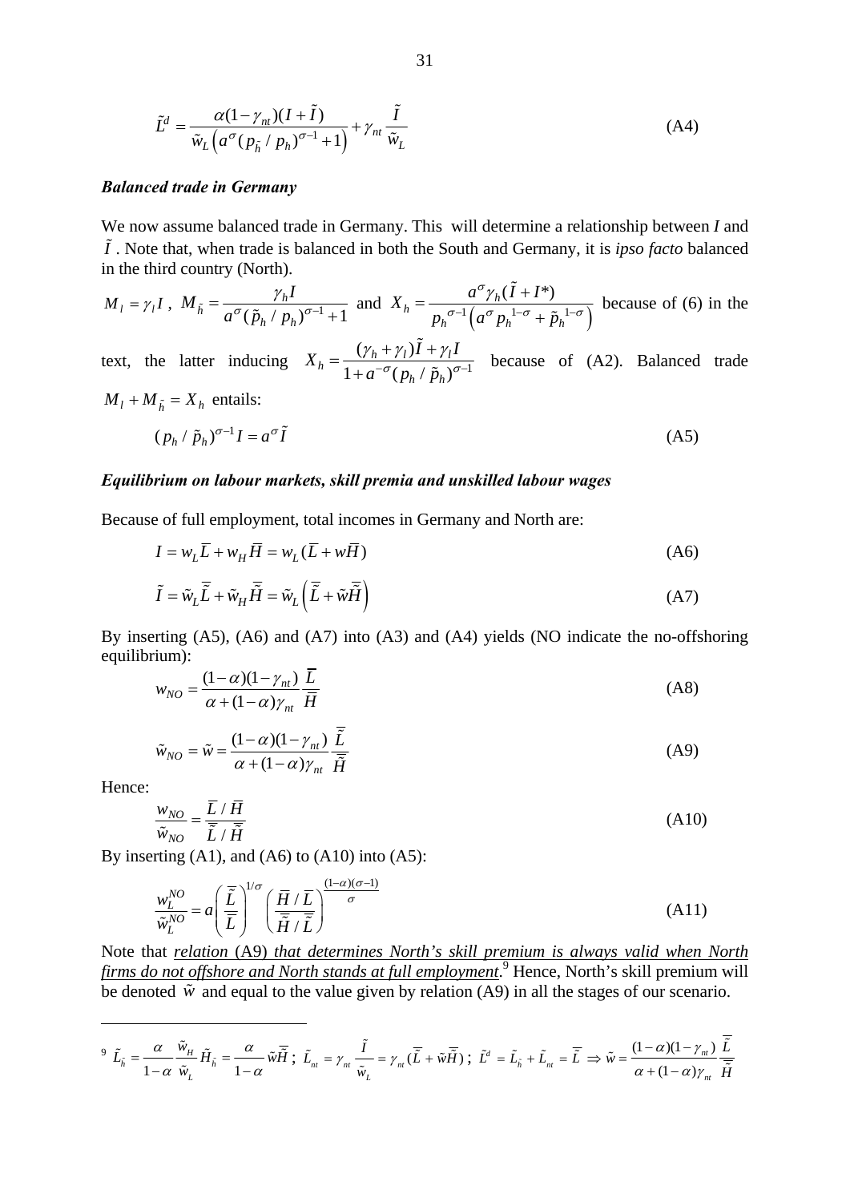$$\tilde{L}^d = \frac{\alpha(1-\gamma_{nt})(I+\tilde{I})}{\tilde{w}_L\left(a^{\sigma}(p_{\tilde{h}}/p_h)^{\sigma-1}+1\right)} + \gamma_{nt}\frac{\tilde{I}}{\tilde{w}_L} \tag{A4}$$

### *Balanced trade in Germany*

We now assume balanced trade in Germany. This will determine a relationship between $I$ and $\tilde{I}$. Note that, when trade is balanced in both the South and Germany, it is *ipso facto* balanced in the third country (North).

$M_l = \gamma_l I$, $M_{\tilde{h}} = \dfrac{\gamma_h I}{a^{\sigma}(\tilde{p}_h/p_h)^{\sigma-1}+1}$ and $X_h = \dfrac{a^{\sigma}\gamma_h(\tilde{I}+I^*)}{p_h^{\sigma-1}\left(a^{\sigma}p_h^{1-\sigma}+\tilde{p}_h^{1-\sigma}\right)}$ because of (6) in the text, the latter inducing $X_h = \dfrac{(\gamma_h+\gamma_l)\tilde{I}+\gamma_l I}{1+a^{-\sigma}(p_h/\tilde{p}_h)^{\sigma-1}}$ because of (A2). Balanced trade $M_l + M_{\tilde{h}} = X_h$ entails:

$$(p_h/\tilde{p}_h)^{\sigma-1} I = a^{\sigma}\tilde{I} \tag{A5}$$

### *Equilibrium on labour markets, skill premia and unskilled labour wages*

Because of full employment, total incomes in Germany and North are:

$$I = w_L\bar{L} + w_H\bar{H} = w_L(\bar{L} + w\bar{H}) \tag{A6}$$

$$\tilde{I} = \tilde{w}_L\bar{\tilde{L}} + \tilde{w}_H\bar{\tilde{H}} = \tilde{w}_L\left(\bar{\tilde{L}} + \tilde{w}\bar{\tilde{H}}\right) \tag{A7}$$

By inserting (A5), (A6) and (A7) into (A3) and (A4) yields (NO indicate the no-offshoring equilibrium):

$$w_{NO} = \frac{(1-\alpha)(1-\gamma_{nt})}{\alpha+(1-\alpha)\gamma_{nt}}\frac{\bar{L}}{\bar{H}} \tag{A8}$$

$$\tilde{w}_{NO} = \tilde{w} = \frac{(1-\alpha)(1-\gamma_{nt})}{\alpha+(1-\alpha)\gamma_{nt}}\frac{\bar{\tilde{L}}}{\bar{\tilde{H}}} \tag{A9}$$

Hence:

$$\frac{w_{NO}}{\tilde{w}_{NO}} = \frac{\bar{L}/\bar{H}}{\bar{\tilde{L}}/\bar{\tilde{H}}} \tag{A10}$$

By inserting (A1), and (A6) to (A10) into (A5):

$$\frac{w_L^{NO}}{\tilde{w}_L^{NO}} = a\left(\frac{\bar{\tilde{L}}}{\bar{L}}\right)^{1/\sigma}\left(\frac{\bar{H}/\bar{L}}{\bar{\tilde{H}}/\bar{\tilde{L}}}\right)^{\frac{(1-\alpha)(\sigma-1)}{\sigma}} \tag{A11}$$

Note that *relation* (A9) *that determines North's skill premium is always valid when North firms do not offshore and North stands at full employment*.[9] Hence, North's skill premium will be denoted $\tilde{w}$ and equal to the value given by relation (A9) in all the stages of our scenario.

---

[9] $\tilde{L}_{\tilde{h}} = \dfrac{\alpha}{1-\alpha}\dfrac{\tilde{w}_H}{\tilde{w}_L}\tilde{H}_{\tilde{h}} = \dfrac{\alpha}{1-\alpha}\tilde{w}\bar{\tilde{H}}$ ; $\tilde{L}_{nt} = \gamma_{nt}\dfrac{\tilde{I}}{\tilde{w}_L} = \gamma_{nt}(\bar{\tilde{L}} + \tilde{w}\bar{\tilde{H}})$ ; $\tilde{L}^d = \tilde{L}_{\tilde{h}} + \tilde{L}_{nt} = \bar{\tilde{L}} \Rightarrow \tilde{w} = \dfrac{(1-\alpha)(1-\gamma_{nt})}{\alpha+(1-\alpha)\gamma_{nt}}\dfrac{\bar{\tilde{L}}}{\bar{\tilde{H}}}$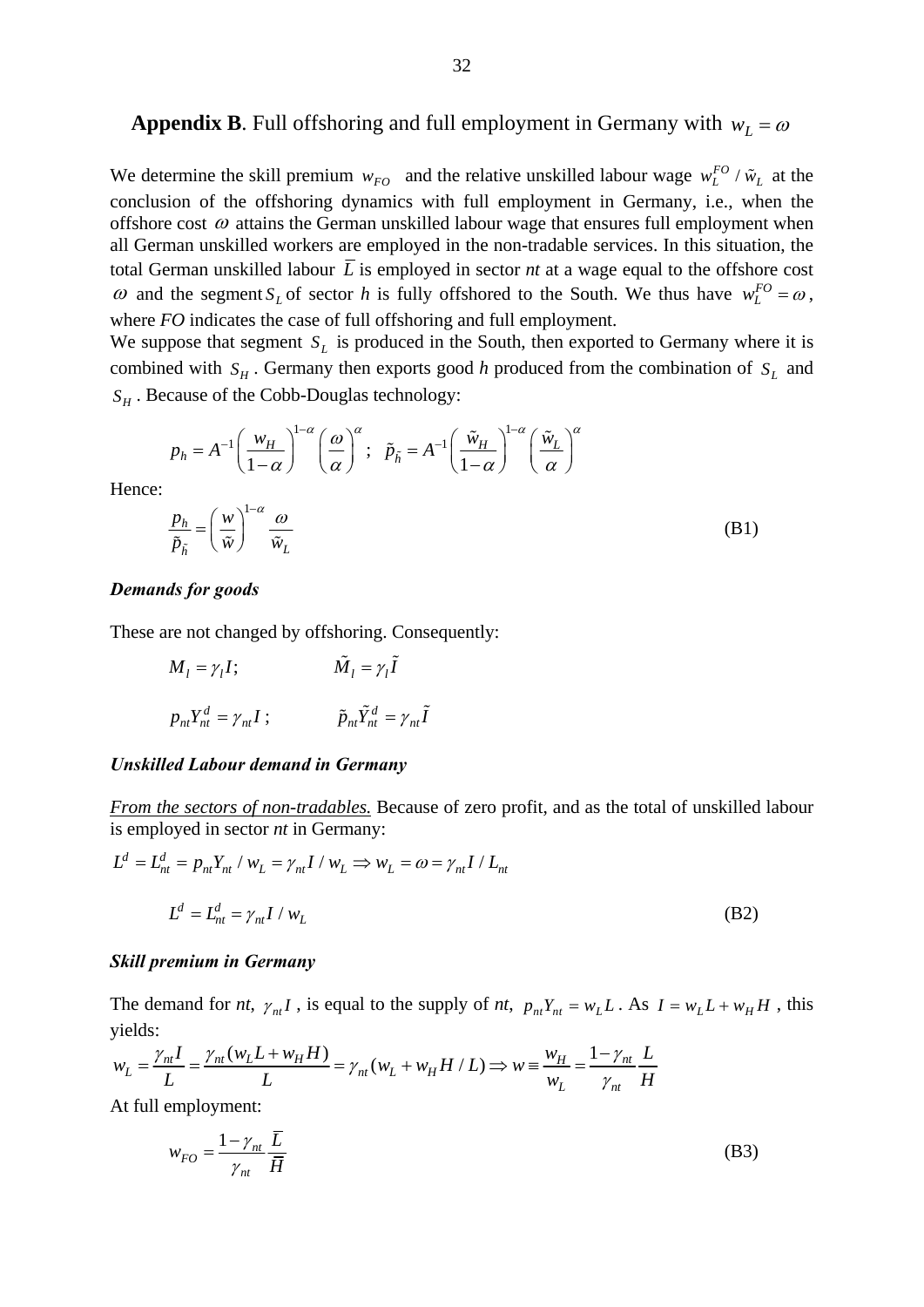**Appendix B**. Full offshoring and full employment in Germany with $w_L = \omega$

We determine the skill premium $w_{FO}$ and the relative unskilled labour wage $w_L^{FO} / \tilde{w}_L$ at the conclusion of the offshoring dynamics with full employment in Germany, i.e., when the offshore cost $\omega$ attains the German unskilled labour wage that ensures full employment when all German unskilled workers are employed in the non-tradable services. In this situation, the total German unskilled labour $\bar{L}$ is employed in sector *nt* at a wage equal to the offshore cost $\omega$ and the segment $S_L$ of sector *h* is fully offshored to the South. We thus have $w_L^{FO} = \omega$, where *FO* indicates the case of full offshoring and full employment.

We suppose that segment $S_L$ is produced in the South, then exported to Germany where it is combined with $S_H$. Germany then exports good *h* produced from the combination of $S_L$ and $S_H$. Because of the Cobb-Douglas technology:

$$p_h = A^{-1}\left(\frac{w_H}{1-\alpha}\right)^{1-\alpha}\left(\frac{\omega}{\alpha}\right)^{\alpha}; \quad \tilde{p}_{\tilde{h}} = A^{-1}\left(\frac{\tilde{w}_H}{1-\alpha}\right)^{1-\alpha}\left(\frac{\tilde{w}_L}{\alpha}\right)^{\alpha}$$

Hence:

$$\frac{p_h}{\tilde{p}_{\tilde{h}}} = \left(\frac{w}{\tilde{w}}\right)^{1-\alpha}\frac{\omega}{\tilde{w}_L} \tag{B1}$$

***Demands for goods***

These are not changed by offshoring. Consequently:

$$M_l = \gamma_l I; \qquad \tilde{M}_l = \gamma_l \tilde{I}$$

$$p_{nt}Y_{nt}^d = \gamma_{nt} I; \qquad \tilde{p}_{nt}\tilde{Y}_{nt}^d = \gamma_{nt}\tilde{I}$$

***Unskilled Labour demand in Germany***

<u>From the sectors of non-tradables.</u> Because of zero profit, and as the total of unskilled labour is employed in sector *nt* in Germany:

$$L^d = L_{nt}^d = p_{nt}Y_{nt} / w_L = \gamma_{nt} I / w_L \Rightarrow w_L = \omega = \gamma_{nt} I / L_{nt}$$

$$L^d = L_{nt}^d = \gamma_{nt} I / w_L \tag{B2}$$

***Skill premium in Germany***

The demand for *nt*, $\gamma_{nt} I$, is equal to the supply of *nt*, $p_{nt}Y_{nt} = w_L L$. As $I = w_L L + w_H H$, this yields:

$$w_L = \frac{\gamma_{nt} I}{L} = \frac{\gamma_{nt}(w_L L + w_H H)}{L} = \gamma_{nt}(w_L + w_H H / L) \Rightarrow w \equiv \frac{w_H}{w_L} = \frac{1-\gamma_{nt}}{\gamma_{nt}}\frac{L}{H}$$

At full employment:

$$w_{FO} = \frac{1-\gamma_{nt}}{\gamma_{nt}}\frac{\bar{L}}{\bar{H}} \tag{B3}$$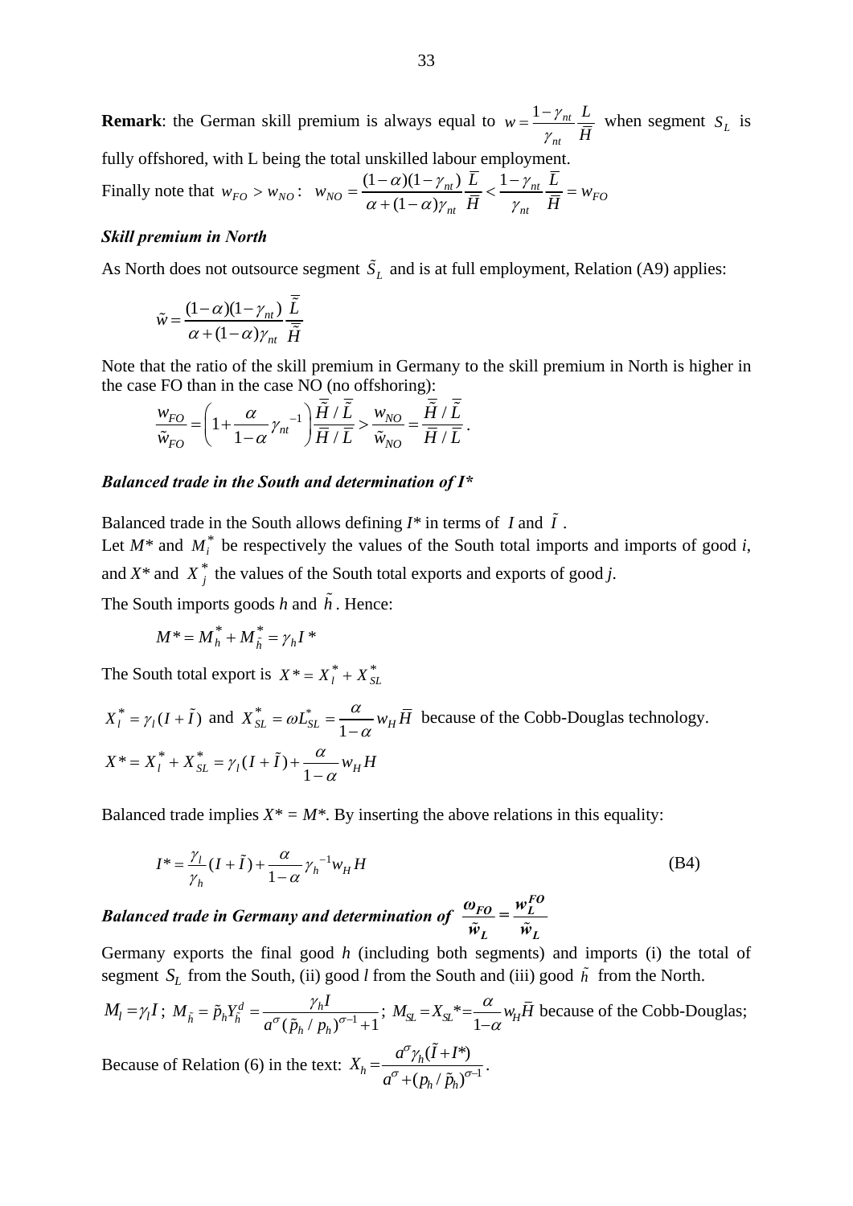**Remark**: the German skill premium is always equal to $w = \frac{1-\gamma_{nt}}{\gamma_{nt}} \frac{L}{\overline{H}}$ when segment $S_L$ is fully offshored, with L being the total unskilled labour employment.

Finally note that $w_{FO} > w_{NO}$: $w_{NO} = \frac{(1-\alpha)(1-\gamma_{nt})}{\alpha + (1-\alpha)\gamma_{nt}} \frac{\overline{L}}{\overline{H}} < \frac{1-\gamma_{nt}}{\gamma_{nt}} \frac{\overline{L}}{\overline{H}} = w_{FO}$

### *Skill premium in North*

As North does not outsource segment $\tilde{S}_L$ and is at full employment, Relation (A9) applies:

$$\tilde{w} = \frac{(1-\alpha)(1-\gamma_{nt})}{\alpha + (1-\alpha)\gamma_{nt}} \frac{\overline{\tilde{L}}}{\overline{\tilde{H}}}$$

Note that the ratio of the skill premium in Germany to the skill premium in North is higher in the case FO than in the case NO (no offshoring):

$$\frac{w_{FO}}{\tilde{w}_{FO}} = \left(1 + \frac{\alpha}{1-\alpha}\gamma_{nt}^{-1}\right) \frac{\overline{\tilde{H}} / \overline{\tilde{L}}}{\overline{H} / \overline{L}} > \frac{w_{NO}}{\tilde{w}_{NO}} = \frac{\overline{\tilde{H}} / \overline{\tilde{L}}}{\overline{H} / \overline{L}}.$$

### *Balanced trade in the South and determination of I\**

Balanced trade in the South allows defining $I^*$ in terms of $I$ and $\tilde{I}$.

Let $M^*$ and $M_i^*$ be respectively the values of the South total imports and imports of good *i*, and $X^*$ and $X_j^*$ the values of the South total exports and exports of good *j*.

The South imports goods *h* and $\tilde{h}$. Hence:

$$M^* = M_h^* + M_{\tilde{h}}^* = \gamma_h I^*$$

The South total export is $X^* = X_l^* + X_{SL}^*$

$X_l^* = \gamma_l (I + \tilde{I})$ and $X_{SL}^* = \omega L_{SL}^* = \frac{\alpha}{1-\alpha} w_H \overline{H}$ because of the Cobb-Douglas technology.

$$X^* = X_l^* + X_{SL}^* = \gamma_l (I + \tilde{I}) + \frac{\alpha}{1-\alpha} w_H H$$

Balanced trade implies $X^* = M^*$. By inserting the above relations in this equality:

$$I^* = \frac{\gamma_l}{\gamma_h}(I + \tilde{I}) + \frac{\alpha}{1-\alpha}\gamma_h^{-1} w_H H \tag{B4}$$

### *Balanced trade in Germany and determination of* $\frac{\omega_{FO}}{\tilde{w}_L} = \frac{w_L^{FO}}{\tilde{w}_L}$

Germany exports the final good *h* (including both segments) and imports (i) the total of segment $S_L$ from the South, (ii) good *l* from the South and (iii) good $\tilde{h}$ from the North.

$M_l = \gamma_l I$; $M_{\tilde{h}} = \tilde{p}_h Y_{\tilde{h}}^d = \frac{\gamma_h I}{a^\sigma (\tilde{p}_h / p_h)^{\sigma-1} + 1}$; $M_{SL} = X_{SL}^* = \frac{\alpha}{1-\alpha} w_H \overline{H}$ because of the Cobb-Douglas;

Because of Relation (6) in the text: $X_h = \frac{a^\sigma \gamma_h (\tilde{I} + I^*)}{a^\sigma + (p_h / \tilde{p}_h)^{\sigma-1}}$.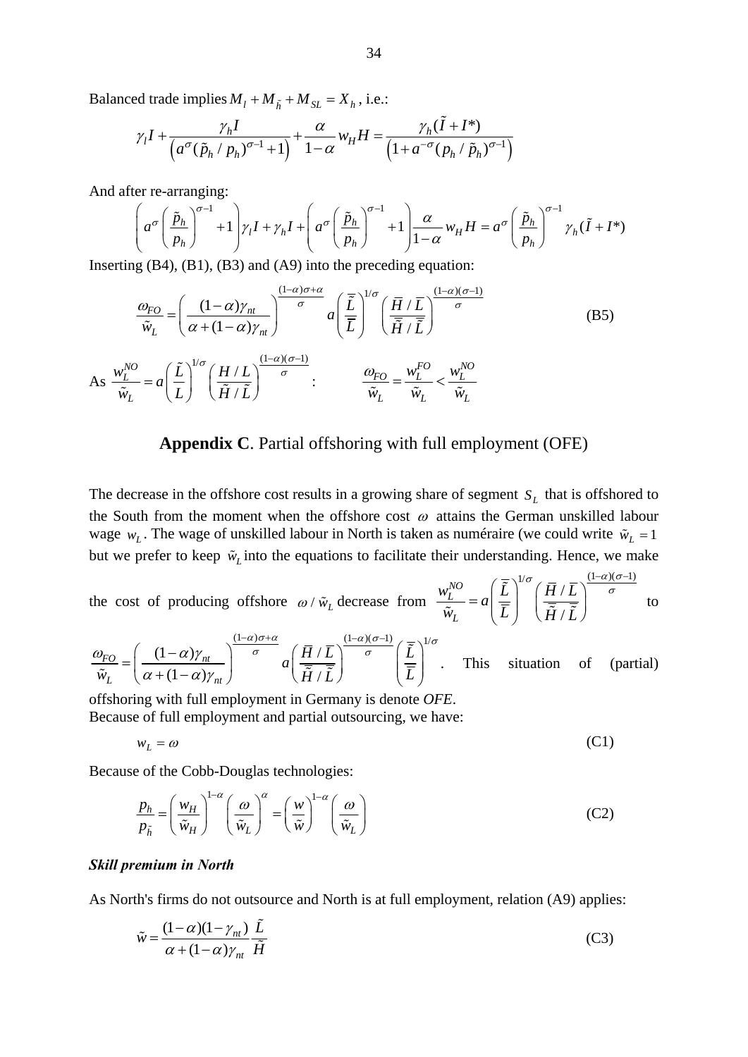Balanced trade implies $M_l + M_{\tilde{h}} + M_{SL} = X_h$, i.e.:

$$\gamma_l I + \frac{\gamma_h I}{\left(a^{\sigma}(\tilde{p}_h / p_h)^{\sigma-1}+1\right)} + \frac{\alpha}{1-\alpha} w_H H = \frac{\gamma_h(\tilde{I}+I^*)}{\left(1+a^{-\sigma}(p_h/\tilde{p}_h)^{\sigma-1}\right)}$$

And after re-arranging:

$$\left(a^{\sigma}\left(\frac{\tilde{p}_h}{p_h}\right)^{\sigma-1}+1\right)\gamma_l I + \gamma_h I + \left(a^{\sigma}\left(\frac{\tilde{p}_h}{p_h}\right)^{\sigma-1}+1\right)\frac{\alpha}{1-\alpha} w_H H = a^{\sigma}\left(\frac{\tilde{p}_h}{p_h}\right)^{\sigma-1}\gamma_h(\tilde{I}+I^*)$$

Inserting (B4), (B1), (B3) and (A9) into the preceding equation:

$$\frac{\omega_{FO}}{\tilde{w}_L} = \left(\frac{(1-\alpha)\gamma_{nt}}{\alpha+(1-\alpha)\gamma_{nt}}\right)^{\frac{(1-\alpha)\sigma+\alpha}{\sigma}} a\left(\frac{\bar{\tilde{L}}}{\bar{L}}\right)^{1/\sigma}\left(\frac{\bar{H}/\bar{L}}{\bar{\tilde{H}}/\bar{\tilde{L}}}\right)^{\frac{(1-\alpha)(\sigma-1)}{\sigma}} \tag{B5}$$

As $\dfrac{w_L^{NO}}{\tilde{w}_L} = a\left(\dfrac{\tilde{L}}{L}\right)^{1/\sigma}\left(\dfrac{H/L}{\tilde{H}/\tilde{L}}\right)^{\frac{(1-\alpha)(\sigma-1)}{\sigma}}$: $\qquad \dfrac{\omega_{FO}}{\tilde{w}_L} = \dfrac{w_L^{FO}}{\tilde{w}_L} < \dfrac{w_L^{NO}}{\tilde{w}_L}$

## Appendix C. Partial offshoring with full employment (OFE)

The decrease in the offshore cost results in a growing share of segment $S_L$ that is offshored to the South from the moment when the offshore cost $\omega$ attains the German unskilled labour wage $w_L$. The wage of unskilled labour in North is taken as numéraire (we could write $\tilde{w}_L = 1$ but we prefer to keep $\tilde{w}_L$ into the equations to facilitate their understanding. Hence, we make the cost of producing offshore $\omega / \tilde{w}_L$ decrease from $\dfrac{w_L^{NO}}{\tilde{w}_L} = a\left(\dfrac{\bar{\tilde{L}}}{\bar{L}}\right)^{1/\sigma}\left(\dfrac{\bar{H}/\bar{L}}{\bar{\tilde{H}}/\bar{\tilde{L}}}\right)^{\frac{(1-\alpha)(\sigma-1)}{\sigma}}$ to $\dfrac{\omega_{FO}}{\tilde{w}_L} = \left(\dfrac{(1-\alpha)\gamma_{nt}}{\alpha+(1-\alpha)\gamma_{nt}}\right)^{\frac{(1-\alpha)\sigma+\alpha}{\sigma}} a\left(\dfrac{\bar{H}/\bar{L}}{\bar{\tilde{H}}/\bar{\tilde{L}}}\right)^{\frac{(1-\alpha)(\sigma-1)}{\sigma}}\left(\dfrac{\bar{\tilde{L}}}{\bar{L}}\right)^{1/\sigma}$. This situation of (partial) offshoring with full employment in Germany is denote *OFE*.

Because of full employment and partial outsourcing, we have:

$$w_L = \omega \tag{C1}$$

Because of the Cobb-Douglas technologies:

$$\frac{p_h}{p_{\tilde{h}}} = \left(\frac{w_H}{\tilde{w}_H}\right)^{1-\alpha}\left(\frac{\omega}{\tilde{w}_L}\right)^{\alpha} = \left(\frac{w}{\tilde{w}}\right)^{1-\alpha}\left(\frac{\omega}{\tilde{w}_L}\right) \tag{C2}$$

***Skill premium in North***

As North's firms do not outsource and North is at full employment, relation (A9) applies:

$$\tilde{w} = \frac{(1-\alpha)(1-\gamma_{nt})}{\alpha+(1-\alpha)\gamma_{nt}}\frac{\tilde{L}}{\tilde{H}} \tag{C3}$$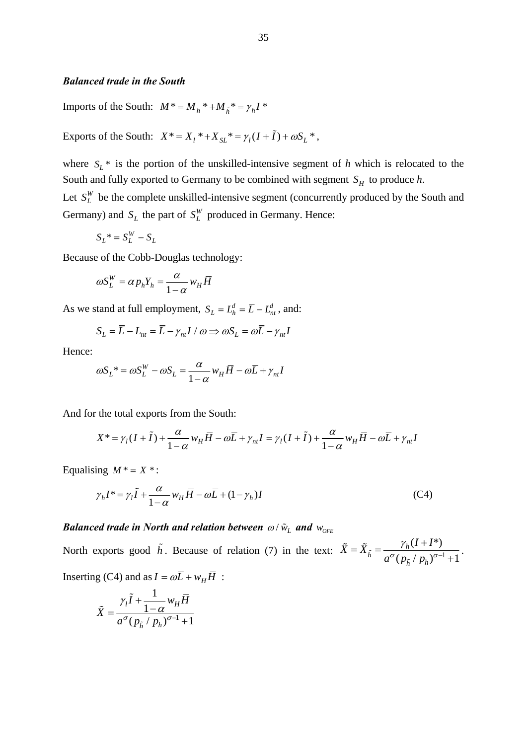***Balanced trade in the South***

Imports of the South: $M^* = M_h^* + M_{\tilde{h}}^* = \gamma_h I^*$

Exports of the South: $X^* = X_l^* + X_{SL}^* = \gamma_l (I + \tilde{I}) + \omega S_L^*$,

where $S_L^*$ is the portion of the unskilled-intensive segment of *h* which is relocated to the South and fully exported to Germany to be combined with segment $S_H$ to produce *h*.

Let $S_L^W$ be the complete unskilled-intensive segment (concurrently produced by the South and Germany) and $S_L$ the part of $S_L^W$ produced in Germany. Hence:

$$S_L^* = S_L^W - S_L$$

Because of the Cobb-Douglas technology:

$$\omega S_L^W = \alpha p_h Y_h = \frac{\alpha}{1-\alpha} w_H \overline{H}$$

As we stand at full employment, $S_L = L_h^d = \overline{L} - L_{nt}^d$, and:

$$S_L = \overline{L} - L_{nt} = \overline{L} - \gamma_{nt} I / \omega \Rightarrow \omega S_L = \omega \overline{L} - \gamma_{nt} I$$

Hence:

$$\omega S_L^* = \omega S_L^W - \omega S_L = \frac{\alpha}{1-\alpha} w_H \overline{H} - \omega \overline{L} + \gamma_{nt} I$$

And for the total exports from the South:

$$X^* = \gamma_l (I + \tilde{I}) + \frac{\alpha}{1-\alpha} w_H \overline{H} - \omega \overline{L} + \gamma_{nt} I = \gamma_l (I + \tilde{I}) + \frac{\alpha}{1-\alpha} w_H \overline{H} - \omega \overline{L} + \gamma_{nt} I$$

Equalising $M^* = X^*$:

$$\gamma_h I^* = \gamma_l \tilde{I} + \frac{\alpha}{1-\alpha} w_H \overline{H} - \omega \overline{L} + (1-\gamma_h) I \tag{C4}$$

***Balanced trade in North and relation between $\omega / \tilde{w}_L$ and $w_{OFE}$***

North exports good $\tilde{h}$. Because of relation (7) in the text: $\tilde{X} = \tilde{X}_{\tilde{h}} = \dfrac{\gamma_h (I + I^*)}{a^{\sigma} (p_{\tilde{h}} / p_h)^{\sigma - 1} + 1}$.

Inserting (C4) and as $I = \omega \overline{L} + w_H \overline{H}$ :

$$\tilde{X} = \frac{\gamma_l \tilde{I} + \dfrac{1}{1-\alpha} w_H \overline{H}}{a^{\sigma} (p_{\tilde{h}} / p_h)^{\sigma - 1} + 1}$$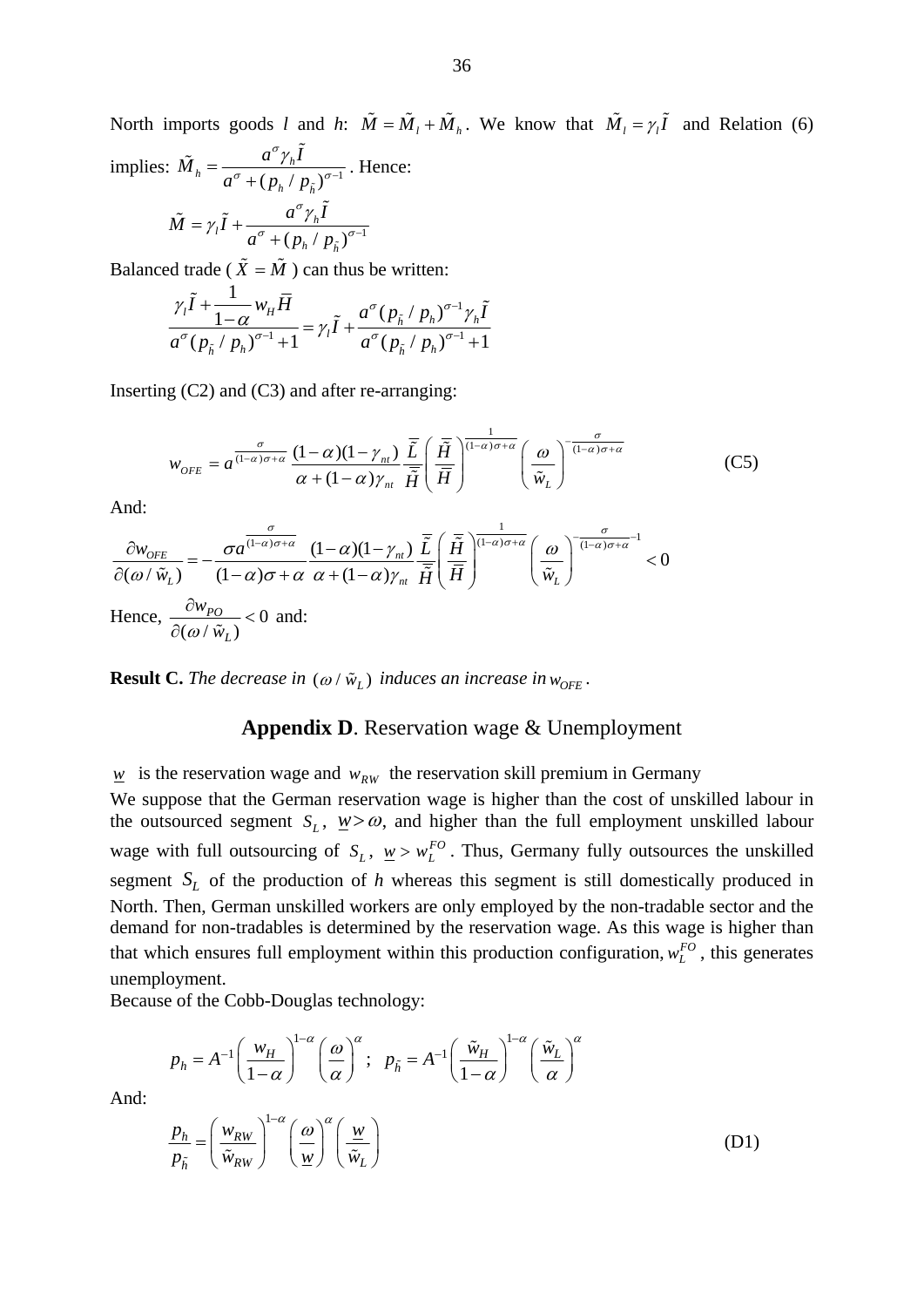North imports goods *l* and *h*: $\tilde{M} = \tilde{M}_l + \tilde{M}_h$. We know that $\tilde{M}_l = \gamma_l \tilde{I}$ and Relation (6) implies: $\tilde{M}_h = \dfrac{a^\sigma \gamma_h \tilde{I}}{a^\sigma + (p_h / p_{\tilde{h}})^{\sigma-1}}$. Hence:

$$\tilde{M} = \gamma_l \tilde{I} + \frac{a^\sigma \gamma_h \tilde{I}}{a^\sigma + (p_h / p_{\tilde{h}})^{\sigma-1}}$$

Balanced trade ($\tilde{X} = \tilde{M}$) can thus be written:

$$\frac{\gamma_l \tilde{I} + \dfrac{1}{1-\alpha} w_H \overline{H}}{a^\sigma (p_{\tilde{h}} / p_h)^{\sigma-1} + 1} = \gamma_l \tilde{I} + \frac{a^\sigma (p_{\tilde{h}} / p_h)^{\sigma-1} \gamma_h \tilde{I}}{a^\sigma (p_{\tilde{h}} / p_h)^{\sigma-1} + 1}$$

Inserting (C2) and (C3) and after re-arranging:

$$w_{OFE} = a^{\frac{\sigma}{(1-\alpha)\sigma+\alpha}} \frac{(1-\alpha)(1-\gamma_{nt})}{\alpha + (1-\alpha)\gamma_{nt}} \frac{\overline{\tilde{L}}}{\overline{\tilde{H}}} \left( \frac{\overline{\tilde{H}}}{\overline{H}} \right)^{\frac{1}{(1-\alpha)\sigma+\alpha}} \left( \frac{\omega}{\tilde{w}_L} \right)^{-\frac{\sigma}{(1-\alpha)\sigma+\alpha}} \tag{C5}$$

And:

$$\frac{\partial w_{OFE}}{\partial(\omega / \tilde{w}_L)} = -\frac{\sigma a^{\frac{\sigma}{(1-\alpha)\sigma+\alpha}}}{(1-\alpha)\sigma+\alpha} \frac{(1-\alpha)(1-\gamma_{nt})}{\alpha + (1-\alpha)\gamma_{nt}} \frac{\overline{\tilde{L}}}{\overline{\tilde{H}}} \left( \frac{\overline{\tilde{H}}}{\overline{H}} \right)^{\frac{1}{(1-\alpha)\sigma+\alpha}} \left( \frac{\omega}{\tilde{w}_L} \right)^{-\frac{\sigma}{(1-\alpha)\sigma+\alpha}-1} < 0$$

Hence, $\dfrac{\partial w_{PO}}{\partial(\omega / \tilde{w}_L)} < 0$ and:

**Result C.** *The decrease in* $(\omega / \tilde{w}_L)$ *induces an increase in* $w_{OFE}$.

## Appendix D. Reservation wage & Unemployment

$\underline{w}$ is the reservation wage and $w_{RW}$ the reservation skill premium in Germany

We suppose that the German reservation wage is higher than the cost of unskilled labour in the outsourced segment $S_L$, $\underline{w} > \omega$, and higher than the full employment unskilled labour wage with full outsourcing of $S_L$, $\underline{w} > w_L^{FO}$. Thus, Germany fully outsources the unskilled segment $S_L$ of the production of *h* whereas this segment is still domestically produced in North. Then, German unskilled workers are only employed by the non-tradable sector and the demand for non-tradables is determined by the reservation wage. As this wage is higher than that which ensures full employment within this production configuration, $w_L^{FO}$, this generates unemployment.

Because of the Cobb-Douglas technology:

$$p_h = A^{-1} \left( \frac{w_H}{1-\alpha} \right)^{1-\alpha} \left( \frac{\omega}{\alpha} \right)^\alpha ; \quad p_{\tilde{h}} = A^{-1} \left( \frac{\tilde{w}_H}{1-\alpha} \right)^{1-\alpha} \left( \frac{\tilde{w}_L}{\alpha} \right)^\alpha$$

And:

$$\frac{p_h}{p_{\tilde{h}}} = \left( \frac{w_{RW}}{\tilde{w}_{RW}} \right)^{1-\alpha} \left( \frac{\omega}{\underline{w}} \right)^\alpha \left( \frac{\underline{w}}{\tilde{w}_L} \right) \tag{D1}$$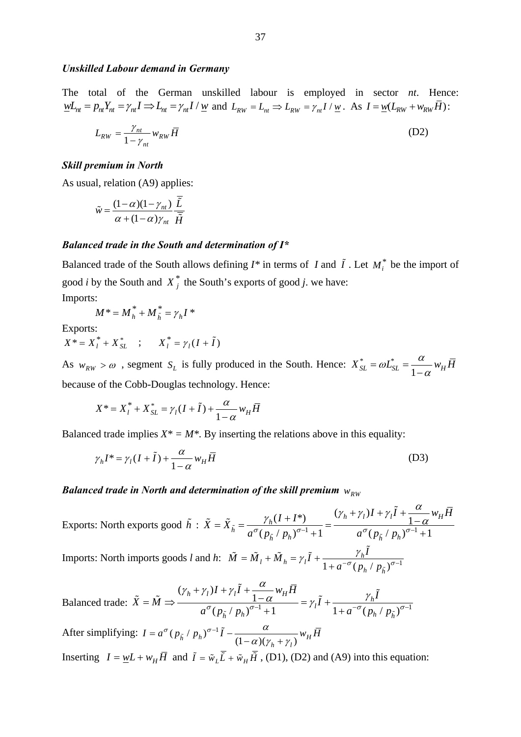***Unskilled Labour demand in Germany***

The total of the German unskilled labour is employed in sector *nt*. Hence: $\underline{w}L_{nt} = p_{nt}Y_{nt} = \gamma_{nt}I \Rightarrow L_{nt} = \gamma_{nt}I/\underline{w}$ and $L_{RW} = L_{nt} \Rightarrow L_{RW} = \gamma_{nt}I/\underline{w}$. As $I = \underline{w}(L_{RW} + w_{RW}\bar{H})$:

$$L_{RW} = \frac{\gamma_{nt}}{1-\gamma_{nt}} w_{RW}\bar{H} \tag{D2}$$

***Skill premium in North***

As usual, relation (A9) applies:

$$\tilde{w} = \frac{(1-\alpha)(1-\gamma_{nt})}{\alpha + (1-\alpha)\gamma_{nt}} \frac{\bar{\tilde{L}}}{\bar{\tilde{H}}}$$

***Balanced trade in the South and determination of I\****

Balanced trade of the South allows defining $I^*$ in terms of $I$ and $\tilde{I}$. Let $M_i^*$ be the import of good *i* by the South and $X_j^*$ the South's exports of good *j*. we have:

Imports:

$$M^* = M_h^* + M_{\tilde{h}}^* = \gamma_h I^*$$

Exports:

$$X^* = X_l^* + X_{SL}^* \quad ; \quad X_l^* = \gamma_l(I + \tilde{I})$$

As $w_{RW} > \omega$, segment $S_L$ is fully produced in the South. Hence: $X_{SL}^* = \omega L_{SL}^* = \frac{\alpha}{1-\alpha} w_H \bar{H}$ because of the Cobb-Douglas technology. Hence:

$$X^* = X_l^* + X_{SL}^* = \gamma_l(I + \tilde{I}) + \frac{\alpha}{1-\alpha} w_H \bar{H}$$

Balanced trade implies $X^* = M^*$. By inserting the relations above in this equality:

$$\gamma_h I^* = \gamma_l(I + \tilde{I}) + \frac{\alpha}{1-\alpha} w_H \bar{H} \tag{D3}$$

***Balanced trade in North and determination of the skill premium $w_{RW}$***

Exports: North exports good $\tilde{h}$: $\tilde{X} = \tilde{X}_{\tilde{h}} = \frac{\gamma_h(I + I^*)}{a^\sigma(p_{\tilde{h}}/p_h)^{\sigma-1}+1} = \frac{(\gamma_h+\gamma_l)I + \gamma_l\tilde{I} + \frac{\alpha}{1-\alpha}w_H\bar{H}}{a^\sigma(p_{\tilde{h}}/p_h)^{\sigma-1}+1}$

Imports: North imports goods *l* and *h*: $\tilde{M} = \tilde{M}_l + \tilde{M}_h = \gamma_l\tilde{I} + \frac{\gamma_h\tilde{I}}{1 + a^{-\sigma}(p_h/p_{\tilde{h}})^{\sigma-1}}$

Balanced trade: $\tilde{X} = \tilde{M} \Rightarrow \frac{(\gamma_h+\gamma_l)I + \gamma_l\tilde{I} + \frac{\alpha}{1-\alpha}w_H\bar{H}}{a^\sigma(p_{\tilde{h}}/p_h)^{\sigma-1}+1} = \gamma_l\tilde{I} + \frac{\gamma_h\tilde{I}}{1 + a^{-\sigma}(p_h/p_{\tilde{h}})^{\sigma-1}}$

After simplifying: $I = a^\sigma(p_{\tilde{h}}/p_h)^{\sigma-1}\tilde{I} - \frac{\alpha}{(1-\alpha)(\gamma_h+\gamma_l)} w_H\bar{H}$

Inserting $I = \underline{w}L + w_H\bar{H}$ and $\tilde{I} = \tilde{w}_L\bar{\tilde{L}} + \tilde{w}_H\bar{\tilde{H}}$, (D1), (D2) and (A9) into this equation: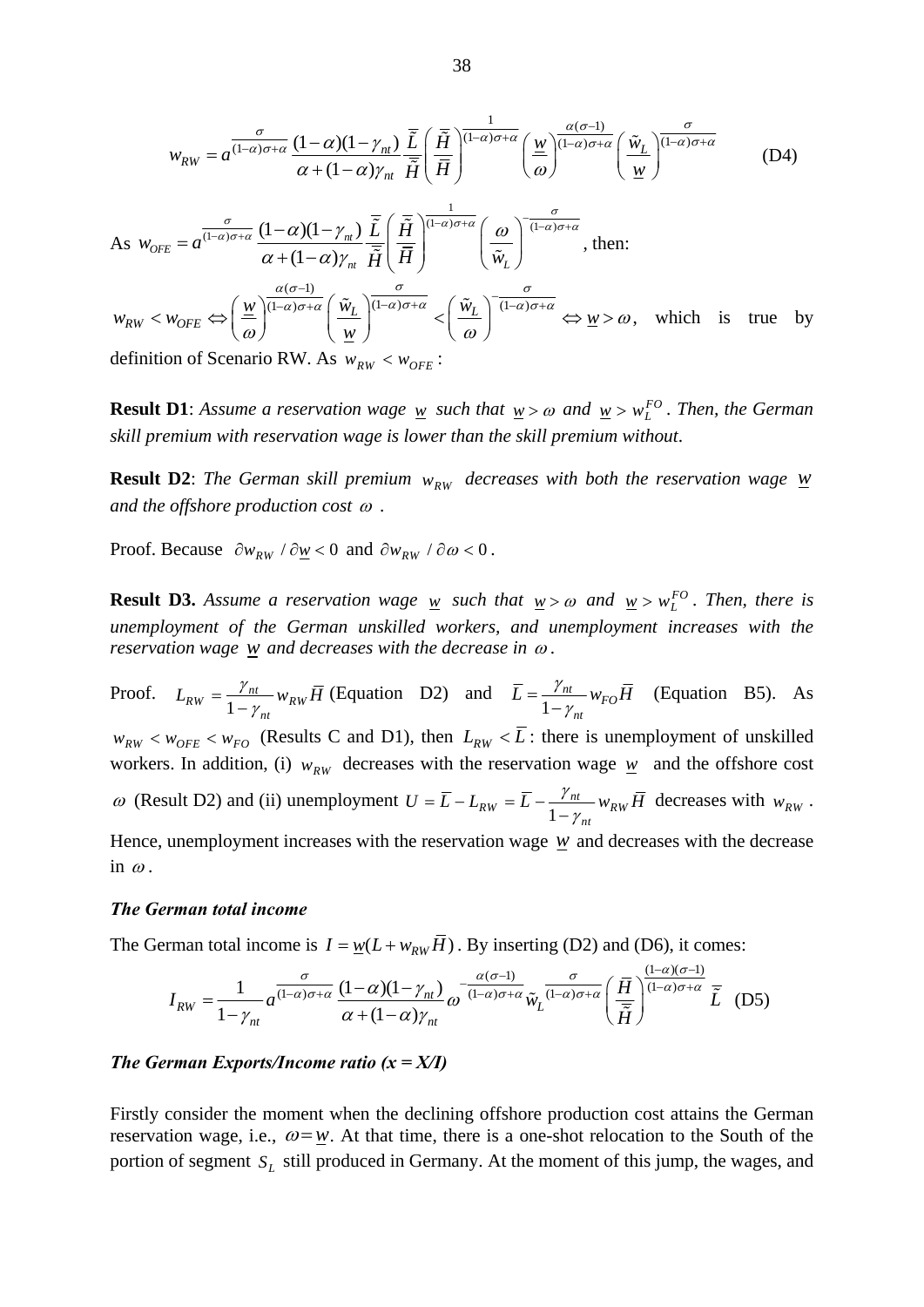$$w_{RW} = a^{\frac{\sigma}{(1-\alpha)\sigma+\alpha}} \frac{(1-\alpha)(1-\gamma_{nt})}{\alpha+(1-\alpha)\gamma_{nt}} \frac{\bar{\tilde{L}}}{\bar{\tilde{H}}} \left(\frac{\bar{\tilde{H}}}{\bar{H}}\right)^{\frac{1}{(1-\alpha)\sigma+\alpha}} \left(\frac{\underline{w}}{\omega}\right)^{\frac{\alpha(\sigma-1)}{(1-\alpha)\sigma+\alpha}} \left(\frac{\tilde{w}_L}{\underline{w}}\right)^{\frac{\sigma}{(1-\alpha)\sigma+\alpha}} \quad \text{(D4)}$$

As $w_{OFE} = a^{\frac{\sigma}{(1-\alpha)\sigma+\alpha}} \frac{(1-\alpha)(1-\gamma_{nt})}{\alpha+(1-\alpha)\gamma_{nt}} \frac{\bar{\tilde{L}}}{\bar{\tilde{H}}} \left(\frac{\bar{\tilde{H}}}{\bar{H}}\right)^{\frac{1}{(1-\alpha)\sigma+\alpha}} \left(\frac{\omega}{\tilde{w}_L}\right)^{-\frac{\sigma}{(1-\alpha)\sigma+\alpha}}$, then:

$w_{RW} < w_{OFE} \Leftrightarrow \left(\frac{\underline{w}}{\omega}\right)^{\frac{\alpha(\sigma-1)}{(1-\alpha)\sigma+\alpha}} \left(\frac{\tilde{w}_L}{\underline{w}}\right)^{\frac{\sigma}{(1-\alpha)\sigma+\alpha}} < \left(\frac{\tilde{w}_L}{\omega}\right)^{-\frac{\sigma}{(1-\alpha)\sigma+\alpha}} \Leftrightarrow \underline{w} > \omega$, which is true by definition of Scenario RW. As $w_{RW} < w_{OFE}$:

**Result D1**: *Assume a reservation wage $\underline{w}$ such that $\underline{w} > \omega$ and $\underline{w} > w_L^{FO}$. Then, the German skill premium with reservation wage is lower than the skill premium without.*

**Result D2**: *The German skill premium $w_{RW}$ decreases with both the reservation wage $\underline{w}$ and the offshore production cost $\omega$.*

Proof. Because $\partial w_{RW} / \partial \underline{w} < 0$ and $\partial w_{RW} / \partial \omega < 0$.

**Result D3.** *Assume a reservation wage $\underline{w}$ such that $\underline{w} > \omega$ and $\underline{w} > w_L^{FO}$. Then, there is unemployment of the German unskilled workers, and unemployment increases with the reservation wage $\underline{w}$ and decreases with the decrease in $\omega$.*

Proof. $L_{RW} = \frac{\gamma_{nt}}{1-\gamma_{nt}} w_{RW} \bar{H}$ (Equation D2) and $\bar{L} = \frac{\gamma_{nt}}{1-\gamma_{nt}} w_{FO} \bar{H}$ (Equation B5). As $w_{RW} < w_{OFE} < w_{FO}$ (Results C and D1), then $L_{RW} < \bar{L}$: there is unemployment of unskilled workers. In addition, (i) $w_{RW}$ decreases with the reservation wage $\underline{w}$ and the offshore cost $\omega$ (Result D2) and (ii) unemployment $U = \bar{L} - L_{RW} = \bar{L} - \frac{\gamma_{nt}}{1-\gamma_{nt}} w_{RW} \bar{H}$ decreases with $w_{RW}$. Hence, unemployment increases with the reservation wage $\underline{w}$ and decreases with the decrease in $\omega$.

***The German total income***

The German total income is $I = \underline{w}(L + w_{RW}\bar{H})$. By inserting (D2) and (D6), it comes:

$$I_{RW} = \frac{1}{1-\gamma_{nt}} a^{\frac{\sigma}{(1-\alpha)\sigma+\alpha}} \frac{(1-\alpha)(1-\gamma_{nt})}{\alpha+(1-\alpha)\gamma_{nt}} \omega^{-\frac{\alpha(\sigma-1)}{(1-\alpha)\sigma+\alpha}} \tilde{w}_L^{\frac{\sigma}{(1-\alpha)\sigma+\alpha}} \left(\frac{\bar{H}}{\bar{\tilde{H}}}\right)^{\frac{(1-\alpha)(\sigma-1)}{(1-\alpha)\sigma+\alpha}} \bar{\tilde{L}} \quad \text{(D5)}$$

***The German Exports/Income ratio (x = X/I)***

Firstly consider the moment when the declining offshore production cost attains the German reservation wage, i.e., $\omega = \underline{w}$. At that time, there is a one-shot relocation to the South of the portion of segment $S_L$ still produced in Germany. At the moment of this jump, the wages, and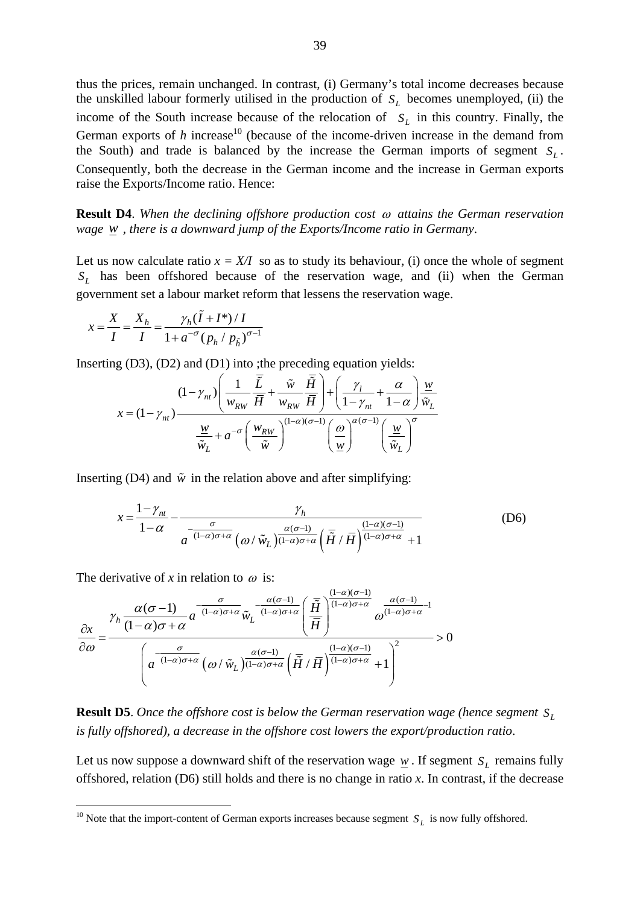thus the prices, remain unchanged. In contrast, (i) Germany's total income decreases because the unskilled labour formerly utilised in the production of $S_L$ becomes unemployed, (ii) the income of the South increase because of the relocation of $S_L$ in this country. Finally, the German exports of *h* increase[10] (because of the income-driven increase in the demand from the South) and trade is balanced by the increase the German imports of segment $S_L$. Consequently, both the decrease in the German income and the increase in German exports raise the Exports/Income ratio. Hence:

**Result D4**. *When the declining offshore production cost $\omega$ attains the German reservation wage $\underline{w}$, there is a downward jump of the Exports/Income ratio in Germany*.

Let us now calculate ratio $x = X/I$ so as to study its behaviour, (i) once the whole of segment $S_L$ has been offshored because of the reservation wage, and (ii) when the German government set a labour market reform that lessens the reservation wage.

$$x = \frac{X}{I} = \frac{X_h}{I} = \frac{\gamma_h(\tilde{I} + I^*)/I}{1 + a^{-\sigma}(p_h / p_{\tilde{h}})^{\sigma-1}}$$

Inserting (D3), (D2) and (D1) into ;the preceding equation yields:

$$x = (1-\gamma_{nt})\frac{(1-\gamma_{nt})\left(\dfrac{1}{w_{RW}}\dfrac{\bar{\tilde{L}}}{\bar{H}} + \dfrac{\tilde{w}}{w_{RW}}\dfrac{\bar{\tilde{H}}}{\bar{H}}\right) + \left(\dfrac{\gamma_l}{1-\gamma_{nt}} + \dfrac{\alpha}{1-\alpha}\right)\dfrac{\underline{w}}{\tilde{w}_L}}{\dfrac{\underline{w}}{\tilde{w}_L} + a^{-\sigma}\left(\dfrac{w_{RW}}{\tilde{w}}\right)^{(1-\alpha)(\sigma-1)}\left(\dfrac{\omega}{\underline{w}}\right)^{\alpha(\sigma-1)}\left(\dfrac{\underline{w}}{\tilde{w}_L}\right)^{\sigma}}$$

Inserting (D4) and $\tilde{w}$ in the relation above and after simplifying:

$$x = \frac{1-\gamma_{nt}}{1-\alpha} - \frac{\gamma_h}{a^{-\frac{\sigma}{(1-\alpha)\sigma+\alpha}}\left(\omega/\tilde{w}_L\right)^{\frac{\alpha(\sigma-1)}{(1-\alpha)\sigma+\alpha}}\left(\bar{\tilde{H}}/\bar{H}\right)^{\frac{(1-\alpha)(\sigma-1)}{(1-\alpha)\sigma+\alpha}} + 1} \tag{D6}$$

The derivative of *x* in relation to $\omega$ is:

$$\frac{\partial x}{\partial \omega} = \frac{\gamma_h \dfrac{\alpha(\sigma-1)}{(1-\alpha)\sigma+\alpha} a^{-\frac{\sigma}{(1-\alpha)\sigma+\alpha}} \tilde{w}_L^{-\frac{\alpha(\sigma-1)}{(1-\alpha)\sigma+\alpha}} \left(\dfrac{\bar{\tilde{H}}}{\bar{H}}\right)^{\frac{(1-\alpha)(\sigma-1)}{(1-\alpha)\sigma+\alpha}} \omega^{\frac{\alpha(\sigma-1)}{(1-\alpha)\sigma+\alpha}-1}}{\left(a^{-\frac{\sigma}{(1-\alpha)\sigma+\alpha}}\left(\omega/\tilde{w}_L\right)^{\frac{\alpha(\sigma-1)}{(1-\alpha)\sigma+\alpha}}\left(\bar{\tilde{H}}/\bar{H}\right)^{\frac{(1-\alpha)(\sigma-1)}{(1-\alpha)\sigma+\alpha}} + 1\right)^2} > 0$$

**Result D5**. *Once the offshore cost is below the German reservation wage (hence segment $S_L$ is fully offshored), a decrease in the offshore cost lowers the export/production ratio*.

Let us now suppose a downward shift of the reservation wage $\underline{w}$. If segment $S_L$ remains fully offshored, relation (D6) still holds and there is no change in ratio *x*. In contrast, if the decrease

[10] Note that the import-content of German exports increases because segment $S_L$ is now fully offshored.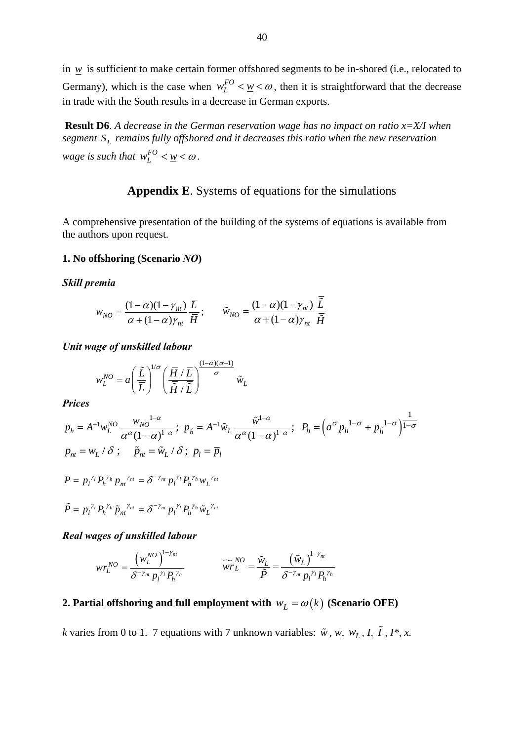in $\underline{w}$ is sufficient to make certain former offshored segments to be in-shored (i.e., relocated to Germany), which is the case when $w_L^{FO} < \underline{w} < \omega$, then it is straightforward that the decrease in trade with the South results in a decrease in German exports.

**Result D6**. *A decrease in the German reservation wage has no impact on ratio x=X/I when segment $S_L$ remains fully offshored and it decreases this ratio when the new reservation wage is such that $w_L^{FO} < \underline{w} < \omega$.*

## Appendix E. Systems of equations for the simulations

A comprehensive presentation of the building of the systems of equations is available from the authors upon request.

### 1. No offshoring (Scenario *NO*)

***Skill premia***

$$w_{NO} = \frac{(1-\alpha)(1-\gamma_{nt})}{\alpha+(1-\alpha)\gamma_{nt}} \frac{\overline{L}}{\overline{H}}; \qquad \tilde{w}_{NO} = \frac{(1-\alpha)(1-\gamma_{nt})}{\alpha+(1-\alpha)\gamma_{nt}} \frac{\overline{\tilde{L}}}{\overline{\tilde{H}}}$$

***Unit wage of unskilled labour***

$$w_L^{NO} = a\left(\frac{\tilde{L}}{\overline{L}}\right)^{1/\sigma}\left(\frac{\overline{H}/\overline{L}}{\overline{\tilde{H}}/\overline{\tilde{L}}}\right)^{\frac{(1-\alpha)(\sigma-1)}{\sigma}} \tilde{w}_L$$

***Prices***

$$p_h = A^{-1} w_L^{NO} \frac{{w_{NO}}^{1-\alpha}}{\alpha^{\alpha}(1-\alpha)^{1-\alpha}}; \;\; p_{\tilde{h}} = A^{-1}\tilde{w}_L \frac{\tilde{w}^{1-\alpha}}{\alpha^{\alpha}(1-\alpha)^{1-\alpha}}; \;\; P_h = \left(a^{\sigma} {p_h}^{1-\sigma} + {p_{\tilde{h}}}^{1-\sigma}\right)^{\frac{1}{1-\sigma}}$$

$$p_{nt} = w_L/\delta; \quad \tilde{p}_{nt} = \tilde{w}_L/\delta; \;\; p_l = \overline{p}_l$$

$$P = {p_l}^{\gamma_l} {P_h}^{\gamma_h} {p_{nt}}^{\gamma_{nt}} = \delta^{-\gamma_{nt}} {p_l}^{\gamma_l} {P_h}^{\gamma_h} {w_L}^{\gamma_{nt}}$$

$$\tilde{P} = {p_l}^{\gamma_l} {P_h}^{\gamma_h} {\tilde{p}_{nt}}^{\gamma_{nt}} = \delta^{-\gamma_{nt}} {p_l}^{\gamma_l} {P_h}^{\gamma_h} {\tilde{w}_L}^{\gamma_{nt}}$$

***Real wages of unskilled labour***

$$wr_L^{NO} = \frac{\left(w_L^{NO}\right)^{1-\gamma_{nt}}}{\delta^{-\gamma_{nt}} {p_l}^{\gamma_l} {P_h}^{\gamma_h}} \qquad \widetilde{wr}_L^{NO} = \frac{\tilde{w}_L}{\tilde{P}} = \frac{\left(\tilde{w}_L\right)^{1-\gamma_{nt}}}{\delta^{-\gamma_{nt}} {p_l}^{\gamma_l} {P_h}^{\gamma_h}}$$

### 2. Partial offshoring and full employment with $w_L = \omega(k)$ (Scenario OFE)

*k* varies from 0 to 1. 7 equations with 7 unknown variables: $\tilde{w}$, *w*, $w_L$, *I*, $\tilde{I}$, *I\**, *x*.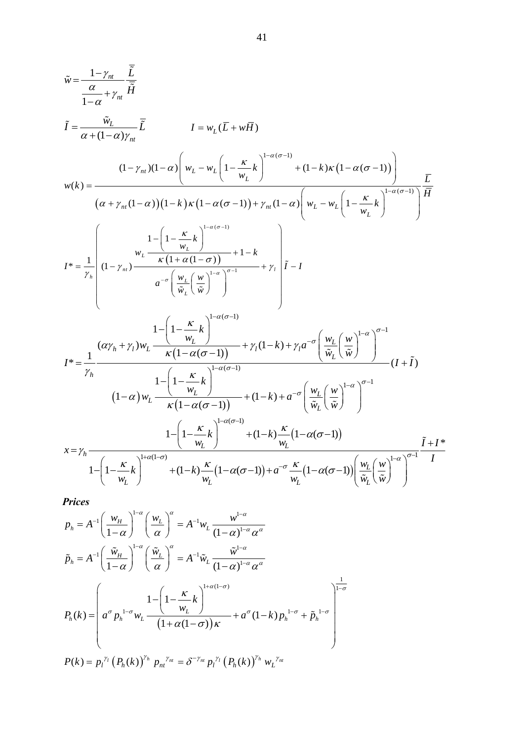$$\tilde{w} = \frac{1-\gamma_{nt}}{\dfrac{\alpha}{1-\alpha}+\gamma_{nt}} \frac{\bar{\tilde{L}}}{\bar{\tilde{H}}}$$

$$\tilde{I} = \frac{\tilde{w}_L}{\alpha + (1-\alpha)\gamma_{nt}} \bar{\tilde{L}} \qquad I = w_L(\bar{L} + w\bar{H})$$

$$w(k) = \frac{(1-\gamma_{nt})(1-\alpha)\left( w_L - w_L\left(1-\dfrac{\kappa}{w_L}k\right)^{1-\alpha(\sigma-1)} + (1-k)\kappa\left(1-\alpha(\sigma-1)\right)\right)}{\left(\alpha+\gamma_{nt}(1-\alpha)\right)(1-k)\kappa\left(1-\alpha(\sigma-1)\right) + \gamma_{nt}(1-\alpha)\left( w_L - w_L\left(1-\dfrac{\kappa}{w_L}k\right)^{1-\alpha(\sigma-1)}\right)} \frac{\bar{L}}{\bar{H}}$$

$$I^* = \frac{1}{\gamma_h}\left( (1-\gamma_{nt})\frac{w_L \dfrac{1-\left(1-\dfrac{\kappa}{w_L}k\right)^{1-\alpha(\sigma-1)}}{\kappa\left(1+\alpha(1-\sigma)\right)} + 1 - k}{a^{-\sigma}\left(\dfrac{w_L}{\tilde{w}_L}\left(\dfrac{w}{\tilde{w}}\right)^{1-\alpha}\right)^{\sigma-1}} + \gamma_l \right)\tilde{I} - I$$

$$I^* = \frac{1}{\gamma_h}\frac{(\alpha\gamma_h+\gamma_l)w_L\dfrac{1-\left(1-\dfrac{\kappa}{w_L}k\right)^{1-\alpha(\sigma-1)}}{\kappa\left(1-\alpha(\sigma-1)\right)} + \gamma_l(1-k) + \gamma_l a^{-\sigma}\left(\dfrac{w_L}{\tilde{w}_L}\left(\dfrac{w}{\tilde{w}}\right)^{1-\alpha}\right)^{\sigma-1}}{\left(1-\alpha\right)w_L\dfrac{1-\left(1-\dfrac{\kappa}{w_L}k\right)^{1-\alpha(\sigma-1)}}{\kappa\left(1-\alpha(\sigma-1)\right)} + (1-k) + a^{-\sigma}\left(\dfrac{w_L}{\tilde{w}_L}\left(\dfrac{w}{\tilde{w}}\right)^{1-\alpha}\right)^{\sigma-1}}(I+\tilde{I})$$

$$x = \gamma_h \frac{1-\left(1-\dfrac{\kappa}{w_L}k\right)^{1-\alpha(\sigma-1)} + (1-k)\dfrac{\kappa}{w_L}\left(1-\alpha(\sigma-1)\right)}{1-\left(1-\dfrac{\kappa}{w_L}k\right)^{1+\alpha(1-\sigma)} + (1-k)\dfrac{\kappa}{w_L}\left(1-\alpha(\sigma-1)\right) + a^{-\sigma}\dfrac{\kappa}{w_L}\left(1-\alpha(\sigma-1)\right)\left(\dfrac{w_L}{\tilde{w}_L}\left(\dfrac{w}{\tilde{w}}\right)^{1-\alpha}\right)^{\sigma-1}} \frac{\tilde{I}+I^*}{I}$$

***Prices***

$$p_h = A^{-1}\left(\frac{w_H}{1-\alpha}\right)^{1-\alpha}\left(\frac{w_L}{\alpha}\right)^{\alpha} = A^{-1}w_L\frac{w^{1-\alpha}}{(1-\alpha)^{1-\alpha}\alpha^{\alpha}}$$

$$\tilde{p}_h = A^{-1}\left(\frac{\tilde{w}_H}{1-\alpha}\right)^{1-\alpha}\left(\frac{\tilde{w}_L}{\alpha}\right)^{\alpha} = A^{-1}\tilde{w}_L\frac{\tilde{w}^{1-\alpha}}{(1-\alpha)^{1-\alpha}\alpha^{\alpha}}$$

$$P_h(k) = \left( a^{\sigma} p_h^{\,1-\sigma} w_L \frac{1-\left(1-\dfrac{\kappa}{w_L}k\right)^{1+\alpha(1-\sigma)}}{\left(1+\alpha(1-\sigma)\right)\kappa} + a^{\sigma}(1-k)p_h^{\,1-\sigma} + \tilde{p}_h^{\,1-\sigma} \right)^{\frac{1}{1-\sigma}}$$

$$P(k) = p_l^{\,\gamma_l}\left(P_h(k)\right)^{\gamma_h} p_{nt}^{\,\gamma_{nt}} = \delta^{-\gamma_{nt}} p_l^{\,\gamma_l}\left(P_h(k)\right)^{\gamma_h} w_L^{\,\gamma_{nt}}$$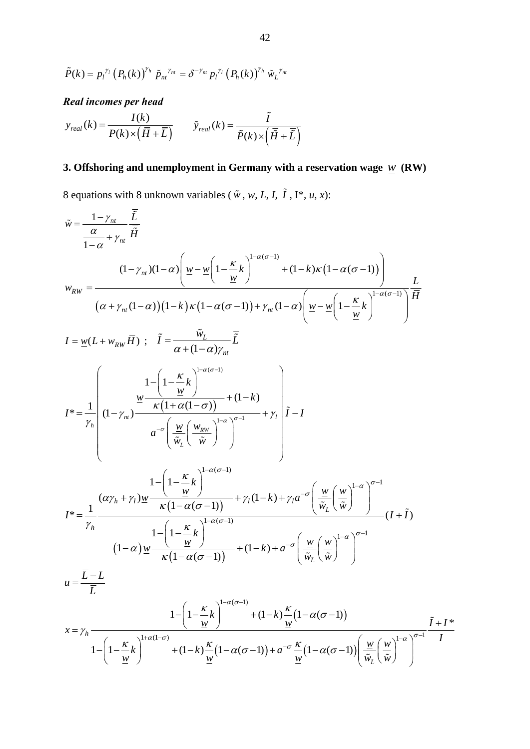$$\tilde{P}(k) = p_l^{\gamma_l} \left(P_h(k)\right)^{\gamma_h} \tilde{p}_{nt}^{\gamma_{nt}} = \delta^{-\gamma_{nt}} p_l^{\gamma_l} \left(P_h(k)\right)^{\gamma_h} \tilde{w}_L^{\gamma_{nt}}$$

***Real incomes per head***

$$y_{real}(k) = \frac{I(k)}{P(k) \times \left(\overline{H} + \overline{L}\right)} \qquad \tilde{y}_{real}(k) = \frac{\tilde{I}}{\tilde{P}(k) \times \left(\overline{\tilde{H}} + \overline{\tilde{L}}\right)}$$

## 3. Offshoring and unemployment in Germany with a reservation wage $\underline{w}$ (RW)

8 equations with 8 unknown variables ($\tilde{w}$, $w$, $L$, $I$, $\tilde{I}$, $I^*$, $u$, $x$):

$$\tilde{w} = \frac{1-\gamma_{nt}}{\frac{\alpha}{1-\alpha} + \gamma_{nt}} \frac{\overline{\tilde{L}}}{\overline{\tilde{H}}}$$

$$w_{RW} = \frac{(1-\gamma_{nt})(1-\alpha)\left(\underline{w} - \underline{w}\left(1-\frac{\kappa}{\underline{w}}k\right)^{1-\alpha(\sigma-1)} + (1-k)\kappa\left(1-\alpha(\sigma-1)\right)\right)}{\left(\alpha + \gamma_{nt}(1-\alpha)\right)(1-k)\kappa\left(1-\alpha(\sigma-1)\right) + \gamma_{nt}(1-\alpha)\left(\underline{w} - \underline{w}\left(1-\frac{\kappa}{\underline{w}}k\right)^{1-\alpha(\sigma-1)}\right)} \frac{L}{\overline{H}}$$

$$I = \underline{w}(L + w_{RW}\overline{H}) \ ; \quad \tilde{I} = \frac{\tilde{w}_L}{\alpha + (1-\alpha)\gamma_{nt}} \overline{\tilde{L}}$$

$$I^* = \frac{1}{\gamma_h}\left( (1-\gamma_{nt}) \frac{\underline{w}\dfrac{1-\left(1-\frac{\kappa}{\underline{w}}k\right)^{1-\alpha(\sigma-1)}}{\kappa\left(1+\alpha(1-\sigma)\right)} + (1-k)}{a^{-\sigma}\left(\dfrac{\underline{w}}{\tilde{w}_L}\left(\dfrac{w_{RW}}{\tilde{w}}\right)^{1-\alpha}\right)^{\sigma-1}} + \gamma_l \right)\tilde{I} - I$$

$$I^* = \frac{1}{\gamma_h} \frac{(\alpha\gamma_h + \gamma_l)\underline{w}\dfrac{1-\left(1-\frac{\kappa}{\underline{w}}k\right)^{1-\alpha(\sigma-1)}}{\kappa\left(1-\alpha(\sigma-1)\right)} + \gamma_l(1-k) + \gamma_l a^{-\sigma}\left(\dfrac{\underline{w}}{\tilde{w}_L}\left(\dfrac{w}{\tilde{w}}\right)^{1-\alpha}\right)^{\sigma-1}}{(1-\alpha)\underline{w}\dfrac{1-\left(1-\frac{\kappa}{\underline{w}}k\right)^{1-\alpha(\sigma-1)}}{\kappa\left(1-\alpha(\sigma-1)\right)} + (1-k) + a^{-\sigma}\left(\dfrac{\underline{w}}{\tilde{w}_L}\left(\dfrac{w}{\tilde{w}}\right)^{1-\alpha}\right)^{\sigma-1}} (I + \tilde{I})$$

$$u = \frac{\overline{L} - L}{\overline{L}}$$

$$x = \gamma_h \frac{1-\left(1-\frac{\kappa}{\underline{w}}k\right)^{1-\alpha(\sigma-1)} + (1-k)\frac{\kappa}{\underline{w}}\left(1-\alpha(\sigma-1)\right)}{1-\left(1-\frac{\kappa}{\underline{w}}k\right)^{1+\alpha(1-\sigma)} + (1-k)\frac{\kappa}{\underline{w}}\left(1-\alpha(\sigma-1)\right) + a^{-\sigma}\frac{\kappa}{\underline{w}}\left(1-\alpha(\sigma-1)\right)\left(\dfrac{\underline{w}}{\tilde{w}_L}\left(\dfrac{w}{\tilde{w}}\right)^{1-\alpha}\right)^{\sigma-1}} \frac{\tilde{I} + I^*}{I}$$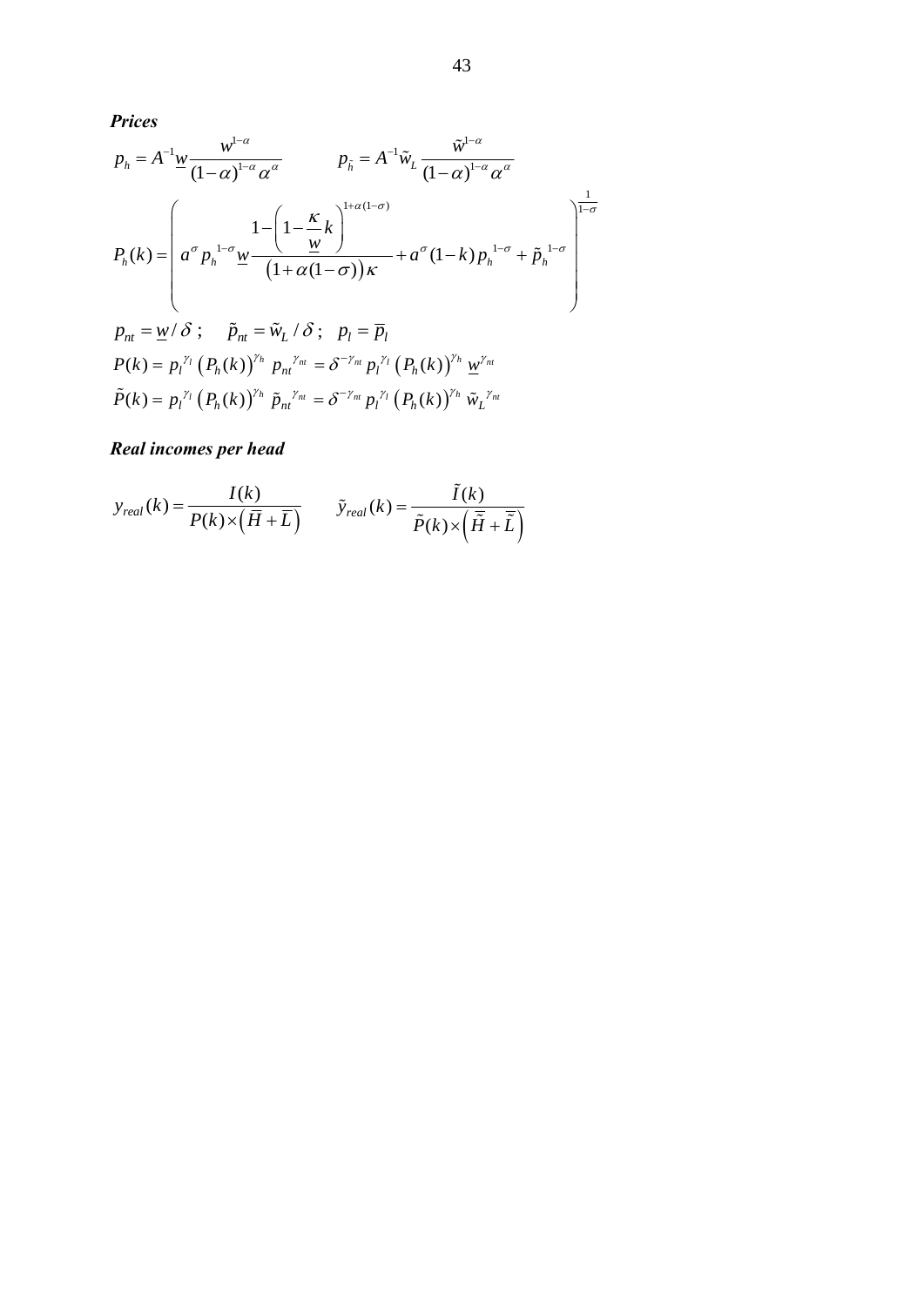***Prices***

$$p_h = A^{-1}\underline{w}\frac{w^{1-\alpha}}{(1-\alpha)^{1-\alpha}\alpha^{\alpha}} \qquad p_{\tilde{h}} = A^{-1}\tilde{w}_L\frac{\tilde{w}^{1-\alpha}}{(1-\alpha)^{1-\alpha}\alpha^{\alpha}}$$

$$P_h(k) = \left( a^{\sigma} p_h^{\ 1-\sigma}\underline{w}\frac{1-\left(1-\dfrac{\kappa}{\underline{w}}k\right)^{1+\alpha(1-\sigma)}}{\left(1+\alpha(1-\sigma)\right)\kappa} + a^{\sigma}(1-k)\,p_h^{\ 1-\sigma} + \tilde{p}_h^{\ 1-\sigma} \right)^{\frac{1}{1-\sigma}}$$

$$p_{nt} = \underline{w}/\delta\ ; \quad \tilde{p}_{nt} = \tilde{w}_L/\delta\ ; \quad p_l = \overline{p}_l$$

$$P(k) = p_l^{\ \gamma_l}\left(P_h(k)\right)^{\gamma_h}\ p_{nt}^{\ \gamma_{nt}} = \delta^{-\gamma_{nt}}\,p_l^{\ \gamma_l}\left(P_h(k)\right)^{\gamma_h}\ \underline{w}^{\gamma_{nt}}$$

$$\tilde{P}(k) = p_l^{\ \gamma_l}\left(P_h(k)\right)^{\gamma_h}\ \tilde{p}_{nt}^{\ \gamma_{nt}} = \delta^{-\gamma_{nt}}\,p_l^{\ \gamma_l}\left(P_h(k)\right)^{\gamma_h}\ \tilde{w}_L^{\ \gamma_{nt}}$$

***Real incomes per head***

$$y_{real}(k) = \frac{I(k)}{P(k)\times\left(\overline{H}+\overline{L}\right)} \qquad \tilde{y}_{real}(k) = \frac{\tilde{I}(k)}{\tilde{P}(k)\times\left(\overline{\tilde{H}}+\overline{\tilde{L}}\right)}$$